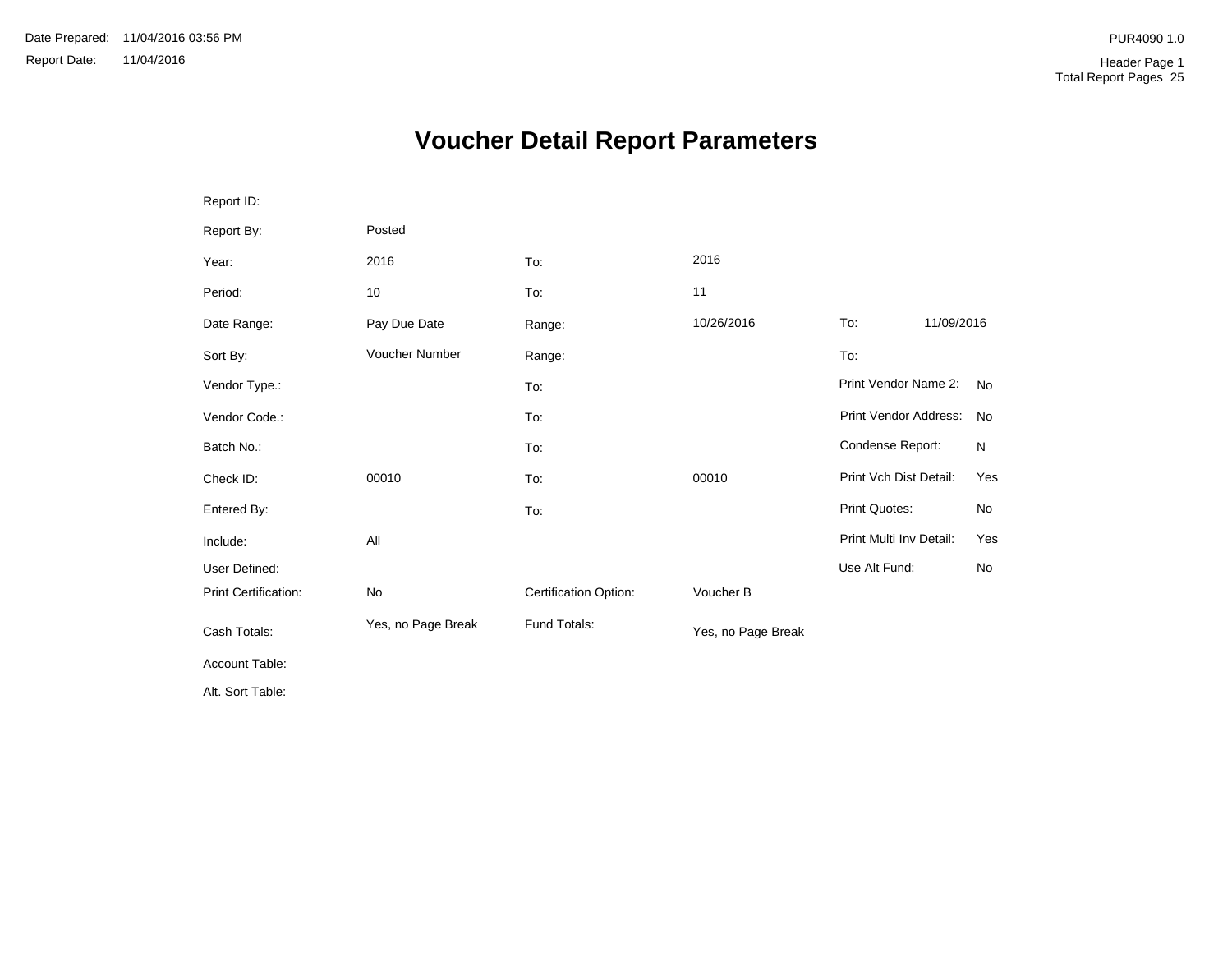Date Prepared: 11/04/2016 03:56 PM
Report Date: 11/04/2016

PUR4090 1.0

Header Page 1
Total Report Pages 25

# Voucher Detail Report Parameters

| | | | | | |
|---|---|---|---|---|---|
| Report ID: | | | | | |
| Report By: | Posted | | | | |
| Year: | 2016 | To: | 2016 | | |
| Period: | 10 | To: | 11 | | |
| Date Range: | Pay Due Date | Range: | 10/26/2016 | To: | 11/09/2016 |
| Sort By: | Voucher Number | Range: | | To: | |
| Vendor Type.: | | To: | | Print Vendor Name 2: | No |
| Vendor Code.: | | To: | | Print Vendor Address: | No |
| Batch No.: | | To: | | Condense Report: | N |
| Check ID: | 00010 | To: | 00010 | Print Vch Dist Detail: | Yes |
| Entered By: | | To: | | Print Quotes: | No |
| Include: | All | | | Print Multi Inv Detail: | Yes |
| User Defined: | | | | Use Alt Fund: | No |
| Print Certification: | No | Certification Option: | Voucher B | | |
| Cash Totals: | Yes, no Page Break | Fund Totals: | Yes, no Page Break | | |
| Account Table: | | | | | |
| Alt. Sort Table: | | | | | |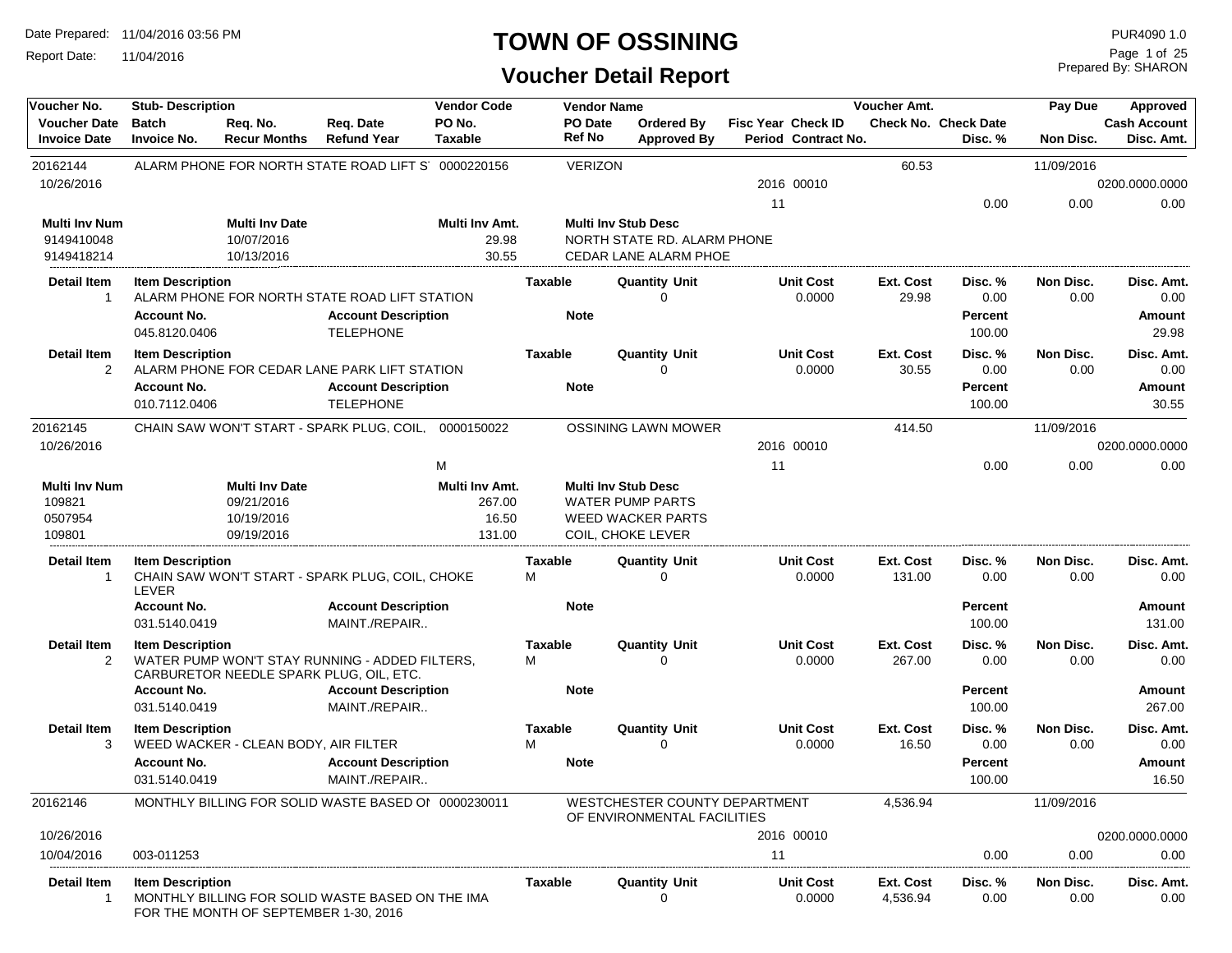# TOWN OF OSSINING

## Voucher Detail Report

Date Prepared: 11/04/2016 03:56 PM
Report Date: 11/04/2016

PUR4090 1.0
Prepared By: SHARON

| Voucher No. | Stub- Description | Req. No. | Req. Date | Vendor Code | Vendor Name | Ordered By | Fisc Year Check ID | Voucher Amt. | Check No. Check Date | Pay Due | Approved |
|---|---|---|---|---|---|---|---|---|---|---|---|
| Voucher Date | Batch | Recur Months | Refund Year | PO No. | PO Date | Approved By | Period Contract No. | | Disc. % | Non Disc. | Cash Account |
| Invoice Date | Invoice No. | | | Taxable | Ref No | | | | | | Disc. Amt. |

---

**20162144** — ALARM PHONE FOR NORTH STATE ROAD LIFT S — Vendor Code: 0000220156 — VERIZON — Voucher Amt.: 60.53 — Pay Due: 11/09/2016

Voucher Date: 10/26/2016 — Fisc Year: 2016 — Check ID: 00010 — Cash Account: 0200.0000.0000
Period: 11 — Disc. %: 0.00 — Non Disc.: 0.00 — Disc. Amt.: 0.00

| Multi Inv Num | Multi Inv Date | Multi Inv Amt. | Multi Inv Stub Desc |
|---|---|---|---|
| 9149410048 | 10/07/2016 | 29.98 | NORTH STATE RD. ALARM PHONE |
| 9149418214 | 10/13/2016 | 30.55 | CEDAR LANE ALARM PHOE |

| Detail Item | Item Description | Taxable | Quantity Unit | Unit Cost | Ext. Cost | Disc. % | Non Disc. | Disc. Amt. |
|---|---|---|---|---|---|---|---|---|
| 1 | ALARM PHONE FOR NORTH STATE ROAD LIFT STATION | | 0 | 0.0000 | 29.98 | 0.00 | 0.00 | 0.00 |

| Account No. | Account Description | Note | Percent | Amount |
|---|---|---|---|---|
| 045.8120.0406 | TELEPHONE | | 100.00 | 29.98 |

| Detail Item | Item Description | Taxable | Quantity Unit | Unit Cost | Ext. Cost | Disc. % | Non Disc. | Disc. Amt. |
|---|---|---|---|---|---|---|---|---|
| 2 | ALARM PHONE FOR CEDAR LANE PARK LIFT STATION | | 0 | 0.0000 | 30.55 | 0.00 | 0.00 | 0.00 |

| Account No. | Account Description | Note | Percent | Amount |
|---|---|---|---|---|
| 010.7112.0406 | TELEPHONE | | 100.00 | 30.55 |

---

**20162145** — CHAIN SAW WON'T START - SPARK PLUG, COIL, — Vendor Code: 0000150022 — OSSINING LAWN MOWER — Voucher Amt.: 414.50 — Pay Due: 11/09/2016

Voucher Date: 10/26/2016 — Fisc Year: 2016 — Check ID: 00010 — Cash Account: 0200.0000.0000
Taxable: M — Period: 11 — Disc. %: 0.00 — Non Disc.: 0.00 — Disc. Amt.: 0.00

| Multi Inv Num | Multi Inv Date | Multi Inv Amt. | Multi Inv Stub Desc |
|---|---|---|---|
| 109821 | 09/21/2016 | 267.00 | WATER PUMP PARTS |
| 0507954 | 10/19/2016 | 16.50 | WEED WACKER PARTS |
| 109801 | 09/19/2016 | 131.00 | COIL, CHOKE LEVER |

| Detail Item | Item Description | Taxable | Quantity Unit | Unit Cost | Ext. Cost | Disc. % | Non Disc. | Disc. Amt. |
|---|---|---|---|---|---|---|---|---|
| 1 | CHAIN SAW WON'T START - SPARK PLUG, COIL, CHOKE LEVER | M | 0 | 0.0000 | 131.00 | 0.00 | 0.00 | 0.00 |

| Account No. | Account Description | Note | Percent | Amount |
|---|---|---|---|---|
| 031.5140.0419 | MAINT./REPAIR.. | | 100.00 | 131.00 |

| Detail Item | Item Description | Taxable | Quantity Unit | Unit Cost | Ext. Cost | Disc. % | Non Disc. | Disc. Amt. |
|---|---|---|---|---|---|---|---|---|
| 2 | WATER PUMP WON'T STAY RUNNING - ADDED FILTERS, CARBURETOR NEEDLE SPARK PLUG, OIL, ETC. | M | 0 | 0.0000 | 267.00 | 0.00 | 0.00 | 0.00 |

| Account No. | Account Description | Note | Percent | Amount |
|---|---|---|---|---|
| 031.5140.0419 | MAINT./REPAIR.. | | 100.00 | 267.00 |

| Detail Item | Item Description | Taxable | Quantity Unit | Unit Cost | Ext. Cost | Disc. % | Non Disc. | Disc. Amt. |
|---|---|---|---|---|---|---|---|---|
| 3 | WEED WACKER - CLEAN BODY, AIR FILTER | M | 0 | 0.0000 | 16.50 | 0.00 | 0.00 | 0.00 |

| Account No. | Account Description | Note | Percent | Amount |
|---|---|---|---|---|
| 031.5140.0419 | MAINT./REPAIR.. | | 100.00 | 16.50 |

---

**20162146** — MONTHLY BILLING FOR SOLID WASTE BASED OI — Vendor Code: 0000230011 — WESTCHESTER COUNTY DEPARTMENT OF ENVIRONMENTAL FACILITIES — Voucher Amt.: 4,536.94 — Pay Due: 11/09/2016

Voucher Date: 10/26/2016 — Fisc Year: 2016 — Check ID: 00010 — Cash Account: 0200.0000.0000
Invoice Date: 10/04/2016 — Invoice No.: 003-011253 — Period: 11 — Disc. %: 0.00 — Non Disc.: 0.00 — Disc. Amt.: 0.00

| Detail Item | Item Description | Taxable | Quantity Unit | Unit Cost | Ext. Cost | Disc. % | Non Disc. | Disc. Amt. |
|---|---|---|---|---|---|---|---|---|
| 1 | MONTHLY BILLING FOR SOLID WASTE BASED ON THE IMA FOR THE MONTH OF SEPTEMBER 1-30, 2016 | | 0 | 0.0000 | 4,536.94 | 0.00 | 0.00 | 0.00 |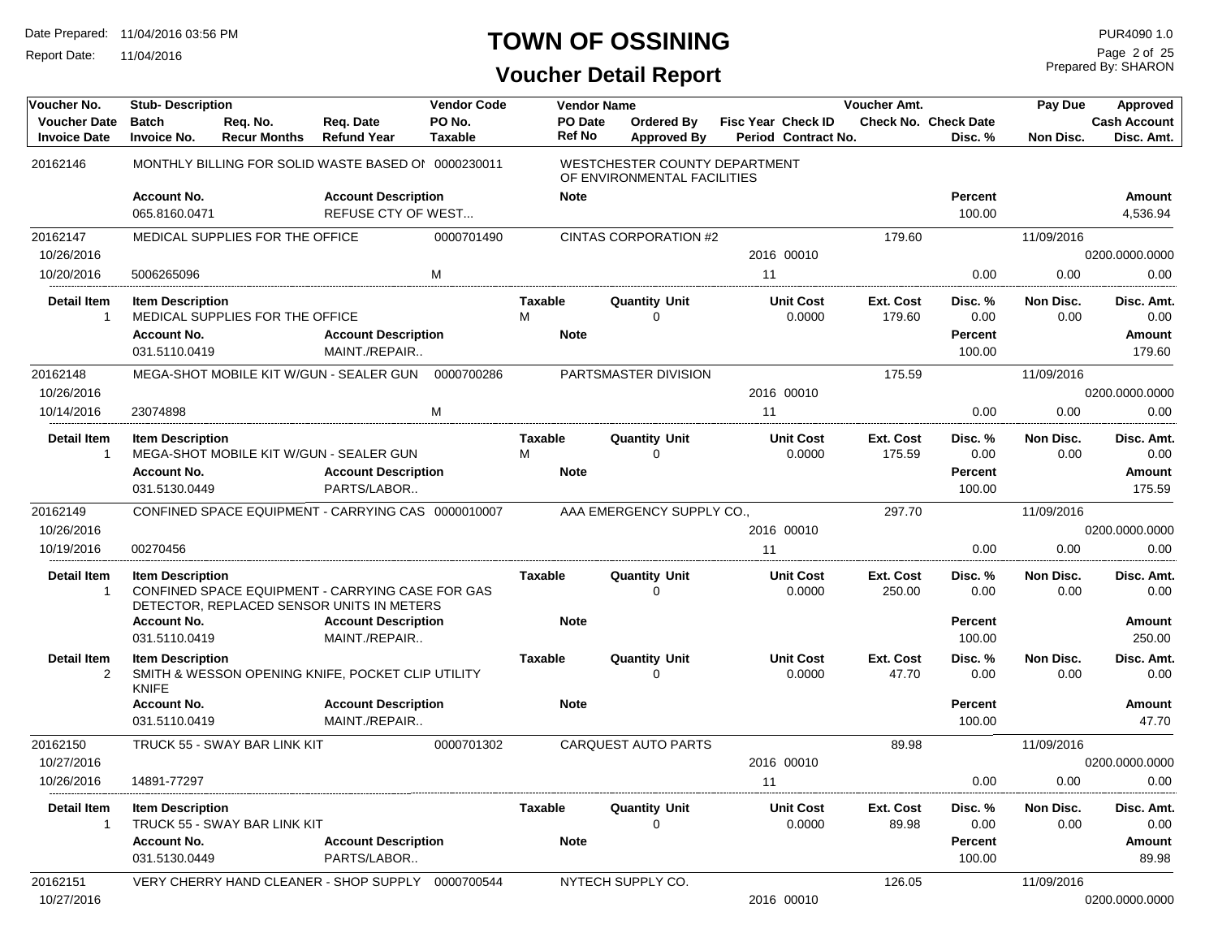# TOWN OF OSSINING

## Voucher Detail Report

Date Prepared: 11/04/2016 03:56 PM
Report Date: 11/04/2016
PUR4090 1.0
Prepared By: SHARON

| Voucher No. | Stub- Description | Req. No. | Req. Date | Vendor Code | Vendor Name | Ordered By | Fisc Year Check ID | Voucher Amt. | | Pay Due | Approved |
|---|---|---|---|---|---|---|---|---|---|---|---|
| Voucher Date | Batch | Recur Months | Refund Year | PO No. | PO Date | Approved By | Period Contract No. | Check No. | Check Date | | Cash Account |
| Invoice Date | Invoice No. | | | Taxable | Ref No | | | | Disc. % | Non Disc. | Disc. Amt. |

**20162146** — MONTHLY BILLING FOR SOLID WASTE BASED OI — 0000230011 — WESTCHESTER COUNTY DEPARTMENT OF ENVIRONMENTAL FACILITIES

| Account No. | Account Description | Note | Percent | Amount |
|---|---|---|---|---|
| 065.8160.0471 | REFUSE CTY OF WEST... | | 100.00 | 4,536.94 |

**20162147** — MEDICAL SUPPLIES FOR THE OFFICE — 0000701490 — CINTAS CORPORATION #2 — Voucher Amt. 179.60 — Pay Due 11/09/2016
Voucher Date 10/26/2016 — Fisc Year 2016 Check ID 00010 — Cash Account 0200.0000.0000
Invoice Date 10/20/2016 — Invoice No. 5006265096 — Taxable M — Period 11 — Disc. % 0.00 — Non Disc. 0.00 — Disc. Amt. 0.00

| Detail Item | Item Description | Taxable | Quantity Unit | Unit Cost | Ext. Cost | Disc. % | Non Disc. | Disc. Amt. |
|---|---|---|---|---|---|---|---|---|
| 1 | MEDICAL SUPPLIES FOR THE OFFICE | M | 0 | 0.0000 | 179.60 | 0.00 | 0.00 | 0.00 |

| Account No. | Account Description | Note | Percent | Amount |
|---|---|---|---|---|
| 031.5110.0419 | MAINT./REPAIR.. | | 100.00 | 179.60 |

**20162148** — MEGA-SHOT MOBILE KIT W/GUN - SEALER GUN — 0000700286 — PARTSMASTER DIVISION — Voucher Amt. 175.59 — Pay Due 11/09/2016
Voucher Date 10/26/2016 — Fisc Year 2016 Check ID 00010 — Cash Account 0200.0000.0000
Invoice Date 10/14/2016 — Invoice No. 23074898 — Taxable M — Period 11 — Disc. % 0.00 — Non Disc. 0.00 — Disc. Amt. 0.00

| Detail Item | Item Description | Taxable | Quantity Unit | Unit Cost | Ext. Cost | Disc. % | Non Disc. | Disc. Amt. |
|---|---|---|---|---|---|---|---|---|
| 1 | MEGA-SHOT MOBILE KIT W/GUN - SEALER GUN | M | 0 | 0.0000 | 175.59 | 0.00 | 0.00 | 0.00 |

| Account No. | Account Description | Note | Percent | Amount |
|---|---|---|---|---|
| 031.5130.0449 | PARTS/LABOR.. | | 100.00 | 175.59 |

**20162149** — CONFINED SPACE EQUIPMENT - CARRYING CAS — 0000010007 — AAA EMERGENCY SUPPLY CO., — Voucher Amt. 297.70 — Pay Due 11/09/2016
Voucher Date 10/26/2016 — Fisc Year 2016 Check ID 00010 — Cash Account 0200.0000.0000
Invoice Date 10/19/2016 — Invoice No. 00270456 — Period 11 — Disc. % 0.00 — Non Disc. 0.00 — Disc. Amt. 0.00

| Detail Item | Item Description | Taxable | Quantity Unit | Unit Cost | Ext. Cost | Disc. % | Non Disc. | Disc. Amt. |
|---|---|---|---|---|---|---|---|---|
| 1 | CONFINED SPACE EQUIPMENT - CARRYING CASE FOR GAS DETECTOR, REPLACED SENSOR UNITS IN METERS | | 0 | 0.0000 | 250.00 | 0.00 | 0.00 | 0.00 |

| Account No. | Account Description | Note | Percent | Amount |
|---|---|---|---|---|
| 031.5110.0419 | MAINT./REPAIR.. | | 100.00 | 250.00 |

| Detail Item | Item Description | Taxable | Quantity Unit | Unit Cost | Ext. Cost | Disc. % | Non Disc. | Disc. Amt. |
|---|---|---|---|---|---|---|---|---|
| 2 | SMITH & WESSON OPENING KNIFE, POCKET CLIP UTILITY KNIFE | | 0 | 0.0000 | 47.70 | 0.00 | 0.00 | 0.00 |

| Account No. | Account Description | Note | Percent | Amount |
|---|---|---|---|---|
| 031.5110.0419 | MAINT./REPAIR.. | | 100.00 | 47.70 |

**20162150** — TRUCK 55 - SWAY BAR LINK KIT — 0000701302 — CARQUEST AUTO PARTS — Voucher Amt. 89.98 — Pay Due 11/09/2016
Voucher Date 10/27/2016 — Fisc Year 2016 Check ID 00010 — Cash Account 0200.0000.0000
Invoice Date 10/26/2016 — Invoice No. 14891-77297 — Period 11 — Disc. % 0.00 — Non Disc. 0.00 — Disc. Amt. 0.00

| Detail Item | Item Description | Taxable | Quantity Unit | Unit Cost | Ext. Cost | Disc. % | Non Disc. | Disc. Amt. |
|---|---|---|---|---|---|---|---|---|
| 1 | TRUCK 55 - SWAY BAR LINK KIT | | 0 | 0.0000 | 89.98 | 0.00 | 0.00 | 0.00 |

| Account No. | Account Description | Note | Percent | Amount |
|---|---|---|---|---|
| 031.5130.0449 | PARTS/LABOR.. | | 100.00 | 89.98 |

**20162151** — VERY CHERRY HAND CLEANER - SHOP SUPPLY — 0000700544 — NYTECH SUPPLY CO. — Voucher Amt. 126.05 — Pay Due 11/09/2016
Voucher Date 10/27/2016 — Fisc Year 2016 Check ID 00010 — Cash Account 0200.0000.0000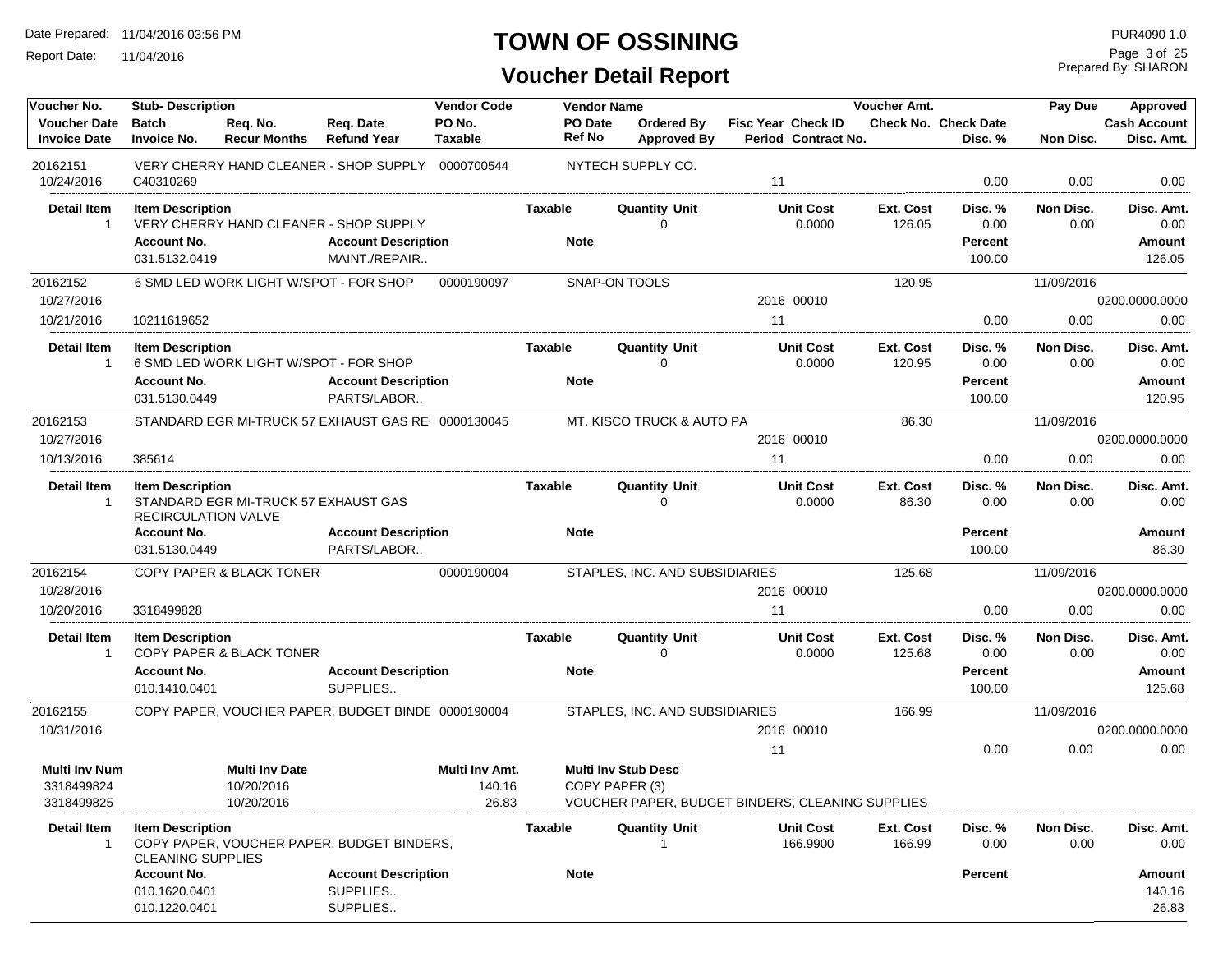# TOWN OF OSSINING

## Voucher Detail Report

Date Prepared: 11/04/2016 03:56 PM
Report Date: 11/04/2016
PUR4090 1.0
Prepared By: SHARON

| Voucher No. / Voucher Date / Invoice Date | Stub- Description / Batch / Invoice No. | Req. No. / Recur Months | Req. Date / Refund Year | Vendor Code / PO No. / Taxable | Vendor Name / PO Date / Ref No | Ordered By / Approved By | Fisc Year / Period | Check ID / Contract No. | Voucher Amt. / Check No. | Check Date / Disc. % | Pay Due / Non Disc. | Approved / Cash Account / Disc. Amt. |
|---|---|---|---|---|---|---|---|---|---|---|---|---|
| 20162151 | VERY CHERRY HAND CLEANER - SHOP SUPPLY | | | 0000700544 | NYTECH SUPPLY CO. | | | | | | | |
| 10/24/2016 | C40310269 | | | | | | 11 | | | 0.00 | 0.00 | 0.00 |

| Detail Item | Item Description | Taxable | Quantity Unit | Unit Cost | Ext. Cost | Disc. % | Non Disc. | Disc. Amt. |
|---|---|---|---|---|---|---|---|---|
| 1 | VERY CHERRY HAND CLEANER - SHOP SUPPLY | | 0 | 0.0000 | 126.05 | 0.00 | 0.00 | 0.00 |

| Account No. | Account Description | Note | Percent | Amount |
|---|---|---|---|---|
| 031.5132.0419 | MAINT./REPAIR.. | | 100.00 | 126.05 |

| Voucher No. / Voucher Date / Invoice Date | Stub- Description / Batch / Invoice No. | Req. No. / Recur Months | Req. Date / Refund Year | Vendor Code / PO No. / Taxable | Vendor Name / PO Date / Ref No | Ordered By / Approved By | Fisc Year / Period | Check ID / Contract No. | Voucher Amt. / Check No. | Check Date / Disc. % | Pay Due / Non Disc. | Approved / Cash Account / Disc. Amt. |
|---|---|---|---|---|---|---|---|---|---|---|---|---|
| 20162152 | 6 SMD LED WORK LIGHT W/SPOT - FOR SHOP | | | 0000190097 | SNAP-ON TOOLS | | | | 120.95 | | 11/09/2016 | |
| 10/27/2016 | | | | | | | 2016 | 00010 | | | | 0200.0000.0000 |
| 10/21/2016 | 10211619652 | | | | | | 11 | | | 0.00 | 0.00 | 0.00 |

| Detail Item | Item Description | Taxable | Quantity Unit | Unit Cost | Ext. Cost | Disc. % | Non Disc. | Disc. Amt. |
|---|---|---|---|---|---|---|---|---|
| 1 | 6 SMD LED WORK LIGHT W/SPOT - FOR SHOP | | 0 | 0.0000 | 120.95 | 0.00 | 0.00 | 0.00 |

| Account No. | Account Description | Note | Percent | Amount |
|---|---|---|---|---|
| 031.5130.0449 | PARTS/LABOR.. | | 100.00 | 120.95 |

| Voucher No. / Voucher Date / Invoice Date | Stub- Description / Batch / Invoice No. | Req. No. / Recur Months | Req. Date / Refund Year | Vendor Code / PO No. / Taxable | Vendor Name / PO Date / Ref No | Ordered By / Approved By | Fisc Year / Period | Check ID / Contract No. | Voucher Amt. / Check No. | Check Date / Disc. % | Pay Due / Non Disc. | Approved / Cash Account / Disc. Amt. |
|---|---|---|---|---|---|---|---|---|---|---|---|---|
| 20162153 | STANDARD EGR MI-TRUCK 57 EXHAUST GAS RE | | | 0000130045 | MT. KISCO TRUCK & AUTO PA | | | | 86.30 | | 11/09/2016 | |
| 10/27/2016 | | | | | | | 2016 | 00010 | | | | 0200.0000.0000 |
| 10/13/2016 | 385614 | | | | | | 11 | | | 0.00 | 0.00 | 0.00 |

| Detail Item | Item Description | Taxable | Quantity Unit | Unit Cost | Ext. Cost | Disc. % | Non Disc. | Disc. Amt. |
|---|---|---|---|---|---|---|---|---|
| 1 | STANDARD EGR MI-TRUCK 57 EXHAUST GAS RECIRCULATION VALVE | | 0 | 0.0000 | 86.30 | 0.00 | 0.00 | 0.00 |

| Account No. | Account Description | Note | Percent | Amount |
|---|---|---|---|---|
| 031.5130.0449 | PARTS/LABOR.. | | 100.00 | 86.30 |

| Voucher No. / Voucher Date / Invoice Date | Stub- Description / Batch / Invoice No. | Req. No. / Recur Months | Req. Date / Refund Year | Vendor Code / PO No. / Taxable | Vendor Name / PO Date / Ref No | Ordered By / Approved By | Fisc Year / Period | Check ID / Contract No. | Voucher Amt. / Check No. | Check Date / Disc. % | Pay Due / Non Disc. | Approved / Cash Account / Disc. Amt. |
|---|---|---|---|---|---|---|---|---|---|---|---|---|
| 20162154 | COPY PAPER & BLACK TONER | | | 0000190004 | STAPLES, INC. AND SUBSIDIARIES | | | | 125.68 | | 11/09/2016 | |
| 10/28/2016 | | | | | | | 2016 | 00010 | | | | 0200.0000.0000 |
| 10/20/2016 | 3318499828 | | | | | | 11 | | | 0.00 | 0.00 | 0.00 |

| Detail Item | Item Description | Taxable | Quantity Unit | Unit Cost | Ext. Cost | Disc. % | Non Disc. | Disc. Amt. |
|---|---|---|---|---|---|---|---|---|
| 1 | COPY PAPER & BLACK TONER | | 0 | 0.0000 | 125.68 | 0.00 | 0.00 | 0.00 |

| Account No. | Account Description | Note | Percent | Amount |
|---|---|---|---|---|
| 010.1410.0401 | SUPPLIES.. | | 100.00 | 125.68 |

| Voucher No. / Voucher Date / Invoice Date | Stub- Description / Batch / Invoice No. | Req. No. / Recur Months | Req. Date / Refund Year | Vendor Code / PO No. / Taxable | Vendor Name / PO Date / Ref No | Ordered By / Approved By | Fisc Year / Period | Check ID / Contract No. | Voucher Amt. / Check No. | Check Date / Disc. % | Pay Due / Non Disc. | Approved / Cash Account / Disc. Amt. |
|---|---|---|---|---|---|---|---|---|---|---|---|---|
| 20162155 | COPY PAPER, VOUCHER PAPER, BUDGET BINDE | | | 0000190004 | STAPLES, INC. AND SUBSIDIARIES | | | | 166.99 | | 11/09/2016 | |
| 10/31/2016 | | | | | | | 2016 | 00010 | | | | 0200.0000.0000 |
| | | | | | | | 11 | | | 0.00 | 0.00 | 0.00 |

| Multi Inv Num | Multi Inv Date | Multi Inv Amt. | Multi Inv Stub Desc |
|---|---|---|---|
| 3318499824 | 10/20/2016 | 140.16 | COPY PAPER (3) |
| 3318499825 | 10/20/2016 | 26.83 | VOUCHER PAPER, BUDGET BINDERS, CLEANING SUPPLIES |

| Detail Item | Item Description | Taxable | Quantity Unit | Unit Cost | Ext. Cost | Disc. % | Non Disc. | Disc. Amt. |
|---|---|---|---|---|---|---|---|---|
| 1 | COPY PAPER, VOUCHER PAPER, BUDGET BINDERS, CLEANING SUPPLIES | | 1 | 166.9900 | 166.99 | 0.00 | 0.00 | 0.00 |

| Account No. | Account Description | Note | Percent | Amount |
|---|---|---|---|---|
| 010.1620.0401 | SUPPLIES.. | | | 140.16 |
| 010.1220.0401 | SUPPLIES.. | | | 26.83 |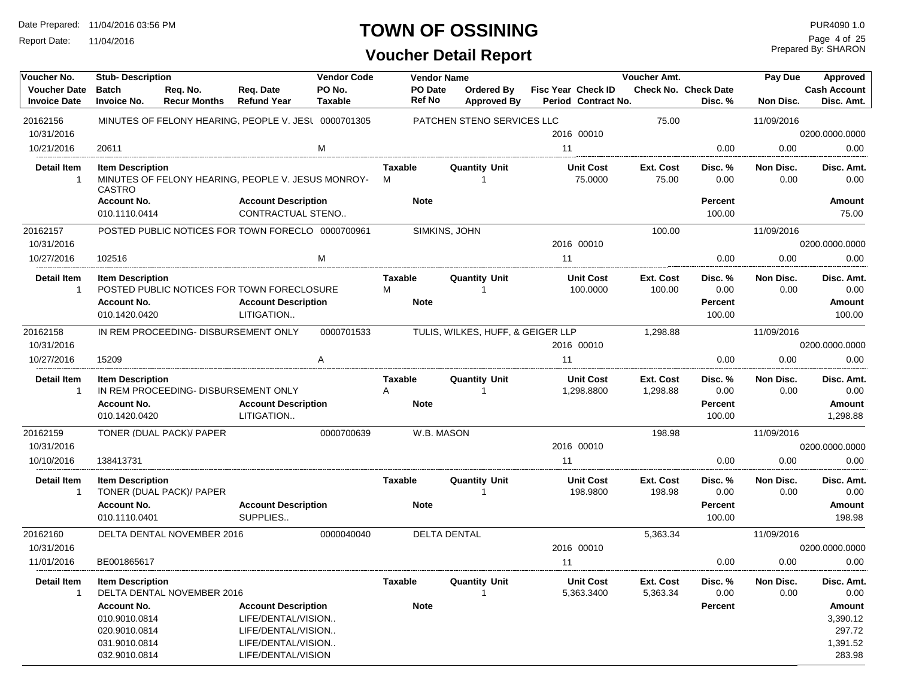# TOWN OF OSSINING

## Voucher Detail Report

Date Prepared: 11/04/2016 03:56 PM
Report Date: 11/04/2016

PUR4090 1.0
Prepared By: SHARON

| Voucher No. / Voucher Date / Invoice Date | Stub- Description / Batch / Invoice No. | Req. No. / Recur Months | Req. Date / Refund Year | Vendor Code / PO No. / Taxable | Vendor Name / PO Date / Ref No | Ordered By / Approved By | Fisc Year / Period | Check ID / Contract No. | Voucher Amt. / Check No. | Check Date / Disc. % | Pay Due / Non Disc. | Approved / Cash Account / Disc. Amt. |
|---|---|---|---|---|---|---|---|---|---|---|---|---|
| 20162156 | MINUTES OF FELONY HEARING, PEOPLE V. JESU | | | 0000701305 | PATCHEN STENO SERVICES LLC | | | | 75.00 | | 11/09/2016 | |
| 10/31/2016 | | | | | | | 2016 | 00010 | | | | 0200.0000.0000 |
| 10/21/2016 | 20611 | | | M | | | 11 | | | 0.00 | 0.00 | 0.00 |

| Detail Item | Item Description | Taxable | Quantity Unit | Unit Cost | Ext. Cost | Disc. % | Non Disc. | Disc. Amt. |
|---|---|---|---|---|---|---|---|---|
| 1 | MINUTES OF FELONY HEARING, PEOPLE V. JESUS MONROY-CASTRO | M | 1 | 75.0000 | 75.00 | 0.00 | 0.00 | 0.00 |

| Account No. | Account Description | Note | Percent | Amount |
|---|---|---|---|---|
| 010.1110.0414 | CONTRACTUAL STENO.. | | 100.00 | 75.00 |

| Voucher No. / Voucher Date / Invoice Date | Stub- Description / Batch / Invoice No. | Req. No. / Recur Months | Req. Date / Refund Year | Vendor Code / PO No. / Taxable | Vendor Name / PO Date / Ref No | Ordered By / Approved By | Fisc Year / Period | Check ID / Contract No. | Voucher Amt. / Check No. | Check Date / Disc. % | Pay Due / Non Disc. | Approved / Cash Account / Disc. Amt. |
|---|---|---|---|---|---|---|---|---|---|---|---|---|
| 20162157 | POSTED PUBLIC NOTICES FOR TOWN FORECLO | | | 0000700961 | SIMKINS, JOHN | | | | 100.00 | | 11/09/2016 | |
| 10/31/2016 | | | | | | | 2016 | 00010 | | | | 0200.0000.0000 |
| 10/27/2016 | 102516 | | | M | | | 11 | | | 0.00 | 0.00 | 0.00 |

| Detail Item | Item Description | Taxable | Quantity Unit | Unit Cost | Ext. Cost | Disc. % | Non Disc. | Disc. Amt. |
|---|---|---|---|---|---|---|---|---|
| 1 | POSTED PUBLIC NOTICES FOR TOWN FORECLOSURE | M | 1 | 100.0000 | 100.00 | 0.00 | 0.00 | 0.00 |

| Account No. | Account Description | Note | Percent | Amount |
|---|---|---|---|---|
| 010.1420.0420 | LITIGATION.. | | 100.00 | 100.00 |

| Voucher No. / Voucher Date / Invoice Date | Stub- Description / Batch / Invoice No. | Req. No. / Recur Months | Req. Date / Refund Year | Vendor Code / PO No. / Taxable | Vendor Name / PO Date / Ref No | Ordered By / Approved By | Fisc Year / Period | Check ID / Contract No. | Voucher Amt. / Check No. | Check Date / Disc. % | Pay Due / Non Disc. | Approved / Cash Account / Disc. Amt. |
|---|---|---|---|---|---|---|---|---|---|---|---|---|
| 20162158 | IN REM PROCEEDING- DISBURSEMENT ONLY | | | 0000701533 | TULIS, WILKES, HUFF, & GEIGER LLP | | | | 1,298.88 | | 11/09/2016 | |
| 10/31/2016 | | | | | | | 2016 | 00010 | | | | 0200.0000.0000 |
| 10/27/2016 | 15209 | | | A | | | 11 | | | 0.00 | 0.00 | 0.00 |

| Detail Item | Item Description | Taxable | Quantity Unit | Unit Cost | Ext. Cost | Disc. % | Non Disc. | Disc. Amt. |
|---|---|---|---|---|---|---|---|---|
| 1 | IN REM PROCEEDING- DISBURSEMENT ONLY | A | 1 | 1,298.8800 | 1,298.88 | 0.00 | 0.00 | 0.00 |

| Account No. | Account Description | Note | Percent | Amount |
|---|---|---|---|---|
| 010.1420.0420 | LITIGATION.. | | 100.00 | 1,298.88 |

| Voucher No. / Voucher Date / Invoice Date | Stub- Description / Batch / Invoice No. | Req. No. / Recur Months | Req. Date / Refund Year | Vendor Code / PO No. / Taxable | Vendor Name / PO Date / Ref No | Ordered By / Approved By | Fisc Year / Period | Check ID / Contract No. | Voucher Amt. / Check No. | Check Date / Disc. % | Pay Due / Non Disc. | Approved / Cash Account / Disc. Amt. |
|---|---|---|---|---|---|---|---|---|---|---|---|---|
| 20162159 | TONER (DUAL PACK)/ PAPER | | | 0000700639 | W.B. MASON | | | | 198.98 | | 11/09/2016 | |
| 10/31/2016 | | | | | | | 2016 | 00010 | | | | 0200.0000.0000 |
| 10/10/2016 | 138413731 | | | | | | 11 | | | 0.00 | 0.00 | 0.00 |

| Detail Item | Item Description | Taxable | Quantity Unit | Unit Cost | Ext. Cost | Disc. % | Non Disc. | Disc. Amt. |
|---|---|---|---|---|---|---|---|---|
| 1 | TONER (DUAL PACK)/ PAPER | | 1 | 198.9800 | 198.98 | 0.00 | 0.00 | 0.00 |

| Account No. | Account Description | Note | Percent | Amount |
|---|---|---|---|---|
| 010.1110.0401 | SUPPLIES.. | | 100.00 | 198.98 |

| Voucher No. / Voucher Date / Invoice Date | Stub- Description / Batch / Invoice No. | Req. No. / Recur Months | Req. Date / Refund Year | Vendor Code / PO No. / Taxable | Vendor Name / PO Date / Ref No | Ordered By / Approved By | Fisc Year / Period | Check ID / Contract No. | Voucher Amt. / Check No. | Check Date / Disc. % | Pay Due / Non Disc. | Approved / Cash Account / Disc. Amt. |
|---|---|---|---|---|---|---|---|---|---|---|---|---|
| 20162160 | DELTA DENTAL NOVEMBER 2016 | | | 0000040040 | DELTA DENTAL | | | | 5,363.34 | | 11/09/2016 | |
| 10/31/2016 | | | | | | | 2016 | 00010 | | | | 0200.0000.0000 |
| 11/01/2016 | BE001865617 | | | | | | 11 | | | 0.00 | 0.00 | 0.00 |

| Detail Item | Item Description | Taxable | Quantity Unit | Unit Cost | Ext. Cost | Disc. % | Non Disc. | Disc. Amt. |
|---|---|---|---|---|---|---|---|---|
| 1 | DELTA DENTAL NOVEMBER 2016 | | 1 | 5,363.3400 | 5,363.34 | 0.00 | 0.00 | 0.00 |

| Account No. | Account Description | Note | Percent | Amount |
|---|---|---|---|---|
| 010.9010.0814 | LIFE/DENTAL/VISION.. | | | 3,390.12 |
| 020.9010.0814 | LIFE/DENTAL/VISION.. | | | 297.72 |
| 031.9010.0814 | LIFE/DENTAL/VISION.. | | | 1,391.52 |
| 032.9010.0814 | LIFE/DENTAL/VISION | | | 283.98 |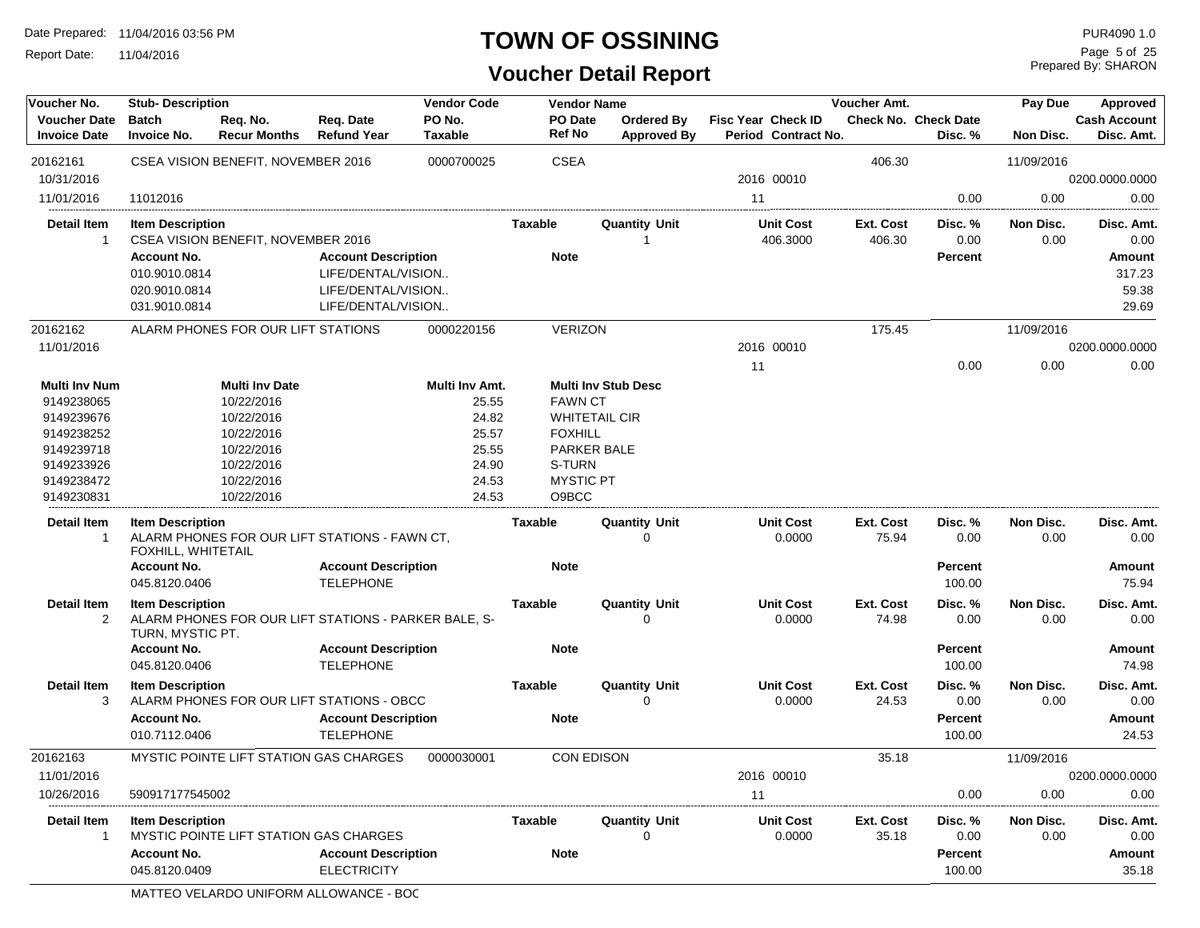# TOWN OF OSSINING

## Voucher Detail Report

Date Prepared: 11/04/2016 03:56 PM
Report Date: 11/04/2016

PUR4090 1.0
Prepared By: SHARON

| Voucher No. | Stub- Description | Req. No. | Req. Date | Vendor Code | Vendor Name | | Fisc Year | Check ID | Voucher Amt. | | Pay Due | Approved |
|---|---|---|---|---|---|---|---|---|---|---|---|---|
| Voucher Date | Batch | Req. No. | Req. Date | PO No. | PO Date | Ordered By | Fisc Year | Check ID | Check No. | Check Date | | Cash Account |
| Invoice Date | Invoice No. | Recur Months | Refund Year | Taxable | Ref No | Approved By | Period | Contract No. | | Disc. % | Non Disc. | Disc. Amt. |
| 20162161 | CSEA VISION BENEFIT, NOVEMBER 2016 | | | 0000700025 | CSEA | | | | 406.30 | | 11/09/2016 | |
| 10/31/2016 | | | | | | | 2016 | 00010 | | | | 0200.0000.0000 |
| 11/01/2016 | 11012016 | | | | | | 11 | | | 0.00 | 0.00 | 0.00 |

| Detail Item | Item Description | Taxable | Quantity Unit | Unit Cost | Ext. Cost | Disc. % | Non Disc. | Disc. Amt. |
|---|---|---|---|---|---|---|---|---|
| 1 | CSEA VISION BENEFIT, NOVEMBER 2016 | | 1 | 406.3000 | 406.30 | 0.00 | 0.00 | 0.00 |

| Account No. | Account Description | Note | Percent | Amount |
|---|---|---|---|---|
| 010.9010.0814 | LIFE/DENTAL/VISION.. | | | 317.23 |
| 020.9010.0814 | LIFE/DENTAL/VISION.. | | | 59.38 |
| 031.9010.0814 | LIFE/DENTAL/VISION.. | | | 29.69 |

| Voucher No. | Stub- Description | Vendor Code | Vendor Name | Fisc Year | Check ID | Voucher Amt. | Disc. % | Pay Due / Non Disc. | Approved / Cash Account / Disc. Amt. |
|---|---|---|---|---|---|---|---|---|---|
| 20162162 | ALARM PHONES FOR OUR LIFT STATIONS | 0000220156 | VERIZON | | | 175.45 | | 11/09/2016 | |
| 11/01/2016 | | | | 2016 | 00010 | | | | 0200.0000.0000 |
| | | | | 11 | | | 0.00 | 0.00 | 0.00 |

| Multi Inv Num | Multi Inv Date | Multi Inv Amt. | Multi Inv Stub Desc |
|---|---|---|---|
| 9149238065 | 10/22/2016 | 25.55 | FAWN CT |
| 9149239676 | 10/22/2016 | 24.82 | WHITETAIL CIR |
| 9149238252 | 10/22/2016 | 25.57 | FOXHILL |
| 9149239718 | 10/22/2016 | 25.55 | PARKER BALE |
| 9149233926 | 10/22/2016 | 24.90 | S-TURN |
| 9149238472 | 10/22/2016 | 24.53 | MYSTIC PT |
| 9149230831 | 10/22/2016 | 24.53 | O9BCC |

| Detail Item | Item Description | Taxable | Quantity Unit | Unit Cost | Ext. Cost | Disc. % | Non Disc. | Disc. Amt. |
|---|---|---|---|---|---|---|---|---|
| 1 | ALARM PHONES FOR OUR LIFT STATIONS - FAWN CT, FOXHILL, WHITETAIL | | 0 | 0.0000 | 75.94 | 0.00 | 0.00 | 0.00 |

| Account No. | Account Description | Note | Percent | Amount |
|---|---|---|---|---|
| 045.8120.0406 | TELEPHONE | | 100.00 | 75.94 |

| Detail Item | Item Description | Taxable | Quantity Unit | Unit Cost | Ext. Cost | Disc. % | Non Disc. | Disc. Amt. |
|---|---|---|---|---|---|---|---|---|
| 2 | ALARM PHONES FOR OUR LIFT STATIONS - PARKER BALE, S-TURN, MYSTIC PT. | | 0 | 0.0000 | 74.98 | 0.00 | 0.00 | 0.00 |

| Account No. | Account Description | Note | Percent | Amount |
|---|---|---|---|---|
| 045.8120.0406 | TELEPHONE | | 100.00 | 74.98 |

| Detail Item | Item Description | Taxable | Quantity Unit | Unit Cost | Ext. Cost | Disc. % | Non Disc. | Disc. Amt. |
|---|---|---|---|---|---|---|---|---|
| 3 | ALARM PHONES FOR OUR LIFT STATIONS - OBCC | | 0 | 0.0000 | 24.53 | 0.00 | 0.00 | 0.00 |

| Account No. | Account Description | Note | Percent | Amount |
|---|---|---|---|---|
| 010.7112.0406 | TELEPHONE | | 100.00 | 24.53 |

| Voucher No. | Stub- Description | Vendor Code | Vendor Name | Fisc Year | Check ID | Voucher Amt. | Disc. % | Pay Due / Non Disc. | Approved / Cash Account / Disc. Amt. |
|---|---|---|---|---|---|---|---|---|---|
| 20162163 | MYSTIC POINTE LIFT STATION GAS CHARGES | 0000030001 | CON EDISON | | | 35.18 | | 11/09/2016 | |
| 11/01/2016 | | | | 2016 | 00010 | | | | 0200.0000.0000 |
| 10/26/2016 | 590917177545002 | | | 11 | | | 0.00 | 0.00 | 0.00 |

| Detail Item | Item Description | Taxable | Quantity Unit | Unit Cost | Ext. Cost | Disc. % | Non Disc. | Disc. Amt. |
|---|---|---|---|---|---|---|---|---|
| 1 | MYSTIC POINTE LIFT STATION GAS CHARGES | | 0 | 0.0000 | 35.18 | 0.00 | 0.00 | 0.00 |

| Account No. | Account Description | Note | Percent | Amount |
|---|---|---|---|---|
| 045.8120.0409 | ELECTRICITY | | 100.00 | 35.18 |

MATTEO VELARDO UNIFORM ALLOWANCE - BOC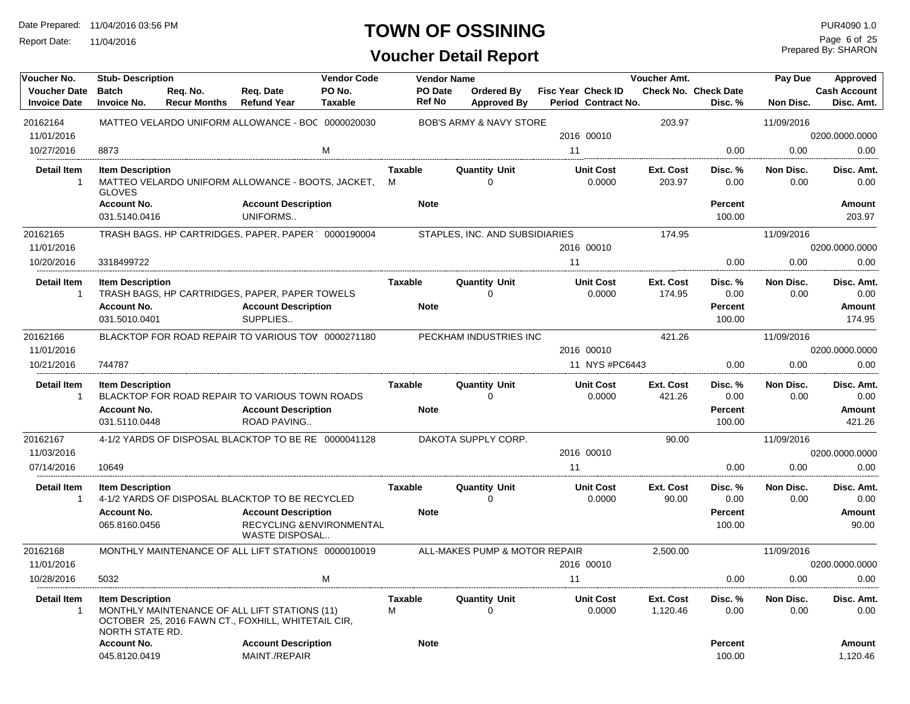# TOWN OF OSSINING

## Voucher Detail Report

Date Prepared: 11/04/2016 03:56 PM
Report Date: 11/04/2016

PUR4090 1.0
Prepared By: SHARON

| Voucher No. | Stub- Description | | | Vendor Code | Vendor Name | | | Voucher Amt. | | Pay Due | Approved |
|---|---|---|---|---|---|---|---|---|---|---|---|
| Voucher Date | Batch | Req. No. | Req. Date | PO No. | PO Date | Ordered By | Fisc Year Check ID | Check No. | Check Date | | Cash Account |
| Invoice Date | Invoice No. | Recur Months | Refund Year | Taxable | Ref No | Approved By | Period Contract No. | | Disc. % | Non Disc. | Disc. Amt. |

---

**20162164** — MATTEO VELARDO UNIFORM ALLOWANCE - BOC — 0000020030 — BOB'S ARMY & NAVY STORE — Voucher Amt. 203.97 — Pay Due 11/09/2016
Voucher Date 11/01/2016 — Fisc Year 2016 Check ID 00010 — Cash Account 0200.0000.0000
Invoice Date 10/27/2016 — Invoice No. 8873 — Taxable M — Period 11 — Disc. % 0.00 — Non Disc. 0.00 — Disc. Amt. 0.00

| Detail Item | Item Description | Taxable | Quantity Unit | Unit Cost | Ext. Cost | Disc. % | Non Disc. | Disc. Amt. |
|---|---|---|---|---|---|---|---|---|
| 1 | MATTEO VELARDO UNIFORM ALLOWANCE - BOOTS, JACKET, GLOVES | M | 0 | 0.0000 | 203.97 | 0.00 | 0.00 | 0.00 |

| Account No. | Account Description | Note | Percent | Amount |
|---|---|---|---|---|
| 031.5140.0416 | UNIFORMS.. | | 100.00 | 203.97 |

---

**20162165** — TRASH BAGS, HP CARTRIDGES, PAPER, PAPER — 0000190004 — STAPLES, INC. AND SUBSIDIARIES — Voucher Amt. 174.95 — Pay Due 11/09/2016
Voucher Date 11/01/2016 — Fisc Year 2016 Check ID 00010 — Cash Account 0200.0000.0000
Invoice Date 10/20/2016 — Invoice No. 3318499722 — Period 11 — Disc. % 0.00 — Non Disc. 0.00 — Disc. Amt. 0.00

| Detail Item | Item Description | Taxable | Quantity Unit | Unit Cost | Ext. Cost | Disc. % | Non Disc. | Disc. Amt. |
|---|---|---|---|---|---|---|---|---|
| 1 | TRASH BAGS, HP CARTRIDGES, PAPER, PAPER TOWELS | | 0 | 0.0000 | 174.95 | 0.00 | 0.00 | 0.00 |

| Account No. | Account Description | Note | Percent | Amount |
|---|---|---|---|---|
| 031.5010.0401 | SUPPLIES.. | | 100.00 | 174.95 |

---

**20162166** — BLACKTOP FOR ROAD REPAIR TO VARIOUS TOW — 0000271180 — PECKHAM INDUSTRIES INC — Voucher Amt. 421.26 — Pay Due 11/09/2016
Voucher Date 11/01/2016 — Fisc Year 2016 Check ID 00010 — Cash Account 0200.0000.0000
Invoice Date 10/21/2016 — Invoice No. 744787 — Period 11 Contract No. NYS #PC6443 — Disc. % 0.00 — Non Disc. 0.00 — Disc. Amt. 0.00

| Detail Item | Item Description | Taxable | Quantity Unit | Unit Cost | Ext. Cost | Disc. % | Non Disc. | Disc. Amt. |
|---|---|---|---|---|---|---|---|---|
| 1 | BLACKTOP FOR ROAD REPAIR TO VARIOUS TOWN ROADS | | 0 | 0.0000 | 421.26 | 0.00 | 0.00 | 0.00 |

| Account No. | Account Description | Note | Percent | Amount |
|---|---|---|---|---|
| 031.5110.0448 | ROAD PAVING.. | | 100.00 | 421.26 |

---

**20162167** — 4-1/2 YARDS OF DISPOSAL BLACKTOP TO BE RE — 0000041128 — DAKOTA SUPPLY CORP. — Voucher Amt. 90.00 — Pay Due 11/09/2016
Voucher Date 11/03/2016 — Fisc Year 2016 Check ID 00010 — Cash Account 0200.0000.0000
Invoice Date 07/14/2016 — Invoice No. 10649 — Period 11 — Disc. % 0.00 — Non Disc. 0.00 — Disc. Amt. 0.00

| Detail Item | Item Description | Taxable | Quantity Unit | Unit Cost | Ext. Cost | Disc. % | Non Disc. | Disc. Amt. |
|---|---|---|---|---|---|---|---|---|
| 1 | 4-1/2 YARDS OF DISPOSAL BLACKTOP TO BE RECYCLED | | 0 | 0.0000 | 90.00 | 0.00 | 0.00 | 0.00 |

| Account No. | Account Description | Note | Percent | Amount |
|---|---|---|---|---|
| 065.8160.0456 | RECYCLING &ENVIRONMENTAL WASTE DISPOSAL.. | | 100.00 | 90.00 |

---

**20162168** — MONTHLY MAINTENANCE OF ALL LIFT STATIONS — 0000010019 — ALL-MAKES PUMP & MOTOR REPAIR — Voucher Amt. 2,500.00 — Pay Due 11/09/2016
Voucher Date 11/01/2016 — Fisc Year 2016 Check ID 00010 — Cash Account 0200.0000.0000
Invoice Date 10/28/2016 — Invoice No. 5032 — Taxable M — Period 11 — Disc. % 0.00 — Non Disc. 0.00 — Disc. Amt. 0.00

| Detail Item | Item Description | Taxable | Quantity Unit | Unit Cost | Ext. Cost | Disc. % | Non Disc. | Disc. Amt. |
|---|---|---|---|---|---|---|---|---|
| 1 | MONTHLY MAINTENANCE OF ALL LIFT STATIONS (11) OCTOBER 25, 2016 FAWN CT., FOXHILL, WHITETAIL CIR, NORTH STATE RD. | M | 0 | 0.0000 | 1,120.46 | 0.00 | 0.00 | 0.00 |

| Account No. | Account Description | Note | Percent | Amount |
|---|---|---|---|---|
| 045.8120.0419 | MAINT./REPAIR | | 100.00 | 1,120.46 |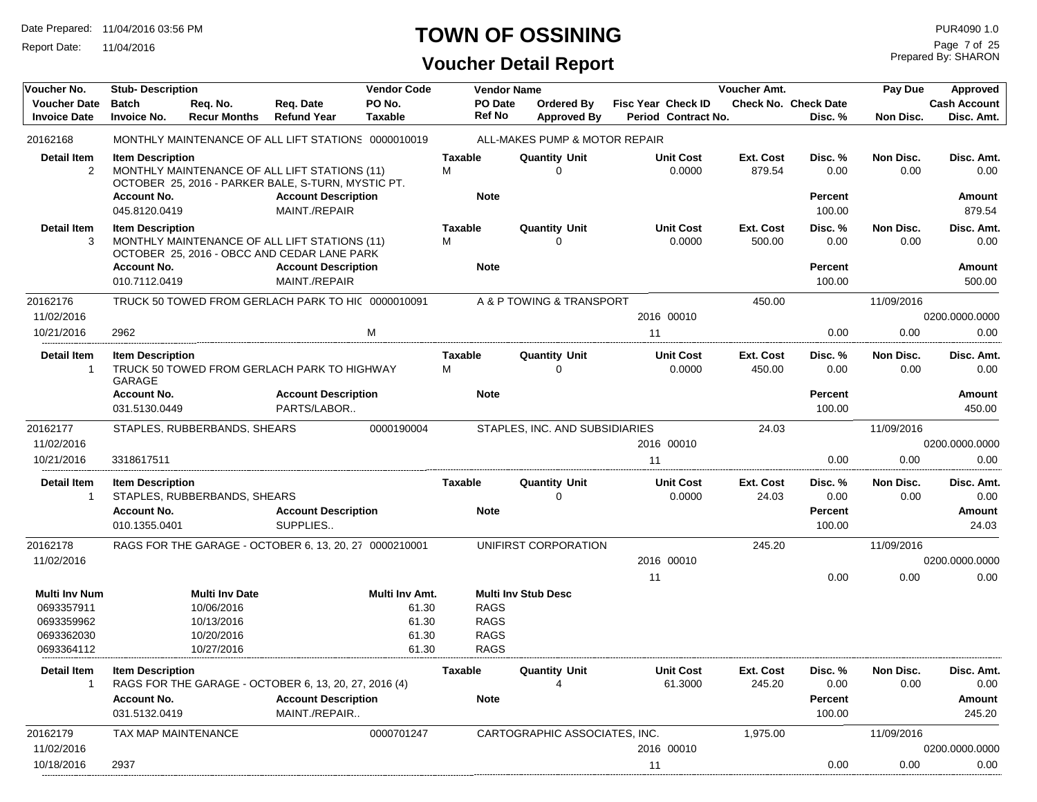# TOWN OF OSSINING

## Voucher Detail Report

Date Prepared: 11/04/2016 03:56 PM
Report Date: 11/04/2016

PUR4090 1.0
Prepared By: SHARON

| Voucher No. | Stub- Description | Req. No. | Req. Date | Vendor Code | Vendor Name | Ordered By | Fisc Year Check ID | Voucher Amt. | | Pay Due | Approved |
|---|---|---|---|---|---|---|---|---|---|---|---|
| Voucher Date | Batch | Req. No. | Req. Date | PO No. | PO Date | Ordered By | Fisc Year Check ID | Check No. | Check Date | | Cash Account |
| Invoice Date | Invoice No. | Recur Months | Refund Year | Taxable | Ref No | Approved By | Period Contract No. | | Disc. % | Non Disc. | Disc. Amt. |

**20162168** — MONTHLY MAINTENANCE OF ALL LIFT STATIONS — Vendor Code 0000010019 — ALL-MAKES PUMP & MOTOR REPAIR

| Detail Item | Item Description | Taxable | Quantity Unit | Unit Cost | Ext. Cost | Disc. % | Non Disc. | Disc. Amt. |
|---|---|---|---|---|---|---|---|---|
| 2 | MONTHLY MAINTENANCE OF ALL LIFT STATIONS (11) OCTOBER 25, 2016 - PARKER BALE, S-TURN, MYSTIC PT. | M | 0 | 0.0000 | 879.54 | 0.00 | 0.00 | 0.00 |

| Account No. | Account Description | Note | Percent | Amount |
|---|---|---|---|---|
| 045.8120.0419 | MAINT./REPAIR | | 100.00 | 879.54 |

| Detail Item | Item Description | Taxable | Quantity Unit | Unit Cost | Ext. Cost | Disc. % | Non Disc. | Disc. Amt. |
|---|---|---|---|---|---|---|---|---|
| 3 | MONTHLY MAINTENANCE OF ALL LIFT STATIONS (11) OCTOBER 25, 2016 - OBCC AND CEDAR LANE PARK | M | 0 | 0.0000 | 500.00 | 0.00 | 0.00 | 0.00 |

| Account No. | Account Description | Note | Percent | Amount |
|---|---|---|---|---|
| 010.7112.0419 | MAINT./REPAIR | | 100.00 | 500.00 |

**20162176** — TRUCK 50 TOWED FROM GERLACH PARK TO HIG — Vendor Code 0000010091 — A & P TOWING & TRANSPORT

| Voucher Date | Invoice Date | Invoice No. | Taxable | Fisc Year | Check ID | Period | Voucher Amt. | Disc. % | Pay Due | Non Disc. | Cash Account | Disc. Amt. |
|---|---|---|---|---|---|---|---|---|---|---|---|---|
| 11/02/2016 | 10/21/2016 | 2962 | M | 2016 | 00010 | 11 | 450.00 | 0.00 | 11/09/2016 | 0.00 | 0200.0000.0000 | 0.00 |

| Detail Item | Item Description | Taxable | Quantity Unit | Unit Cost | Ext. Cost | Disc. % | Non Disc. | Disc. Amt. |
|---|---|---|---|---|---|---|---|---|
| 1 | TRUCK 50 TOWED FROM GERLACH PARK TO HIGHWAY GARAGE | M | 0 | 0.0000 | 450.00 | 0.00 | 0.00 | 0.00 |

| Account No. | Account Description | Note | Percent | Amount |
|---|---|---|---|---|
| 031.5130.0449 | PARTS/LABOR.. | | 100.00 | 450.00 |

**20162177** — STAPLES, RUBBERBANDS, SHEARS — Vendor Code 0000190004 — STAPLES, INC. AND SUBSIDIARIES

| Voucher Date | Invoice Date | Invoice No. | Taxable | Fisc Year | Check ID | Period | Voucher Amt. | Disc. % | Pay Due | Non Disc. | Cash Account | Disc. Amt. |
|---|---|---|---|---|---|---|---|---|---|---|---|---|
| 11/02/2016 | 10/21/2016 | 3318617511 | | 2016 | 00010 | 11 | 24.03 | 0.00 | 11/09/2016 | 0.00 | 0200.0000.0000 | 0.00 |

| Detail Item | Item Description | Taxable | Quantity Unit | Unit Cost | Ext. Cost | Disc. % | Non Disc. | Disc. Amt. |
|---|---|---|---|---|---|---|---|---|
| 1 | STAPLES, RUBBERBANDS, SHEARS | | 0 | 0.0000 | 24.03 | 0.00 | 0.00 | 0.00 |

| Account No. | Account Description | Note | Percent | Amount |
|---|---|---|---|---|
| 010.1355.0401 | SUPPLIES.. | | 100.00 | 24.03 |

**20162178** — RAGS FOR THE GARAGE - OCTOBER 6, 13, 20, 27 — Vendor Code 0000210001 — UNIFIRST CORPORATION

| Voucher Date | Invoice Date | Invoice No. | Taxable | Fisc Year | Check ID | Period | Voucher Amt. | Disc. % | Pay Due | Non Disc. | Cash Account | Disc. Amt. |
|---|---|---|---|---|---|---|---|---|---|---|---|---|
| 11/02/2016 | | | | 2016 | 00010 | 11 | 245.20 | 0.00 | 11/09/2016 | 0.00 | 0200.0000.0000 | 0.00 |

| Multi Inv Num | Multi Inv Date | Multi Inv Amt. | Multi Inv Stub Desc |
|---|---|---|---|
| 0693357911 | 10/06/2016 | 61.30 | RAGS |
| 0693359962 | 10/13/2016 | 61.30 | RAGS |
| 0693362030 | 10/20/2016 | 61.30 | RAGS |
| 0693364112 | 10/27/2016 | 61.30 | RAGS |

| Detail Item | Item Description | Taxable | Quantity Unit | Unit Cost | Ext. Cost | Disc. % | Non Disc. | Disc. Amt. |
|---|---|---|---|---|---|---|---|---|
| 1 | RAGS FOR THE GARAGE - OCTOBER 6, 13, 20, 27, 2016 (4) | | 4 | 61.3000 | 245.20 | 0.00 | 0.00 | 0.00 |

| Account No. | Account Description | Note | Percent | Amount |
|---|---|---|---|---|
| 031.5132.0419 | MAINT./REPAIR.. | | 100.00 | 245.20 |

**20162179** — TAX MAP MAINTENANCE — Vendor Code 0000701247 — CARTOGRAPHIC ASSOCIATES, INC.

| Voucher Date | Invoice Date | Invoice No. | Taxable | Fisc Year | Check ID | Period | Voucher Amt. | Disc. % | Pay Due | Non Disc. | Cash Account | Disc. Amt. |
|---|---|---|---|---|---|---|---|---|---|---|---|---|
| 11/02/2016 | 10/18/2016 | 2937 | | 2016 | 00010 | 11 | 1,975.00 | 0.00 | 11/09/2016 | 0.00 | 0200.0000.0000 | 0.00 |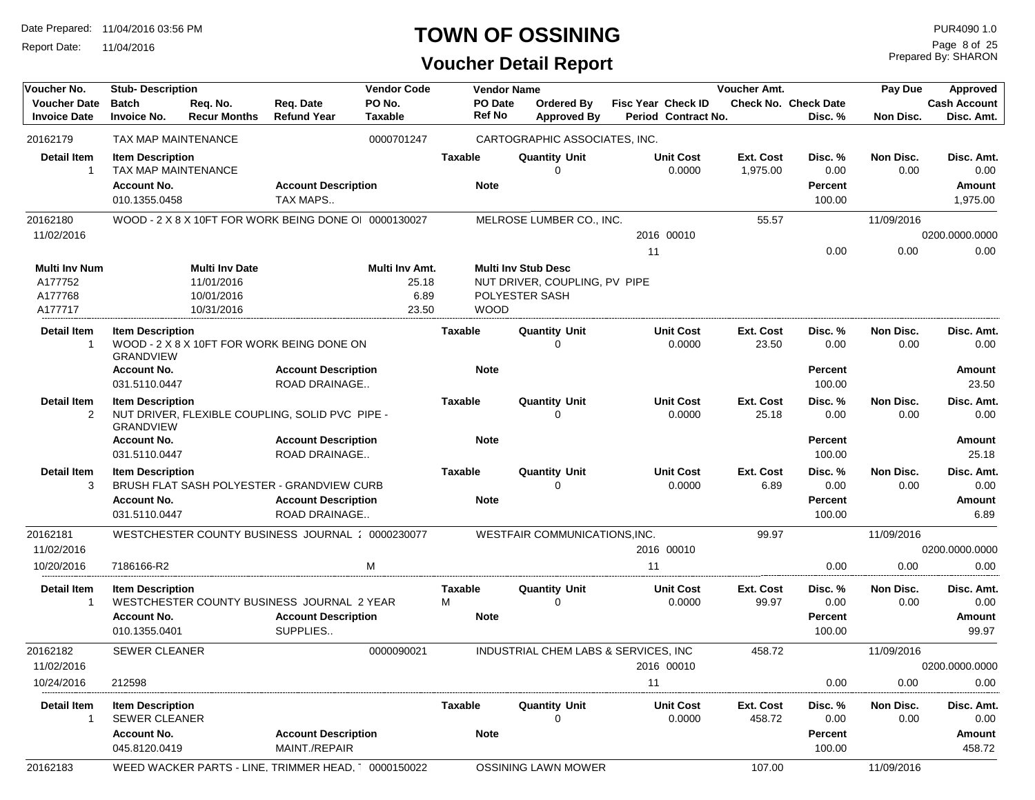# TOWN OF OSSINING

## Voucher Detail Report

Date Prepared: 11/04/2016 03:56 PM
Report Date: 11/04/2016

PUR4090 1.0
Prepared By: SHARON

| Voucher No. | Stub- Description | Req. No. | Req. Date | Vendor Code | Vendor Name | | Fisc Year Check ID | Voucher Amt. | | Pay Due | Approved |
|---|---|---|---|---|---|---|---|---|---|---|---|
| Voucher Date | Batch | Req. No. | Req. Date | PO No. | PO Date | Ordered By | Fisc Year Check ID | Check No. | Check Date | | Cash Account |
| Invoice Date | Invoice No. | Recur Months | Refund Year | Taxable | Ref No | Approved By | Period Contract No. | | Disc. % | Non Disc. | Disc. Amt. |

**20162179** | TAX MAP MAINTENANCE | 0000701247 | CARTOGRAPHIC ASSOCIATES, INC.

| Detail Item | Item Description | Taxable | Quantity Unit | Unit Cost | Ext. Cost | Disc. % | Non Disc. | Disc. Amt. |
|---|---|---|---|---|---|---|---|---|
| 1 | TAX MAP MAINTENANCE | | 0 | 0.0000 | 1,975.00 | 0.00 | 0.00 | 0.00 |

| Account No. | Account Description | Note | Percent | Amount |
|---|---|---|---|---|
| 010.1355.0458 | TAX MAPS.. | | 100.00 | 1,975.00 |

**20162180** | WOOD - 2 X 8 X 10FT FOR WORK BEING DONE OI | 0000130027 | MELROSE LUMBER CO., INC. | Voucher Amt.: 55.57 | Pay Due: 11/09/2016

| Voucher Date | Fisc Year Check ID | Period | Cash Account | Disc. % | Non Disc. | Disc. Amt. |
|---|---|---|---|---|---|---|
| 11/02/2016 | 2016 00010 | 11 | 0200.0000.0000 | 0.00 | 0.00 | 0.00 |

| Multi Inv Num | Multi Inv Date | Multi Inv Amt. | Multi Inv Stub Desc |
|---|---|---|---|
| A177752 | 11/01/2016 | 25.18 | NUT DRIVER, COUPLING, PV PIPE |
| A177768 | 10/01/2016 | 6.89 | POLYESTER SASH |
| A177717 | 10/31/2016 | 23.50 | WOOD |

| Detail Item | Item Description | Taxable | Quantity Unit | Unit Cost | Ext. Cost | Disc. % | Non Disc. | Disc. Amt. |
|---|---|---|---|---|---|---|---|---|
| 1 | WOOD - 2 X 8 X 10FT FOR WORK BEING DONE ON GRANDVIEW | | 0 | 0.0000 | 23.50 | 0.00 | 0.00 | 0.00 |

| Account No. | Account Description | Note | Percent | Amount |
|---|---|---|---|---|
| 031.5110.0447 | ROAD DRAINAGE.. | | 100.00 | 23.50 |

| Detail Item | Item Description | Taxable | Quantity Unit | Unit Cost | Ext. Cost | Disc. % | Non Disc. | Disc. Amt. |
|---|---|---|---|---|---|---|---|---|
| 2 | NUT DRIVER, FLEXIBLE COUPLING, SOLID PVC PIPE - GRANDVIEW | | 0 | 0.0000 | 25.18 | 0.00 | 0.00 | 0.00 |

| Account No. | Account Description | Note | Percent | Amount |
|---|---|---|---|---|
| 031.5110.0447 | ROAD DRAINAGE.. | | 100.00 | 25.18 |

| Detail Item | Item Description | Taxable | Quantity Unit | Unit Cost | Ext. Cost | Disc. % | Non Disc. | Disc. Amt. |
|---|---|---|---|---|---|---|---|---|
| 3 | BRUSH FLAT SASH POLYESTER - GRANDVIEW CURB | | 0 | 0.0000 | 6.89 | 0.00 | 0.00 | 0.00 |

| Account No. | Account Description | Note | Percent | Amount |
|---|---|---|---|---|
| 031.5110.0447 | ROAD DRAINAGE.. | | 100.00 | 6.89 |

**20162181** | WESTCHESTER COUNTY BUSINESS JOURNAL : | 0000230077 | WESTFAIR COMMUNICATIONS,INC. | Voucher Amt.: 99.97 | Pay Due: 11/09/2016

| Voucher Date | Invoice Date | Invoice No. | Taxable | Fisc Year Check ID | Period | Cash Account | Disc. % | Non Disc. | Disc. Amt. |
|---|---|---|---|---|---|---|---|---|---|
| 11/02/2016 | 10/20/2016 | 7186166-R2 | M | 2016 00010 | 11 | 0200.0000.0000 | 0.00 | 0.00 | 0.00 |

| Detail Item | Item Description | Taxable | Quantity Unit | Unit Cost | Ext. Cost | Disc. % | Non Disc. | Disc. Amt. |
|---|---|---|---|---|---|---|---|---|
| 1 | WESTCHESTER COUNTY BUSINESS JOURNAL 2 YEAR | M | 0 | 0.0000 | 99.97 | 0.00 | 0.00 | 0.00 |

| Account No. | Account Description | Note | Percent | Amount |
|---|---|---|---|---|
| 010.1355.0401 | SUPPLIES.. | | 100.00 | 99.97 |

**20162182** | SEWER CLEANER | 0000090021 | INDUSTRIAL CHEM LABS & SERVICES, INC | Voucher Amt.: 458.72 | Pay Due: 11/09/2016

| Voucher Date | Invoice Date | Invoice No. | Fisc Year Check ID | Period | Cash Account | Disc. % | Non Disc. | Disc. Amt. |
|---|---|---|---|---|---|---|---|---|
| 11/02/2016 | 10/24/2016 | 212598 | 2016 00010 | 11 | 0200.0000.0000 | 0.00 | 0.00 | 0.00 |

| Detail Item | Item Description | Taxable | Quantity Unit | Unit Cost | Ext. Cost | Disc. % | Non Disc. | Disc. Amt. |
|---|---|---|---|---|---|---|---|---|
| 1 | SEWER CLEANER | | 0 | 0.0000 | 458.72 | 0.00 | 0.00 | 0.00 |

| Account No. | Account Description | Note | Percent | Amount |
|---|---|---|---|---|
| 045.8120.0419 | MAINT./REPAIR | | 100.00 | 458.72 |

**20162183** | WEED WACKER PARTS - LINE, TRIMMER HEAD, ⁻ | 0000150022 | OSSINING LAWN MOWER | Voucher Amt.: 107.00 | Pay Due: 11/09/2016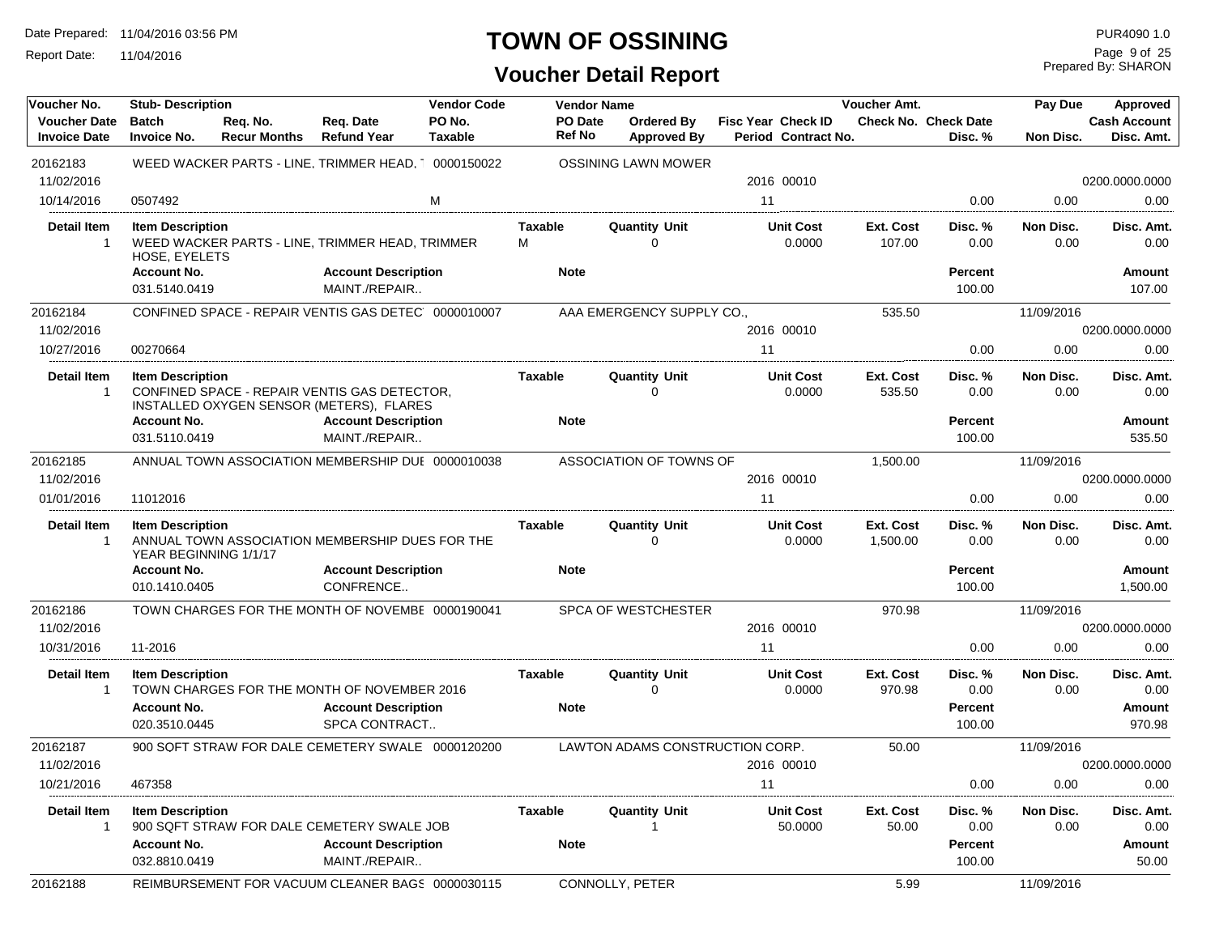# TOWN OF OSSINING

## Voucher Detail Report

Date Prepared: 11/04/2016 03:56 PM
Report Date: 11/04/2016

PUR4090 1.0
Prepared By: SHARON

| Voucher No. / Voucher Date / Invoice Date | Stub- Description / Batch / Invoice No. | Req. No. / Recur Months | Req. Date / Refund Year | Vendor Code / PO No. / Taxable | Vendor Name / PO Date / Ref No | Ordered By / Approved By | Fisc Year / Period | Check ID / Contract No. | Voucher Amt. / Check No. | Check Date / Disc. % | Pay Due / Non Disc. | Approved / Cash Account / Disc. Amt. |
|---|---|---|---|---|---|---|---|---|---|---|---|---|
| 20162183 | WEED WACKER PARTS - LINE, TRIMMER HEAD, 1 | | | 0000150022 | OSSINING LAWN MOWER | | | | | | | |
| 11/02/2016 | | | | | | | 2016 | 00010 | | | | 0200.0000.0000 |
| 10/14/2016 | 0507492 | | | M | | | 11 | | | 0.00 | 0.00 | 0.00 |

| Detail Item | Item Description | Taxable | Quantity Unit | Unit Cost | Ext. Cost | Disc. % | Non Disc. | Disc. Amt. |
|---|---|---|---|---|---|---|---|---|
| 1 | WEED WACKER PARTS - LINE, TRIMMER HEAD, TRIMMER HOSE, EYELETS | M | 0 | 0.0000 | 107.00 | 0.00 | 0.00 | 0.00 |

| Account No. | Account Description | Note | Percent | Amount |
|---|---|---|---|---|
| 031.5140.0419 | MAINT./REPAIR.. | | 100.00 | 107.00 |

| Voucher No. / Voucher Date / Invoice Date | Stub- Description / Batch / Invoice No. | Req. No. / Recur Months | Req. Date / Refund Year | Vendor Code / PO No. / Taxable | Vendor Name / PO Date / Ref No | Ordered By / Approved By | Fisc Year / Period | Check ID / Contract No. | Voucher Amt. / Check No. | Check Date / Disc. % | Pay Due / Non Disc. | Approved / Cash Account / Disc. Amt. |
|---|---|---|---|---|---|---|---|---|---|---|---|---|
| 20162184 | CONFINED SPACE - REPAIR VENTIS GAS DETEC | | | 0000010007 | AAA EMERGENCY SUPPLY CO., | | | | 535.50 | | 11/09/2016 | |
| 11/02/2016 | | | | | | | 2016 | 00010 | | | | 0200.0000.0000 |
| 10/27/2016 | 00270664 | | | | | | 11 | | | 0.00 | 0.00 | 0.00 |

| Detail Item | Item Description | Taxable | Quantity Unit | Unit Cost | Ext. Cost | Disc. % | Non Disc. | Disc. Amt. |
|---|---|---|---|---|---|---|---|---|
| 1 | CONFINED SPACE - REPAIR VENTIS GAS DETECTOR, INSTALLED OXYGEN SENSOR (METERS), FLARES | | 0 | 0.0000 | 535.50 | 0.00 | 0.00 | 0.00 |

| Account No. | Account Description | Note | Percent | Amount |
|---|---|---|---|---|
| 031.5110.0419 | MAINT./REPAIR.. | | 100.00 | 535.50 |

| Voucher No. / Voucher Date / Invoice Date | Stub- Description / Batch / Invoice No. | Req. No. / Recur Months | Req. Date / Refund Year | Vendor Code / PO No. / Taxable | Vendor Name / PO Date / Ref No | Ordered By / Approved By | Fisc Year / Period | Check ID / Contract No. | Voucher Amt. / Check No. | Check Date / Disc. % | Pay Due / Non Disc. | Approved / Cash Account / Disc. Amt. |
|---|---|---|---|---|---|---|---|---|---|---|---|---|
| 20162185 | ANNUAL TOWN ASSOCIATION MEMBERSHIP DUE | | | 0000010038 | ASSOCIATION OF TOWNS OF | | | | 1,500.00 | | 11/09/2016 | |
| 11/02/2016 | | | | | | | 2016 | 00010 | | | | 0200.0000.0000 |
| 01/01/2016 | 11012016 | | | | | | 11 | | | 0.00 | 0.00 | 0.00 |

| Detail Item | Item Description | Taxable | Quantity Unit | Unit Cost | Ext. Cost | Disc. % | Non Disc. | Disc. Amt. |
|---|---|---|---|---|---|---|---|---|
| 1 | ANNUAL TOWN ASSOCIATION MEMBERSHIP DUES FOR THE YEAR BEGINNING 1/1/17 | | 0 | 0.0000 | 1,500.00 | 0.00 | 0.00 | 0.00 |

| Account No. | Account Description | Note | Percent | Amount |
|---|---|---|---|---|
| 010.1410.0405 | CONFRENCE.. | | 100.00 | 1,500.00 |

| Voucher No. / Voucher Date / Invoice Date | Stub- Description / Batch / Invoice No. | Req. No. / Recur Months | Req. Date / Refund Year | Vendor Code / PO No. / Taxable | Vendor Name / PO Date / Ref No | Ordered By / Approved By | Fisc Year / Period | Check ID / Contract No. | Voucher Amt. / Check No. | Check Date / Disc. % | Pay Due / Non Disc. | Approved / Cash Account / Disc. Amt. |
|---|---|---|---|---|---|---|---|---|---|---|---|---|
| 20162186 | TOWN CHARGES FOR THE MONTH OF NOVEMBE | | | 0000190041 | SPCA OF WESTCHESTER | | | | 970.98 | | 11/09/2016 | |
| 11/02/2016 | | | | | | | 2016 | 00010 | | | | 0200.0000.0000 |
| 10/31/2016 | 11-2016 | | | | | | 11 | | | 0.00 | 0.00 | 0.00 |

| Detail Item | Item Description | Taxable | Quantity Unit | Unit Cost | Ext. Cost | Disc. % | Non Disc. | Disc. Amt. |
|---|---|---|---|---|---|---|---|---|
| 1 | TOWN CHARGES FOR THE MONTH OF NOVEMBER 2016 | | 0 | 0.0000 | 970.98 | 0.00 | 0.00 | 0.00 |

| Account No. | Account Description | Note | Percent | Amount |
|---|---|---|---|---|
| 020.3510.0445 | SPCA CONTRACT.. | | 100.00 | 970.98 |

| Voucher No. / Voucher Date / Invoice Date | Stub- Description / Batch / Invoice No. | Req. No. / Recur Months | Req. Date / Refund Year | Vendor Code / PO No. / Taxable | Vendor Name / PO Date / Ref No | Ordered By / Approved By | Fisc Year / Period | Check ID / Contract No. | Voucher Amt. / Check No. | Check Date / Disc. % | Pay Due / Non Disc. | Approved / Cash Account / Disc. Amt. |
|---|---|---|---|---|---|---|---|---|---|---|---|---|
| 20162187 | 900 SQFT STRAW FOR DALE CEMETERY SWALE | | | 0000120200 | LAWTON ADAMS CONSTRUCTION CORP. | | | | 50.00 | | 11/09/2016 | |
| 11/02/2016 | | | | | | | 2016 | 00010 | | | | 0200.0000.0000 |
| 10/21/2016 | 467358 | | | | | | 11 | | | 0.00 | 0.00 | 0.00 |

| Detail Item | Item Description | Taxable | Quantity Unit | Unit Cost | Ext. Cost | Disc. % | Non Disc. | Disc. Amt. |
|---|---|---|---|---|---|---|---|---|
| 1 | 900 SQFT STRAW FOR DALE CEMETERY SWALE JOB | | 1 | 50.0000 | 50.00 | 0.00 | 0.00 | 0.00 |

| Account No. | Account Description | Note | Percent | Amount |
|---|---|---|---|---|
| 032.8810.0419 | MAINT./REPAIR.. | | 100.00 | 50.00 |

| Voucher No. | Stub- Description | Vendor Code | Vendor Name | Voucher Amt. | Pay Due |
|---|---|---|---|---|---|
| 20162188 | REIMBURSEMENT FOR VACUUM CLEANER BAGS | 0000030115 | CONNOLLY, PETER | 5.99 | 11/09/2016 |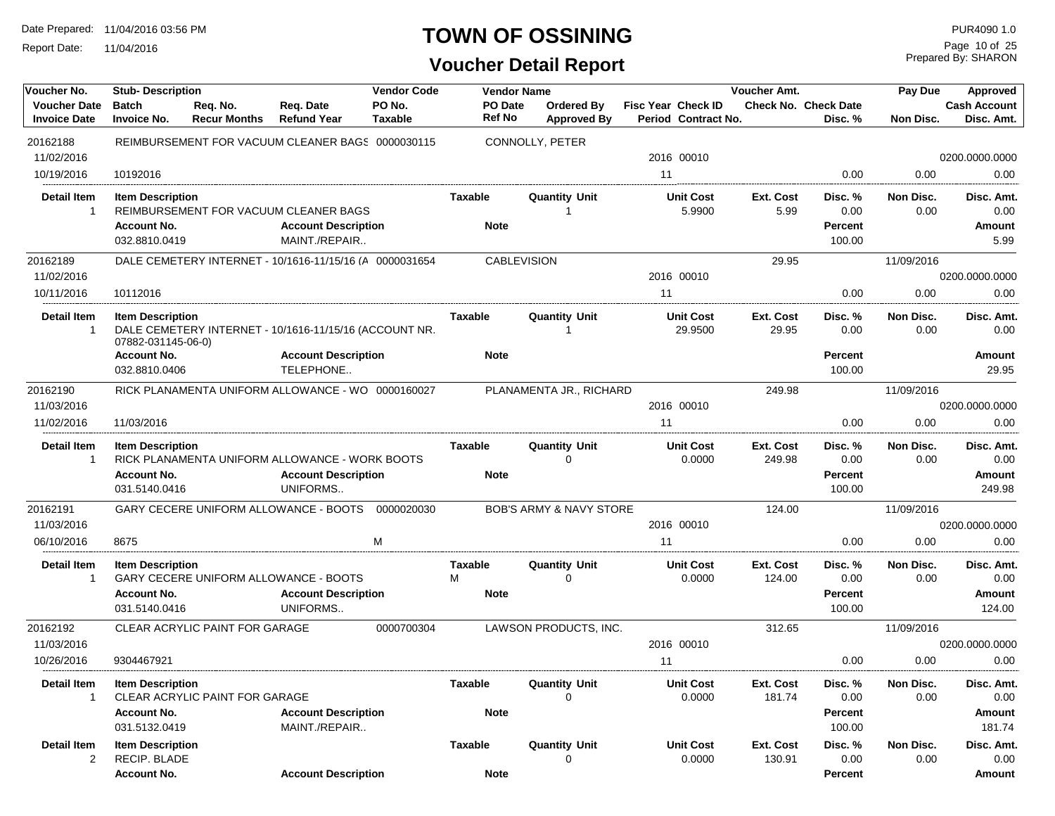# TOWN OF OSSINING

## Voucher Detail Report

Date Prepared: 11/04/2016 03:56 PM
Report Date: 11/04/2016

PUR4090 1.0
Prepared By: SHARON

| Voucher No. | Stub- Description | | | Vendor Code | Vendor Name | | | | Voucher Amt. | | Pay Due | Approved |
|---|---|---|---|---|---|---|---|---|---|---|---|---|
| Voucher Date | Batch | Req. No. | Req. Date | PO No. | PO Date | Ordered By | Fisc Year | Check ID | Check No. | Check Date | | Cash Account |
| Invoice Date | Invoice No. | Recur Months | Refund Year | Taxable | Ref No | Approved By | Period | Contract No. | | Disc. % | Non Disc. | Disc. Amt. |
| 20162188 | REIMBURSEMENT FOR VACUUM CLEANER BAGS | | | 0000030115 | CONNOLLY, PETER | | | | | | | |
| 11/02/2016 | | | | | | | 2016 | 00010 | | | | 0200.0000.0000 |
| 10/19/2016 | 10192016 | | | | | | 11 | | | 0.00 | 0.00 | 0.00 |

| Detail Item | Item Description | Taxable | Quantity Unit | Unit Cost | Ext. Cost | Disc. % | Non Disc. | Disc. Amt. |
|---|---|---|---|---|---|---|---|---|
| 1 | REIMBURSEMENT FOR VACUUM CLEANER BAGS | | 1 | 5.9900 | 5.99 | 0.00 | 0.00 | 0.00 |

| Account No. | Account Description | Note | Percent | Amount |
|---|---|---|---|---|
| 032.8810.0419 | MAINT./REPAIR.. | | 100.00 | 5.99 |

| Voucher No. | Stub- Description | Vendor Code | Vendor Name | Fisc Year | Check ID | Voucher Amt. | Disc. % | Non Disc. | Pay Due / Cash Account / Disc. Amt. |
|---|---|---|---|---|---|---|---|---|---|
| 20162189 | DALE CEMETERY INTERNET - 10/1616-11/15/16 (A | 0000031654 | CABLEVISION | | | 29.95 | | | 11/09/2016 |
| 11/02/2016 | | | | 2016 | 00010 | | | | 0200.0000.0000 |
| 10/11/2016 | 10112016 | | | 11 | | | 0.00 | 0.00 | 0.00 |

| Detail Item | Item Description | Taxable | Quantity Unit | Unit Cost | Ext. Cost | Disc. % | Non Disc. | Disc. Amt. |
|---|---|---|---|---|---|---|---|---|
| 1 | DALE CEMETERY INTERNET - 10/1616-11/15/16 (ACCOUNT NR. 07882-031145-06-0) | | 1 | 29.9500 | 29.95 | 0.00 | 0.00 | 0.00 |

| Account No. | Account Description | Note | Percent | Amount |
|---|---|---|---|---|
| 032.8810.0406 | TELEPHONE.. | | 100.00 | 29.95 |

| Voucher No. | Stub- Description | Vendor Code | Vendor Name | Fisc Year | Check ID | Voucher Amt. | Disc. % | Non Disc. | Pay Due / Cash Account / Disc. Amt. |
|---|---|---|---|---|---|---|---|---|---|
| 20162190 | RICK PLANAMENTA UNIFORM ALLOWANCE - WO | 0000160027 | PLANAMENTA JR., RICHARD | | | 249.98 | | | 11/09/2016 |
| 11/03/2016 | | | | 2016 | 00010 | | | | 0200.0000.0000 |
| 11/02/2016 | 11/03/2016 | | | 11 | | | 0.00 | 0.00 | 0.00 |

| Detail Item | Item Description | Taxable | Quantity Unit | Unit Cost | Ext. Cost | Disc. % | Non Disc. | Disc. Amt. |
|---|---|---|---|---|---|---|---|---|
| 1 | RICK PLANAMENTA UNIFORM ALLOWANCE - WORK BOOTS | | 0 | 0.0000 | 249.98 | 0.00 | 0.00 | 0.00 |

| Account No. | Account Description | Note | Percent | Amount |
|---|---|---|---|---|
| 031.5140.0416 | UNIFORMS.. | | 100.00 | 249.98 |

| Voucher No. | Stub- Description | Vendor Code / Taxable | Vendor Name | Fisc Year | Check ID | Voucher Amt. | Disc. % | Non Disc. | Pay Due / Cash Account / Disc. Amt. |
|---|---|---|---|---|---|---|---|---|---|
| 20162191 | GARY CECERE UNIFORM ALLOWANCE - BOOTS | 0000020030 | BOB'S ARMY & NAVY STORE | | | 124.00 | | | 11/09/2016 |
| 11/03/2016 | | | | 2016 | 00010 | | | | 0200.0000.0000 |
| 06/10/2016 | 8675 | M | | 11 | | | 0.00 | 0.00 | 0.00 |

| Detail Item | Item Description | Taxable | Quantity Unit | Unit Cost | Ext. Cost | Disc. % | Non Disc. | Disc. Amt. |
|---|---|---|---|---|---|---|---|---|
| 1 | GARY CECERE UNIFORM ALLOWANCE - BOOTS | M | 0 | 0.0000 | 124.00 | 0.00 | 0.00 | 0.00 |

| Account No. | Account Description | Note | Percent | Amount |
|---|---|---|---|---|
| 031.5140.0416 | UNIFORMS.. | | 100.00 | 124.00 |

| Voucher No. | Stub- Description | Vendor Code | Vendor Name | Fisc Year | Check ID | Voucher Amt. | Disc. % | Non Disc. | Pay Due / Cash Account / Disc. Amt. |
|---|---|---|---|---|---|---|---|---|---|
| 20162192 | CLEAR ACRYLIC PAINT FOR GARAGE | 0000700304 | LAWSON PRODUCTS, INC. | | | 312.65 | | | 11/09/2016 |
| 11/03/2016 | | | | 2016 | 00010 | | | | 0200.0000.0000 |
| 10/26/2016 | 9304467921 | | | 11 | | | 0.00 | 0.00 | 0.00 |

| Detail Item | Item Description | Taxable | Quantity Unit | Unit Cost | Ext. Cost | Disc. % | Non Disc. | Disc. Amt. |
|---|---|---|---|---|---|---|---|---|
| 1 | CLEAR ACRYLIC PAINT FOR GARAGE | | 0 | 0.0000 | 181.74 | 0.00 | 0.00 | 0.00 |

| Account No. | Account Description | Note | Percent | Amount |
|---|---|---|---|---|
| 031.5132.0419 | MAINT./REPAIR.. | | 100.00 | 181.74 |

| Detail Item | Item Description | Taxable | Quantity Unit | Unit Cost | Ext. Cost | Disc. % | Non Disc. | Disc. Amt. |
|---|---|---|---|---|---|---|---|---|
| 2 | RECIP. BLADE | | 0 | 0.0000 | 130.91 | 0.00 | 0.00 | 0.00 |

| Account No. | Account Description | Note | Percent | Amount |
|---|---|---|---|---|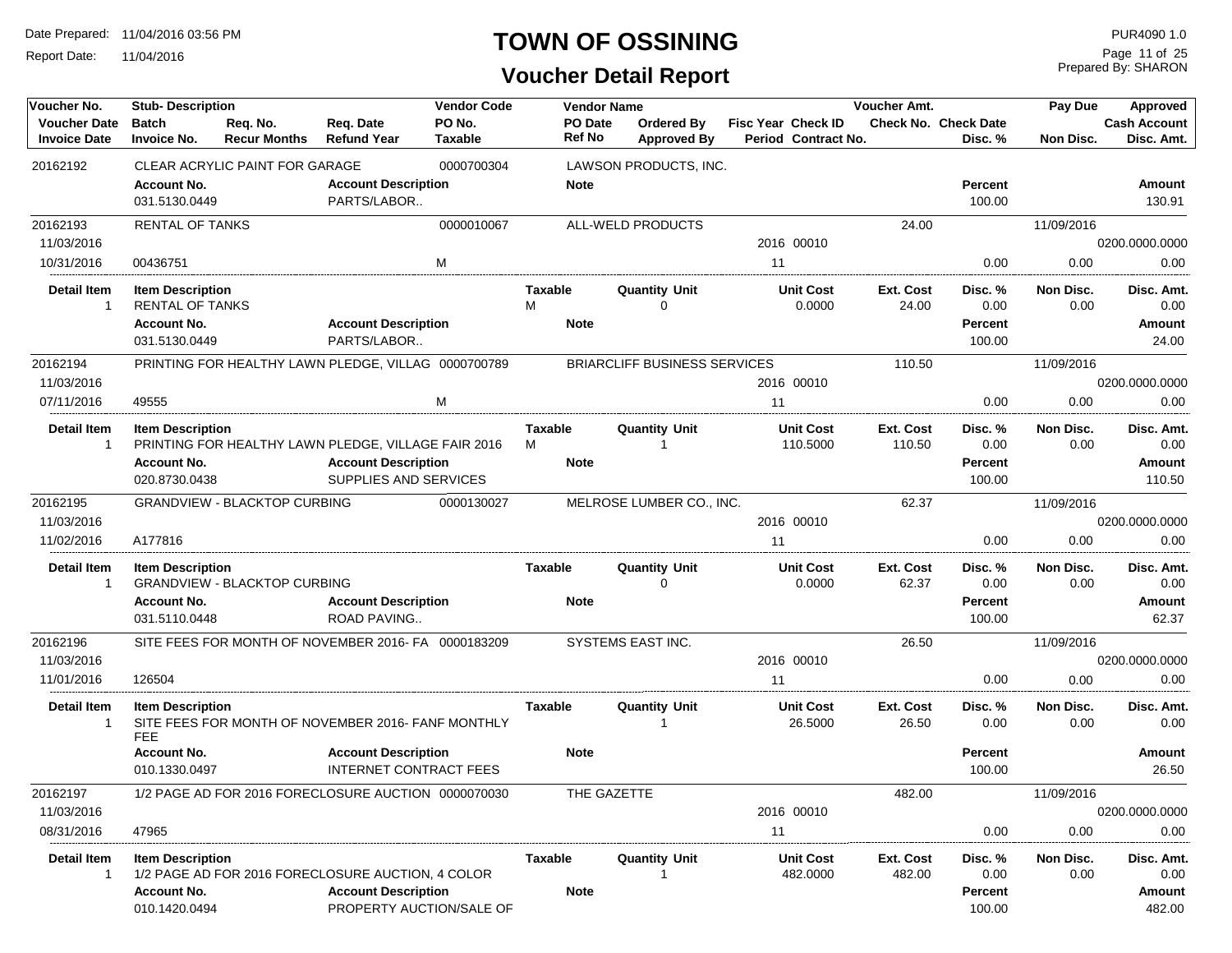# TOWN OF OSSINING

## Voucher Detail Report

Date Prepared: 11/04/2016 03:56 PM
Report Date: 11/04/2016

PUR4090 1.0
Prepared By: SHARON

| Voucher No. | Stub- Description | | | Vendor Code | Vendor Name | | | Voucher Amt. | | Pay Due | Approved |
|---|---|---|---|---|---|---|---|---|---|---|---|
| Voucher Date | Batch | Req. No. | Req. Date | PO No. | PO Date | Ordered By | Fisc Year Check ID | Check No. | Check Date | | Cash Account |
| Invoice Date | Invoice No. | Recur Months | Refund Year | Taxable | Ref No | Approved By | Period Contract No. | | Disc. % | Non Disc. | Disc. Amt. |
| 20162192 | CLEAR ACRYLIC PAINT FOR GARAGE | | | 0000700304 | LAWSON PRODUCTS, INC. | | | | | | |
| | **Account No.** | | **Account Description** | | **Note** | | | | **Percent** | | **Amount** |
| | 031.5130.0449 | | PARTS/LABOR.. | | | | | | 100.00 | | 130.91 |
| 20162193 | RENTAL OF TANKS | | | 0000010067 | ALL-WELD PRODUCTS | | | 24.00 | | 11/09/2016 | |
| 11/03/2016 | | | | | | | 2016 00010 | | | | 0200.0000.0000 |
| 10/31/2016 | 00436751 | | | M | | | 11 | | 0.00 | 0.00 | 0.00 |
| **Detail Item** | **Item Description** | | | | **Taxable** | **Quantity Unit** | **Unit Cost** | **Ext. Cost** | **Disc. %** | **Non Disc.** | **Disc. Amt.** |
| 1 | RENTAL OF TANKS | | | | M | 0 | 0.0000 | 24.00 | 0.00 | 0.00 | 0.00 |
| | **Account No.** | | **Account Description** | | **Note** | | | | **Percent** | | **Amount** |
| | 031.5130.0449 | | PARTS/LABOR.. | | | | | | 100.00 | | 24.00 |
| 20162194 | PRINTING FOR HEALTHY LAWN PLEDGE, VILLAG | | | 0000700789 | BRIARCLIFF BUSINESS SERVICES | | | 110.50 | | 11/09/2016 | |
| 11/03/2016 | | | | | | | 2016 00010 | | | | 0200.0000.0000 |
| 07/11/2016 | 49555 | | | M | | | 11 | | 0.00 | 0.00 | 0.00 |
| **Detail Item** | **Item Description** | | | | **Taxable** | **Quantity Unit** | **Unit Cost** | **Ext. Cost** | **Disc. %** | **Non Disc.** | **Disc. Amt.** |
| 1 | PRINTING FOR HEALTHY LAWN PLEDGE, VILLAGE FAIR 2016 | | | | M | 1 | 110.5000 | 110.50 | 0.00 | 0.00 | 0.00 |
| | **Account No.** | | **Account Description** | | **Note** | | | | **Percent** | | **Amount** |
| | 020.8730.0438 | | SUPPLIES AND SERVICES | | | | | | 100.00 | | 110.50 |
| 20162195 | GRANDVIEW - BLACKTOP CURBING | | | 0000130027 | MELROSE LUMBER CO., INC. | | | 62.37 | | 11/09/2016 | |
| 11/03/2016 | | | | | | | 2016 00010 | | | | 0200.0000.0000 |
| 11/02/2016 | A177816 | | | | | | 11 | | 0.00 | 0.00 | 0.00 |
| **Detail Item** | **Item Description** | | | | **Taxable** | **Quantity Unit** | **Unit Cost** | **Ext. Cost** | **Disc. %** | **Non Disc.** | **Disc. Amt.** |
| 1 | GRANDVIEW - BLACKTOP CURBING | | | | | 0 | 0.0000 | 62.37 | 0.00 | 0.00 | 0.00 |
| | **Account No.** | | **Account Description** | | **Note** | | | | **Percent** | | **Amount** |
| | 031.5110.0448 | | ROAD PAVING.. | | | | | | 100.00 | | 62.37 |
| 20162196 | SITE FEES FOR MONTH OF NOVEMBER 2016- FA | | | 0000183209 | SYSTEMS EAST INC. | | | 26.50 | | 11/09/2016 | |
| 11/03/2016 | | | | | | | 2016 00010 | | | | 0200.0000.0000 |
| 11/01/2016 | 126504 | | | | | | 11 | | 0.00 | 0.00 | 0.00 |
| **Detail Item** | **Item Description** | | | | **Taxable** | **Quantity Unit** | **Unit Cost** | **Ext. Cost** | **Disc. %** | **Non Disc.** | **Disc. Amt.** |
| 1 | SITE FEES FOR MONTH OF NOVEMBER 2016- FANF MONTHLY FEE | | | | | 1 | 26.5000 | 26.50 | 0.00 | 0.00 | 0.00 |
| | **Account No.** | | **Account Description** | | **Note** | | | | **Percent** | | **Amount** |
| | 010.1330.0497 | | INTERNET CONTRACT FEES | | | | | | 100.00 | | 26.50 |
| 20162197 | 1/2 PAGE AD FOR 2016 FORECLOSURE AUCTION | | | 0000070030 | THE GAZETTE | | | 482.00 | | 11/09/2016 | |
| 11/03/2016 | | | | | | | 2016 00010 | | | | 0200.0000.0000 |
| 08/31/2016 | 47965 | | | | | | 11 | | 0.00 | 0.00 | 0.00 |
| **Detail Item** | **Item Description** | | | | **Taxable** | **Quantity Unit** | **Unit Cost** | **Ext. Cost** | **Disc. %** | **Non Disc.** | **Disc. Amt.** |
| 1 | 1/2 PAGE AD FOR 2016 FORECLOSURE AUCTION, 4 COLOR | | | | | 1 | 482.0000 | 482.00 | 0.00 | 0.00 | 0.00 |
| | **Account No.** | | **Account Description** | | **Note** | | | | **Percent** | | **Amount** |
| | 010.1420.0494 | | PROPERTY AUCTION/SALE OF | | | | | | 100.00 | | 482.00 |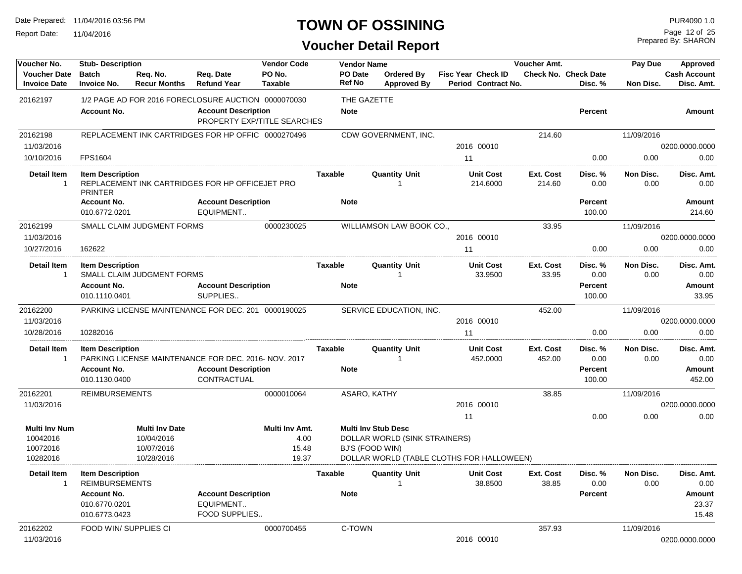# TOWN OF OSSINING

## Voucher Detail Report

Date Prepared: 11/04/2016 03:56 PM
Report Date: 11/04/2016

PUR4090 1.0
Prepared By: SHARON

| Voucher No. | Stub- Description | | | Vendor Code | Vendor Name | | | | Voucher Amt. | | Pay Due | Approved |
|---|---|---|---|---|---|---|---|---|---|---|---|---|
| Voucher Date | Batch | Req. No. | Req. Date | PO No. | PO Date | Ordered By | Fisc Year | Check ID | Check No. | Check Date | | Cash Account |
| Invoice Date | Invoice No. | Recur Months | Refund Year | Taxable | Ref No | Approved By | Period | Contract No. | | Disc. % | Non Disc. | Disc. Amt. |

**20162197** — 1/2 PAGE AD FOR 2016 FORECLOSURE AUCTION — 0000070030 — THE GAZETTE

| Account No. | Account Description | Note | Percent | Amount |
|---|---|---|---|---|
| | PROPERTY EXP/TITLE SEARCHES | | | |

**20162198** — REPLACEMENT INK CARTRIDGES FOR HP OFFIC — 0000270496 — CDW GOVERNMENT, INC. — Voucher Amt. 214.60 — Pay Due 11/09/2016

Voucher Date: 11/03/2016 — Fisc Year 2016, Check ID 00010 — Cash Account 0200.0000.0000
Invoice Date: 10/10/2016 — Invoice No. FPS1604 — Period 11 — Disc. % 0.00 — Non Disc. 0.00 — Disc. Amt. 0.00

| Detail Item | Item Description | Taxable | Quantity | Unit | Unit Cost | Ext. Cost | Disc. % | Non Disc. | Disc. Amt. |
|---|---|---|---|---|---|---|---|---|---|
| 1 | REPLACEMENT INK CARTRIDGES FOR HP OFFICEJET PRO PRINTER | | 1 | | 214.6000 | 214.60 | 0.00 | 0.00 | 0.00 |

| Account No. | Account Description | Note | Percent | Amount |
|---|---|---|---|---|
| 010.6772.0201 | EQUIPMENT.. | | 100.00 | 214.60 |

**20162199** — SMALL CLAIM JUDGMENT FORMS — 0000230025 — WILLIAMSON LAW BOOK CO., — Voucher Amt. 33.95 — Pay Due 11/09/2016

Voucher Date: 11/03/2016 — Fisc Year 2016, Check ID 00010 — Cash Account 0200.0000.0000
Invoice Date: 10/27/2016 — Invoice No. 162622 — Period 11 — Disc. % 0.00 — Non Disc. 0.00 — Disc. Amt. 0.00

| Detail Item | Item Description | Taxable | Quantity | Unit | Unit Cost | Ext. Cost | Disc. % | Non Disc. | Disc. Amt. |
|---|---|---|---|---|---|---|---|---|---|
| 1 | SMALL CLAIM JUDGMENT FORMS | | 1 | | 33.9500 | 33.95 | 0.00 | 0.00 | 0.00 |

| Account No. | Account Description | Note | Percent | Amount |
|---|---|---|---|---|
| 010.1110.0401 | SUPPLIES.. | | 100.00 | 33.95 |

**20162200** — PARKING LICENSE MAINTENANCE FOR DEC. 201 — 0000190025 — SERVICE EDUCATION, INC. — Voucher Amt. 452.00 — Pay Due 11/09/2016

Voucher Date: 11/03/2016 — Fisc Year 2016, Check ID 00010 — Cash Account 0200.0000.0000
Invoice Date: 10/28/2016 — Invoice No. 10282016 — Period 11 — Disc. % 0.00 — Non Disc. 0.00 — Disc. Amt. 0.00

| Detail Item | Item Description | Taxable | Quantity | Unit | Unit Cost | Ext. Cost | Disc. % | Non Disc. | Disc. Amt. |
|---|---|---|---|---|---|---|---|---|---|
| 1 | PARKING LICENSE MAINTENANCE FOR DEC. 2016- NOV. 2017 | | 1 | | 452.0000 | 452.00 | 0.00 | 0.00 | 0.00 |

| Account No. | Account Description | Note | Percent | Amount |
|---|---|---|---|---|
| 010.1130.0400 | CONTRACTUAL | | 100.00 | 452.00 |

**20162201** — REIMBURSEMENTS — 0000010064 — ASARO, KATHY — Voucher Amt. 38.85 — Pay Due 11/09/2016

Voucher Date: 11/03/2016 — Fisc Year 2016, Check ID 00010 — Cash Account 0200.0000.0000
Period 11 — Disc. % 0.00 — Non Disc. 0.00 — Disc. Amt. 0.00

| Multi Inv Num | Multi Inv Date | Multi Inv Amt. | Multi Inv Stub Desc |
|---|---|---|---|
| 10042016 | 10/04/2016 | 4.00 | DOLLAR WORLD (SINK STRAINERS) |
| 10072016 | 10/07/2016 | 15.48 | BJ'S (FOOD WIN) |
| 10282016 | 10/28/2016 | 19.37 | DOLLAR WORLD (TABLE CLOTHS FOR HALLOWEEN) |

| Detail Item | Item Description | Taxable | Quantity | Unit | Unit Cost | Ext. Cost | Disc. % | Non Disc. | Disc. Amt. |
|---|---|---|---|---|---|---|---|---|---|
| 1 | REIMBURSEMENTS | | 1 | | 38.8500 | 38.85 | 0.00 | 0.00 | 0.00 |

| Account No. | Account Description | Note | Percent | Amount |
|---|---|---|---|---|
| 010.6770.0201 | EQUIPMENT.. | | | 23.37 |
| 010.6773.0423 | FOOD SUPPLIES.. | | | 15.48 |

**20162202** — FOOD WIN/ SUPPLIES CI — 0000700455 — C-TOWN — Voucher Amt. 357.93 — Pay Due 11/09/2016

Voucher Date: 11/03/2016 — Fisc Year 2016, Check ID 00010 — Cash Account 0200.0000.0000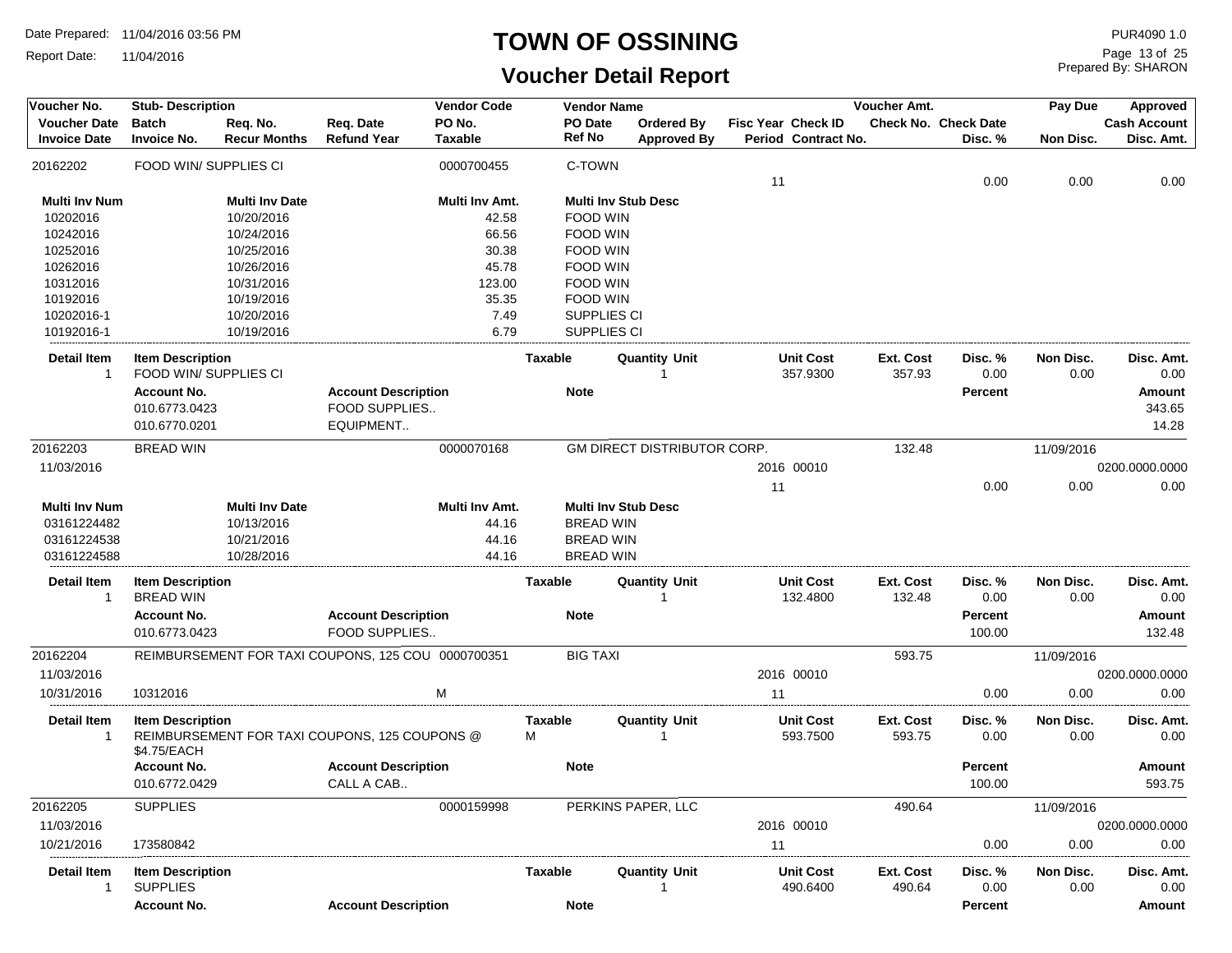# TOWN OF OSSINING

## Voucher Detail Report

Date Prepared: 11/04/2016 03:56 PM
Report Date: 11/04/2016

PUR4090 1.0
Prepared By: SHARON

| Voucher No. | Stub- Description | Req. No. | Req. Date | Vendor Code | Vendor Name | Ordered By | Fisc Year Check ID | Voucher Amt. | | Pay Due | Approved |
|---|---|---|---|---|---|---|---|---|---|---|---|
| Voucher Date | Batch | Req. No. | Req. Date | PO No. | PO Date | Ordered By | Fisc Year Check ID | Check No. | Check Date | | Cash Account |
| Invoice Date | Invoice No. | Recur Months | Refund Year | Taxable | Ref No | Approved By | Period Contract No. | | Disc. % | Non Disc. | Disc. Amt. |

### 20162202 — FOOD WIN/ SUPPLIES CI

Vendor Code: 0000700455 — C-TOWN

Period: 11 | Disc. %: 0.00 | Non Disc.: 0.00 | Disc. Amt.: 0.00

| Multi Inv Num | Multi Inv Date | Multi Inv Amt. | Multi Inv Stub Desc |
|---|---|---|---|
| 10202016 | 10/20/2016 | 42.58 | FOOD WIN |
| 10242016 | 10/24/2016 | 66.56 | FOOD WIN |
| 10252016 | 10/25/2016 | 30.38 | FOOD WIN |
| 10262016 | 10/26/2016 | 45.78 | FOOD WIN |
| 10312016 | 10/31/2016 | 123.00 | FOOD WIN |
| 10192016 | 10/19/2016 | 35.35 | FOOD WIN |
| 10202016-1 | 10/20/2016 | 7.49 | SUPPLIES CI |
| 10192016-1 | 10/19/2016 | 6.79 | SUPPLIES CI |

| Detail Item | Item Description | Taxable | Quantity Unit | Unit Cost | Ext. Cost | Disc. % | Non Disc. | Disc. Amt. |
|---|---|---|---|---|---|---|---|---|
| 1 | FOOD WIN/ SUPPLIES CI | | 1 | 357.9300 | 357.93 | 0.00 | 0.00 | 0.00 |

| Account No. | Account Description | Note | Percent | Amount |
|---|---|---|---|---|
| 010.6773.0423 | FOOD SUPPLIES.. | | | 343.65 |
| 010.6770.0201 | EQUIPMENT.. | | | 14.28 |

### 20162203 — BREAD WIN

Vendor Code: 0000070168 — GM DIRECT DISTRIBUTOR CORP. | Voucher Amt.: 132.48 | Pay Due: 11/09/2016

Voucher Date: 11/03/2016 | Fisc Year: 2016 | Check ID: 00010 | Cash Account: 0200.0000.0000

Period: 11 | Disc. %: 0.00 | Non Disc.: 0.00 | Disc. Amt.: 0.00

| Multi Inv Num | Multi Inv Date | Multi Inv Amt. | Multi Inv Stub Desc |
|---|---|---|---|
| 03161224482 | 10/13/2016 | 44.16 | BREAD WIN |
| 03161224538 | 10/21/2016 | 44.16 | BREAD WIN |
| 03161224588 | 10/28/2016 | 44.16 | BREAD WIN |

| Detail Item | Item Description | Taxable | Quantity Unit | Unit Cost | Ext. Cost | Disc. % | Non Disc. | Disc. Amt. |
|---|---|---|---|---|---|---|---|---|
| 1 | BREAD WIN | | 1 | 132.4800 | 132.48 | 0.00 | 0.00 | 0.00 |

| Account No. | Account Description | Note | Percent | Amount |
|---|---|---|---|---|
| 010.6773.0423 | FOOD SUPPLIES.. | | 100.00 | 132.48 |

### 20162204 — REIMBURSEMENT FOR TAXI COUPONS, 125 COU

Vendor Code: 0000700351 — BIG TAXI | Voucher Amt.: 593.75 | Pay Due: 11/09/2016

Voucher Date: 11/03/2016 | Fisc Year: 2016 | Check ID: 00010 | Cash Account: 0200.0000.0000

Invoice Date: 10/31/2016 | Invoice No.: 10312016 | Taxable: M | Period: 11 | Disc. %: 0.00 | Non Disc.: 0.00 | Disc. Amt.: 0.00

| Detail Item | Item Description | Taxable | Quantity Unit | Unit Cost | Ext. Cost | Disc. % | Non Disc. | Disc. Amt. |
|---|---|---|---|---|---|---|---|---|
| 1 | REIMBURSEMENT FOR TAXI COUPONS, 125 COUPONS @ $4.75/EACH | M | 1 | 593.7500 | 593.75 | 0.00 | 0.00 | 0.00 |

| Account No. | Account Description | Note | Percent | Amount |
|---|---|---|---|---|
| 010.6772.0429 | CALL A CAB.. | | 100.00 | 593.75 |

### 20162205 — SUPPLIES

Vendor Code: 0000159998 — PERKINS PAPER, LLC | Voucher Amt.: 490.64 | Pay Due: 11/09/2016

Voucher Date: 11/03/2016 | Fisc Year: 2016 | Check ID: 00010 | Cash Account: 0200.0000.0000

Invoice Date: 10/21/2016 | Invoice No.: 173580842 | Period: 11 | Disc. %: 0.00 | Non Disc.: 0.00 | Disc. Amt.: 0.00

| Detail Item | Item Description | Taxable | Quantity Unit | Unit Cost | Ext. Cost | Disc. % | Non Disc. | Disc. Amt. |
|---|---|---|---|---|---|---|---|---|
| 1 | SUPPLIES | | 1 | 490.6400 | 490.64 | 0.00 | 0.00 | 0.00 |

| Account No. | Account Description | Note | Percent | Amount |
|---|---|---|---|---|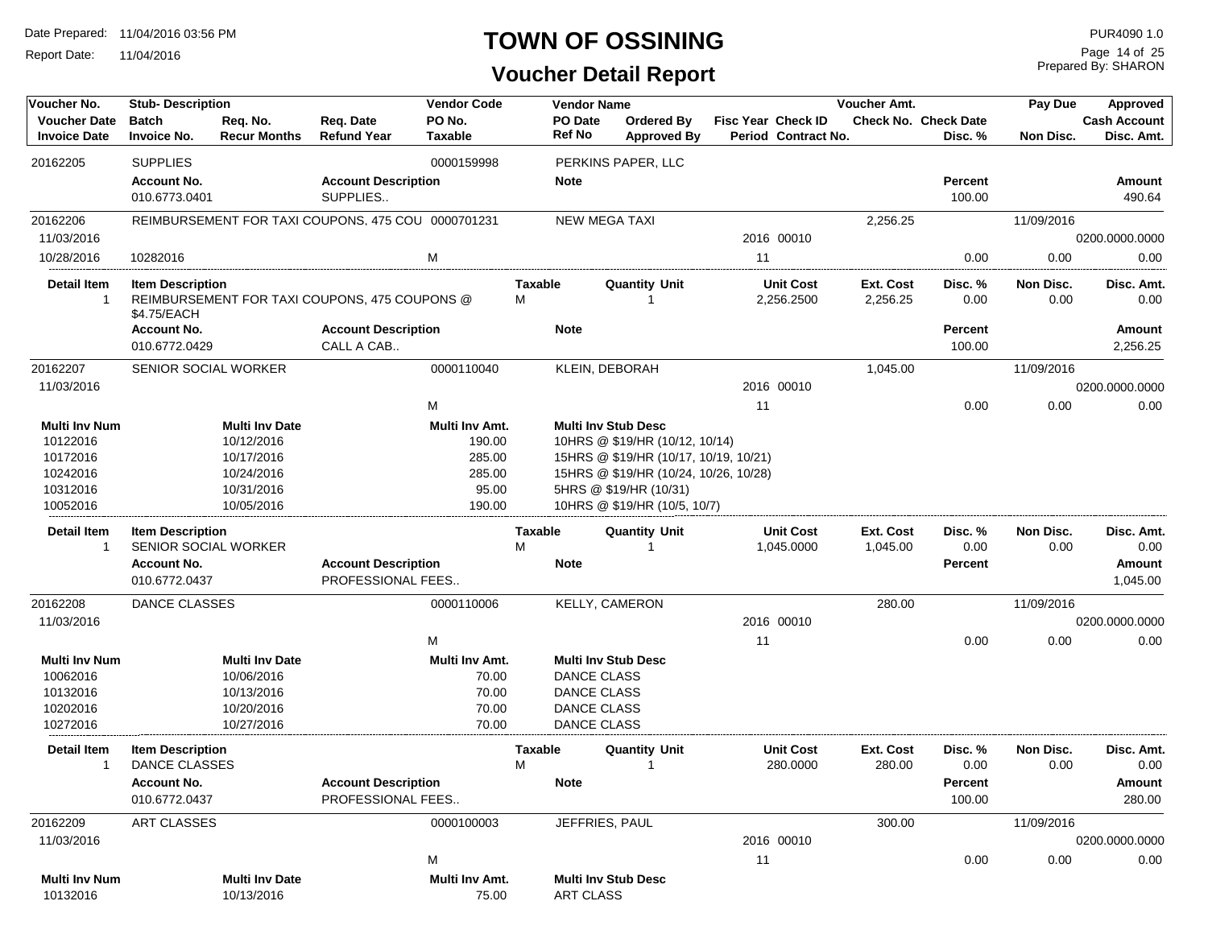# TOWN OF OSSINING

## Voucher Detail Report

Date Prepared: 11/04/2016 03:56 PM
Report Date: 11/04/2016
PUR4090 1.0
Prepared By: SHARON

| Voucher No. | Stub- Description | | | Vendor Code | Vendor Name | | | | Voucher Amt. | | Pay Due | Approved |
|---|---|---|---|---|---|---|---|---|---|---|---|---|
| Voucher Date | Batch | Req. No. | Req. Date | PO No. | PO Date | Ordered By | Fisc Year Check ID | | Check No. | Check Date | | Cash Account |
| Invoice Date | Invoice No. | Recur Months | Refund Year | Taxable | Ref No | Approved By | Period Contract No. | | | Disc. % | Non Disc. | Disc. Amt. |
| 20162205 | SUPPLIES | | | 0000159998 | PERKINS PAPER, LLC | | | | | | | |
| | **Account No.** | | **Account Description** | | **Note** | | | | | **Percent** | | **Amount** |
| | 010.6773.0401 | | SUPPLIES.. | | | | | | | 100.00 | | 490.64 |
| 20162206 | REIMBURSEMENT FOR TAXI COUPONS, 475 COU | | | 0000701231 | NEW MEGA TAXI | | | | 2,256.25 | | 11/09/2016 | |
| 11/03/2016 | | | | | | | 2016 00010 | | | | | 0200.0000.0000 |
| 10/28/2016 | 10282016 | | | M | | | 11 | | | 0.00 | 0.00 | 0.00 |
| **Detail Item** | **Item Description** | | | **Taxable** | | **Quantity Unit** | **Unit Cost** | | **Ext. Cost** | **Disc. %** | **Non Disc.** | **Disc. Amt.** |
| 1 | REIMBURSEMENT FOR TAXI COUPONS, 475 COUPONS @ $4.75/EACH | | | M | | 1 | 2,256.2500 | | 2,256.25 | 0.00 | 0.00 | 0.00 |
| | **Account No.** | | **Account Description** | | **Note** | | | | | **Percent** | | **Amount** |
| | 010.6772.0429 | | CALL A CAB.. | | | | | | | 100.00 | | 2,256.25 |
| 20162207 | SENIOR SOCIAL WORKER | | | 0000110040 | KLEIN, DEBORAH | | | | 1,045.00 | | 11/09/2016 | |
| 11/03/2016 | | | | | | | 2016 00010 | | | | | 0200.0000.0000 |
| | | | | M | | | 11 | | | 0.00 | 0.00 | 0.00 |
| **Multi Inv Num** | | **Multi Inv Date** | | **Multi Inv Amt.** | **Multi Inv Stub Desc** | | | | | | | |
| 10122016 | | 10/12/2016 | | 190.00 | 10HRS @ $19/HR (10/12, 10/14) | | | | | | | |
| 10172016 | | 10/17/2016 | | 285.00 | 15HRS @ $19/HR (10/17, 10/19, 10/21) | | | | | | | |
| 10242016 | | 10/24/2016 | | 285.00 | 15HRS @ $19/HR (10/24, 10/26, 10/28) | | | | | | | |
| 10312016 | | 10/31/2016 | | 95.00 | 5HRS @ $19/HR (10/31) | | | | | | | |
| 10052016 | | 10/05/2016 | | 190.00 | 10HRS @ $19/HR (10/5, 10/7) | | | | | | | |
| **Detail Item** | **Item Description** | | | **Taxable** | | **Quantity Unit** | **Unit Cost** | | **Ext. Cost** | **Disc. %** | **Non Disc.** | **Disc. Amt.** |
| 1 | SENIOR SOCIAL WORKER | | | M | | 1 | 1,045.0000 | | 1,045.00 | 0.00 | 0.00 | 0.00 |
| | **Account No.** | | **Account Description** | | **Note** | | | | | **Percent** | | **Amount** |
| | 010.6772.0437 | | PROFESSIONAL FEES.. | | | | | | | | | 1,045.00 |
| 20162208 | DANCE CLASSES | | | 0000110006 | KELLY, CAMERON | | | | 280.00 | | 11/09/2016 | |
| 11/03/2016 | | | | | | | 2016 00010 | | | | | 0200.0000.0000 |
| | | | | M | | | 11 | | | 0.00 | 0.00 | 0.00 |
| **Multi Inv Num** | | **Multi Inv Date** | | **Multi Inv Amt.** | **Multi Inv Stub Desc** | | | | | | | |
| 10062016 | | 10/06/2016 | | 70.00 | DANCE CLASS | | | | | | | |
| 10132016 | | 10/13/2016 | | 70.00 | DANCE CLASS | | | | | | | |
| 10202016 | | 10/20/2016 | | 70.00 | DANCE CLASS | | | | | | | |
| 10272016 | | 10/27/2016 | | 70.00 | DANCE CLASS | | | | | | | |
| **Detail Item** | **Item Description** | | | **Taxable** | | **Quantity Unit** | **Unit Cost** | | **Ext. Cost** | **Disc. %** | **Non Disc.** | **Disc. Amt.** |
| 1 | DANCE CLASSES | | | M | | 1 | 280.0000 | | 280.00 | 0.00 | 0.00 | 0.00 |
| | **Account No.** | | **Account Description** | | **Note** | | | | | **Percent** | | **Amount** |
| | 010.6772.0437 | | PROFESSIONAL FEES.. | | | | | | | 100.00 | | 280.00 |
| 20162209 | ART CLASSES | | | 0000100003 | JEFFRIES, PAUL | | | | 300.00 | | 11/09/2016 | |
| 11/03/2016 | | | | | | | 2016 00010 | | | | | 0200.0000.0000 |
| | | | | M | | | 11 | | | 0.00 | 0.00 | 0.00 |
| **Multi Inv Num** | | **Multi Inv Date** | | **Multi Inv Amt.** | **Multi Inv Stub Desc** | | | | | | | |
| 10132016 | | 10/13/2016 | | 75.00 | ART CLASS | | | | | | | |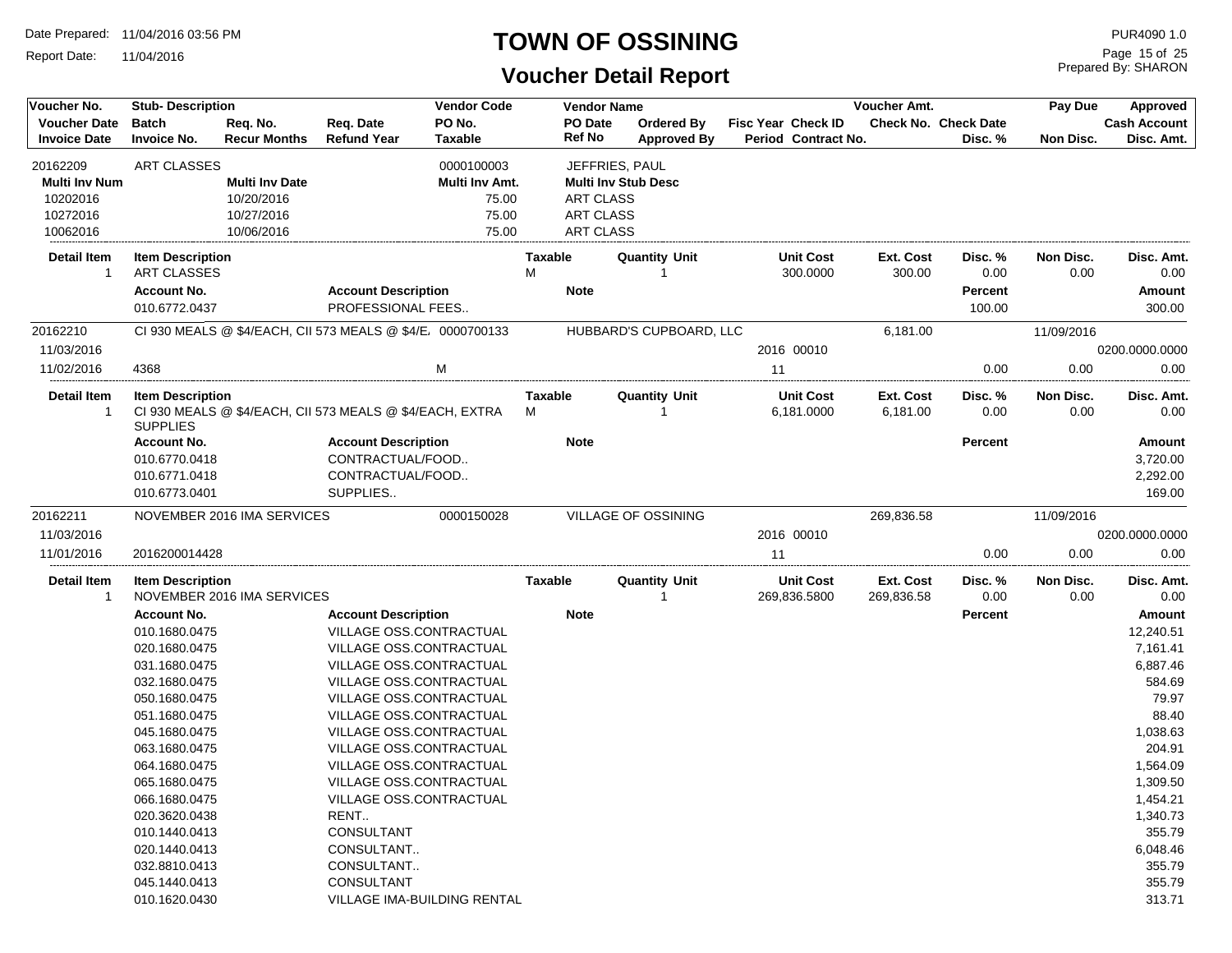# TOWN OF OSSINING

## Voucher Detail Report

Date Prepared: 11/04/2016 03:56 PM
Report Date: 11/04/2016

PUR4090 1.0
Prepared By: SHARON

| Voucher No. | Stub- Description | | | Vendor Code | Vendor Name | | | Voucher Amt. | | Pay Due | Approved |
|---|---|---|---|---|---|---|---|---|---|---|---|
| Voucher Date | Batch | Req. No. | Req. Date | PO No. | PO Date | Ordered By | Fisc Year Check ID | Check No. | Check Date | | Cash Account |
| Invoice Date | Invoice No. | Recur Months | Refund Year | Taxable | Ref No | Approved By | Period Contract No. | | Disc. % | Non Disc. | Disc. Amt. |

### 20162209 — ART CLASSES — 0000100003 — JEFFRIES, PAUL

| Multi Inv Num | Multi Inv Date | Multi Inv Amt. | Multi Inv Stub Desc |
|---|---|---|---|
| 10202016 | 10/20/2016 | 75.00 | ART CLASS |
| 10272016 | 10/27/2016 | 75.00 | ART CLASS |
| 10062016 | 10/06/2016 | 75.00 | ART CLASS |

| Detail Item | Item Description | Taxable | Quantity Unit | Unit Cost | Ext. Cost | Disc. % | Non Disc. | Disc. Amt. |
|---|---|---|---|---|---|---|---|---|
| 1 | ART CLASSES | M | 1 | 300.0000 | 300.00 | 0.00 | 0.00 | 0.00 |

| Account No. | Account Description | Note | Percent | Amount |
|---|---|---|---|---|
| 010.6772.0437 | PROFESSIONAL FEES.. | | 100.00 | 300.00 |

### 20162210 — CI 930 MEALS @ $4/EACH, CII 573 MEALS @ $4/E/ — 0000700133 — HUBBARD'S CUPBOARD, LLC

| Voucher No. | Stub- Description | Vendor Code | Vendor Name | Fisc Year / Check ID | Voucher Amt. | Disc. % | Pay Due / Non Disc. | Approved |
|---|---|---|---|---|---|---|---|---|
| 20162210 | CI 930 MEALS @ $4/EACH, CII 573 MEALS @ $4/E/ | 0000700133 | HUBBARD'S CUPBOARD, LLC | | 6,181.00 | | 11/09/2016 | |
| 11/03/2016 | | | | 2016 00010 | | | | 0200.0000.0000 |
| 11/02/2016 | 4368 | M | | 11 | | 0.00 | 0.00 | 0.00 |

| Detail Item | Item Description | Taxable | Quantity Unit | Unit Cost | Ext. Cost | Disc. % | Non Disc. | Disc. Amt. |
|---|---|---|---|---|---|---|---|---|
| 1 | CI 930 MEALS @ $4/EACH, CII 573 MEALS @ $4/EACH, EXTRA SUPPLIES | M | 1 | 6,181.0000 | 6,181.00 | 0.00 | 0.00 | 0.00 |

| Account No. | Account Description | Note | Percent | Amount |
|---|---|---|---|---|
| 010.6770.0418 | CONTRACTUAL/FOOD.. | | | 3,720.00 |
| 010.6771.0418 | CONTRACTUAL/FOOD.. | | | 2,292.00 |
| 010.6773.0401 | SUPPLIES.. | | | 169.00 |

### 20162211 — NOVEMBER 2016 IMA SERVICES — 0000150028 — VILLAGE OF OSSINING

| Voucher No. | Stub- Description | Vendor Code | Vendor Name | Fisc Year / Check ID | Voucher Amt. | Disc. % | Pay Due / Non Disc. | Approved |
|---|---|---|---|---|---|---|---|---|
| 20162211 | NOVEMBER 2016 IMA SERVICES | 0000150028 | VILLAGE OF OSSINING | | 269,836.58 | | 11/09/2016 | |
| 11/03/2016 | | | | 2016 00010 | | | | 0200.0000.0000 |
| 11/01/2016 | 2016200014428 | | | 11 | | 0.00 | 0.00 | 0.00 |

| Detail Item | Item Description | Taxable | Quantity Unit | Unit Cost | Ext. Cost | Disc. % | Non Disc. | Disc. Amt. |
|---|---|---|---|---|---|---|---|---|
| 1 | NOVEMBER 2016 IMA SERVICES | | 1 | 269,836.5800 | 269,836.58 | 0.00 | 0.00 | 0.00 |

| Account No. | Account Description | Note | Percent | Amount |
|---|---|---|---|---|
| 010.1680.0475 | VILLAGE OSS.CONTRACTUAL | | | 12,240.51 |
| 020.1680.0475 | VILLAGE OSS.CONTRACTUAL | | | 7,161.41 |
| 031.1680.0475 | VILLAGE OSS.CONTRACTUAL | | | 6,887.46 |
| 032.1680.0475 | VILLAGE OSS.CONTRACTUAL | | | 584.69 |
| 050.1680.0475 | VILLAGE OSS.CONTRACTUAL | | | 79.97 |
| 051.1680.0475 | VILLAGE OSS.CONTRACTUAL | | | 88.40 |
| 045.1680.0475 | VILLAGE OSS.CONTRACTUAL | | | 1,038.63 |
| 063.1680.0475 | VILLAGE OSS.CONTRACTUAL | | | 204.91 |
| 064.1680.0475 | VILLAGE OSS.CONTRACTUAL | | | 1,564.09 |
| 065.1680.0475 | VILLAGE OSS.CONTRACTUAL | | | 1,309.50 |
| 066.1680.0475 | VILLAGE OSS.CONTRACTUAL | | | 1,454.21 |
| 020.3620.0438 | RENT.. | | | 1,340.73 |
| 010.1440.0413 | CONSULTANT | | | 355.79 |
| 020.1440.0413 | CONSULTANT.. | | | 6,048.46 |
| 032.8810.0413 | CONSULTANT.. | | | 355.79 |
| 045.1440.0413 | CONSULTANT | | | 355.79 |
| 010.1620.0430 | VILLAGE IMA-BUILDING RENTAL | | | 313.71 |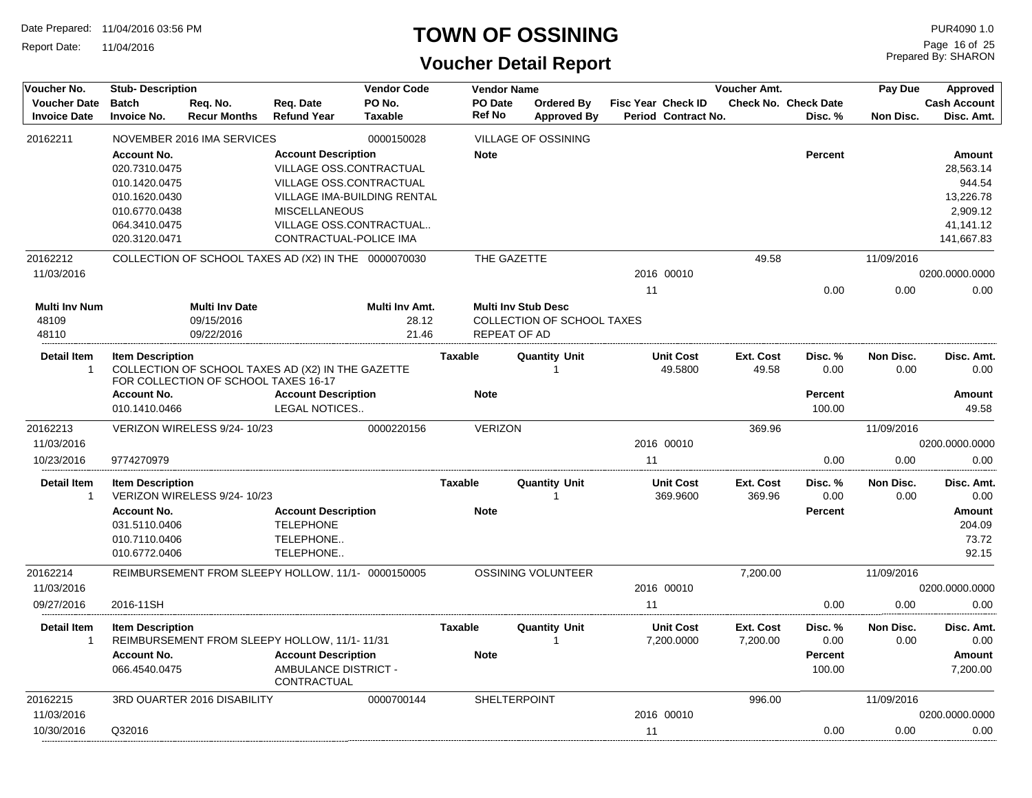# TOWN OF OSSINING

## Voucher Detail Report

Date Prepared: 11/04/2016 03:56 PM
Report Date: 11/04/2016
PUR4090 1.0
Prepared By: SHARON

| Voucher No. / Voucher Date / Invoice Date | Stub- Description / Batch / Invoice No. | Req. No. / Recur Months | Req. Date / Refund Year | Vendor Code / PO No. / Taxable | Vendor Name / PO Date / Ref No | Ordered By / Approved By | Fisc Year / Period | Check ID / Contract No. | Voucher Amt. / Check No. | Check Date / Disc. % | Pay Due / Non Disc. | Approved / Cash Account / Disc. Amt. |
|---|---|---|---|---|---|---|---|---|---|---|---|---|
| 20162211 | NOVEMBER 2016 IMA SERVICES | | | 0000150028 | VILLAGE OF OSSINING | | | | | | | |

| Account No. | Account Description | Note | Percent | Amount |
|---|---|---|---|---|
| 020.7310.0475 | VILLAGE OSS.CONTRACTUAL | | | 28,563.14 |
| 010.1420.0475 | VILLAGE OSS.CONTRACTUAL | | | 944.54 |
| 010.1620.0430 | VILLAGE IMA-BUILDING RENTAL | | | 13,226.78 |
| 010.6770.0438 | MISCELLANEOUS | | | 2,909.12 |
| 064.3410.0475 | VILLAGE OSS.CONTRACTUAL.. | | | 41,141.12 |
| 020.3120.0471 | CONTRACTUAL-POLICE IMA | | | 141,667.83 |

| Voucher No. | Stub- Description | Vendor Code | Vendor Name | Fisc Year | Check ID | Voucher Amt. | Disc. % | Pay Due | Approved |
|---|---|---|---|---|---|---|---|---|---|
| 20162212 | COLLECTION OF SCHOOL TAXES AD (X2) IN THE | 0000070030 | THE GAZETTE | | | 49.58 | | 11/09/2016 | |
| 11/03/2016 | | | | 2016 | 00010 | | | | 0200.0000.0000 |
| | | | | 11 | | | 0.00 | 0.00 | 0.00 |

| Multi Inv Num | Multi Inv Date | Multi Inv Amt. | Multi Inv Stub Desc |
|---|---|---|---|
| 48109 | 09/15/2016 | 28.12 | COLLECTION OF SCHOOL TAXES |
| 48110 | 09/22/2016 | 21.46 | REPEAT OF AD |

| Detail Item | Item Description | Taxable | Quantity | Unit | Unit Cost | Ext. Cost | Disc. % | Non Disc. | Disc. Amt. |
|---|---|---|---|---|---|---|---|---|---|
| 1 | COLLECTION OF SCHOOL TAXES AD (X2) IN THE GAZETTE FOR COLLECTION OF SCHOOL TAXES 16-17 | | 1 | | 49.5800 | 49.58 | 0.00 | 0.00 | 0.00 |

| Account No. | Account Description | Note | Percent | Amount |
|---|---|---|---|---|
| 010.1410.0466 | LEGAL NOTICES.. | | 100.00 | 49.58 |

| Voucher No. | Stub- Description | Vendor Code | Vendor Name | Fisc Year | Check ID | Voucher Amt. | Disc. % | Pay Due | Approved |
|---|---|---|---|---|---|---|---|---|---|
| 20162213 | VERIZON WIRELESS 9/24- 10/23 | 0000220156 | VERIZON | | | 369.96 | | 11/09/2016 | |
| 11/03/2016 | | | | 2016 | 00010 | | | | 0200.0000.0000 |
| 10/23/2016 | 9774270979 | | | 11 | | | 0.00 | 0.00 | 0.00 |

| Detail Item | Item Description | Taxable | Quantity | Unit | Unit Cost | Ext. Cost | Disc. % | Non Disc. | Disc. Amt. |
|---|---|---|---|---|---|---|---|---|---|
| 1 | VERIZON WIRELESS 9/24- 10/23 | | 1 | | 369.9600 | 369.96 | 0.00 | 0.00 | 0.00 |

| Account No. | Account Description | Note | Percent | Amount |
|---|---|---|---|---|
| 031.5110.0406 | TELEPHONE | | | 204.09 |
| 010.7110.0406 | TELEPHONE.. | | | 73.72 |
| 010.6772.0406 | TELEPHONE.. | | | 92.15 |

| Voucher No. | Stub- Description | Vendor Code | Vendor Name | Fisc Year | Check ID | Voucher Amt. | Disc. % | Pay Due | Approved |
|---|---|---|---|---|---|---|---|---|---|
| 20162214 | REIMBURSEMENT FROM SLEEPY HOLLOW, 11/1- | 0000150005 | OSSINING VOLUNTEER | | | 7,200.00 | | 11/09/2016 | |
| 11/03/2016 | | | | 2016 | 00010 | | | | 0200.0000.0000 |
| 09/27/2016 | 2016-11SH | | | 11 | | | 0.00 | 0.00 | 0.00 |

| Detail Item | Item Description | Taxable | Quantity | Unit | Unit Cost | Ext. Cost | Disc. % | Non Disc. | Disc. Amt. |
|---|---|---|---|---|---|---|---|---|---|
| 1 | REIMBURSEMENT FROM SLEEPY HOLLOW, 11/1- 11/31 | | 1 | | 7,200.0000 | 7,200.00 | 0.00 | 0.00 | 0.00 |

| Account No. | Account Description | Note | Percent | Amount |
|---|---|---|---|---|
| 066.4540.0475 | AMBULANCE DISTRICT - CONTRACTUAL | | 100.00 | 7,200.00 |

| Voucher No. | Stub- Description | Vendor Code | Vendor Name | Fisc Year | Check ID | Voucher Amt. | Disc. % | Pay Due | Approved |
|---|---|---|---|---|---|---|---|---|---|
| 20162215 | 3RD QUARTER 2016 DISABILITY | 0000700144 | SHELTERPOINT | | | 996.00 | | 11/09/2016 | |
| 11/03/2016 | | | | 2016 | 00010 | | | | 0200.0000.0000 |
| 10/30/2016 | Q32016 | | | 11 | | | 0.00 | 0.00 | 0.00 |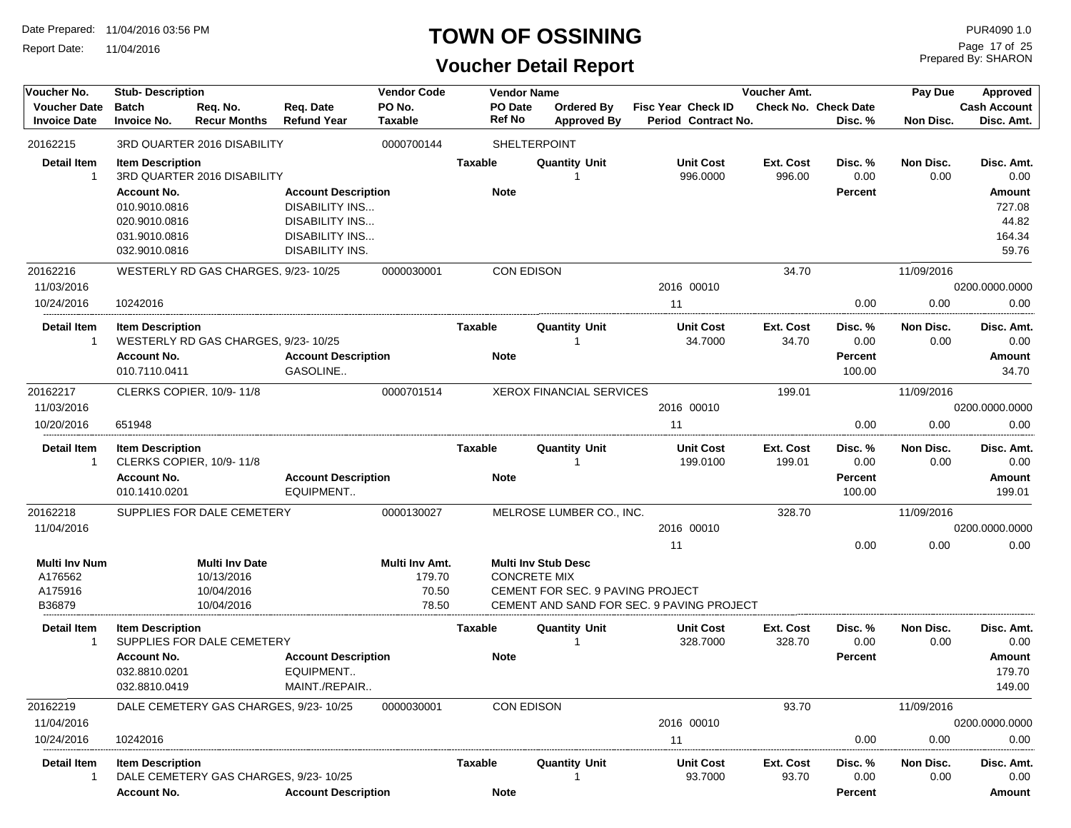# TOWN OF OSSINING

## Voucher Detail Report

Date Prepared: 11/04/2016 03:56 PM
Report Date: 11/04/2016

PUR4090 1.0
Prepared By: SHARON

| Voucher No. | Stub- Description | | | Vendor Code | Vendor Name | | | | Voucher Amt. | | Pay Due | Approved |
|---|---|---|---|---|---|---|---|---|---|---|---|---|
| **Voucher Date** | **Batch** | **Req. No.** | **Req. Date** | **PO No.** | **PO Date** | **Ordered By** | **Fisc Year** | **Check ID** | **Check No.** | **Check Date** | | **Cash Account** |
| **Invoice Date** | **Invoice No.** | **Recur Months** | **Refund Year** | **Taxable** | **Ref No** | **Approved By** | **Period** | **Contract No.** | | **Disc. %** | **Non Disc.** | **Disc. Amt.** |

**20162215** — 3RD QUARTER 2016 DISABILITY — 0000700144 — SHELTERPOINT

| Detail Item | Item Description | Taxable | Quantity | Unit | Unit Cost | Ext. Cost | Disc. % | Non Disc. | Disc. Amt. |
|---|---|---|---|---|---|---|---|---|---|
| 1 | 3RD QUARTER 2016 DISABILITY | | 1 | | 996.0000 | 996.00 | 0.00 | 0.00 | 0.00 |

| Account No. | Account Description | Note | Percent | Amount |
|---|---|---|---|---|
| 010.9010.0816 | DISABILITY INS... | | | 727.08 |
| 020.9010.0816 | DISABILITY INS... | | | 44.82 |
| 031.9010.0816 | DISABILITY INS... | | | 164.34 |
| 032.9010.0816 | DISABILITY INS. | | | 59.76 |

**20162216** — WESTERLY RD GAS CHARGES, 9/23- 10/25 — 0000030001 — CON EDISON — Voucher Amt. 34.70 — Pay Due 11/09/2016

| Voucher Date | Invoice Date | Invoice No. | Fisc Year | Check ID | Period | Disc. % | Non Disc. | Cash Account | Disc. Amt. |
|---|---|---|---|---|---|---|---|---|---|
| 11/03/2016 | 10/24/2016 | 10242016 | 2016 | 00010 | 11 | 0.00 | 0.00 | 0200.0000.0000 | 0.00 |

| Detail Item | Item Description | Taxable | Quantity | Unit | Unit Cost | Ext. Cost | Disc. % | Non Disc. | Disc. Amt. |
|---|---|---|---|---|---|---|---|---|---|
| 1 | WESTERLY RD GAS CHARGES, 9/23- 10/25 | | 1 | | 34.7000 | 34.70 | 0.00 | 0.00 | 0.00 |

| Account No. | Account Description | Note | Percent | Amount |
|---|---|---|---|---|
| 010.7110.0411 | GASOLINE.. | | 100.00 | 34.70 |

**20162217** — CLERKS COPIER, 10/9- 11/8 — 0000701514 — XEROX FINANCIAL SERVICES — Voucher Amt. 199.01 — Pay Due 11/09/2016

| Voucher Date | Invoice Date | Invoice No. | Fisc Year | Check ID | Period | Disc. % | Non Disc. | Cash Account | Disc. Amt. |
|---|---|---|---|---|---|---|---|---|---|
| 11/03/2016 | 10/20/2016 | 651948 | 2016 | 00010 | 11 | 0.00 | 0.00 | 0200.0000.0000 | 0.00 |

| Detail Item | Item Description | Taxable | Quantity | Unit | Unit Cost | Ext. Cost | Disc. % | Non Disc. | Disc. Amt. |
|---|---|---|---|---|---|---|---|---|---|
| 1 | CLERKS COPIER, 10/9- 11/8 | | 1 | | 199.0100 | 199.01 | 0.00 | 0.00 | 0.00 |

| Account No. | Account Description | Note | Percent | Amount |
|---|---|---|---|---|
| 010.1410.0201 | EQUIPMENT.. | | 100.00 | 199.01 |

**20162218** — SUPPLIES FOR DALE CEMETERY — 0000130027 — MELROSE LUMBER CO., INC. — Voucher Amt. 328.70 — Pay Due 11/09/2016

| Voucher Date | Invoice Date | Invoice No. | Fisc Year | Check ID | Period | Disc. % | Non Disc. | Cash Account | Disc. Amt. |
|---|---|---|---|---|---|---|---|---|---|
| 11/04/2016 | | | 2016 | 00010 | 11 | 0.00 | 0.00 | 0200.0000.0000 | 0.00 |

| Multi Inv Num | Multi Inv Date | Multi Inv Amt. | Multi Inv Stub Desc |
|---|---|---|---|
| A176562 | 10/13/2016 | 179.70 | CONCRETE MIX |
| A175916 | 10/04/2016 | 70.50 | CEMENT FOR SEC. 9 PAVING PROJECT |
| B36879 | 10/04/2016 | 78.50 | CEMENT AND SAND FOR SEC. 9 PAVING PROJECT |

| Detail Item | Item Description | Taxable | Quantity | Unit | Unit Cost | Ext. Cost | Disc. % | Non Disc. | Disc. Amt. |
|---|---|---|---|---|---|---|---|---|---|
| 1 | SUPPLIES FOR DALE CEMETERY | | 1 | | 328.7000 | 328.70 | 0.00 | 0.00 | 0.00 |

| Account No. | Account Description | Note | Percent | Amount |
|---|---|---|---|---|
| 032.8810.0201 | EQUIPMENT.. | | | 179.70 |
| 032.8810.0419 | MAINT./REPAIR.. | | | 149.00 |

**20162219** — DALE CEMETERY GAS CHARGES, 9/23- 10/25 — 0000030001 — CON EDISON — Voucher Amt. 93.70 — Pay Due 11/09/2016

| Voucher Date | Invoice Date | Invoice No. | Fisc Year | Check ID | Period | Disc. % | Non Disc. | Cash Account | Disc. Amt. |
|---|---|---|---|---|---|---|---|---|---|
| 11/04/2016 | 10/24/2016 | 10242016 | 2016 | 00010 | 11 | 0.00 | 0.00 | 0200.0000.0000 | 0.00 |

| Detail Item | Item Description | Taxable | Quantity | Unit | Unit Cost | Ext. Cost | Disc. % | Non Disc. | Disc. Amt. |
|---|---|---|---|---|---|---|---|---|---|
| 1 | DALE CEMETERY GAS CHARGES, 9/23- 10/25 | | 1 | | 93.7000 | 93.70 | 0.00 | 0.00 | 0.00 |

| Account No. | Account Description | Note | Percent | Amount |
|---|---|---|---|---|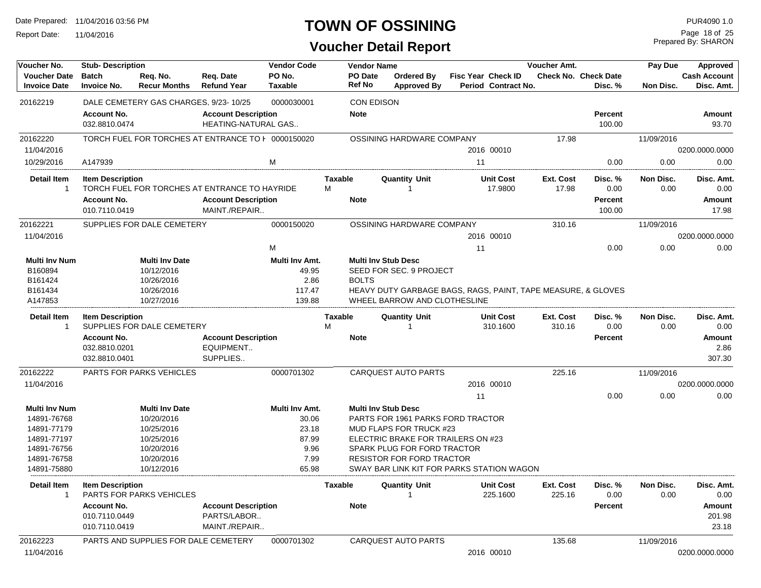# TOWN OF OSSINING

## Voucher Detail Report

Date Prepared: 11/04/2016 03:56 PM
Report Date: 11/04/2016

PUR4090 1.0
Prepared By: SHARON

| Voucher No. / Voucher Date / Invoice Date | Stub- Description / Batch / Invoice No. | Req. No. / Recur Months | Req. Date / Refund Year | Vendor Code / PO No. / Taxable | Vendor Name / PO Date / Ref No | Ordered By / Approved By | Fisc Year / Period | Check ID / Contract No. | Voucher Amt. / Check No. | Check Date / Disc. % | Pay Due / Non Disc. | Approved / Cash Account / Disc. Amt. |
|---|---|---|---|---|---|---|---|---|---|---|---|---|
| 20162219 | DALE CEMETERY GAS CHARGES, 9/23- 10/25 | | | 0000030001 | CON EDISON | | | | | | | |

| Account No. | Account Description | Note | Percent | Amount |
|---|---|---|---|---|
| 032.8810.0474 | HEATING-NATURAL GAS.. | | 100.00 | 93.70 |

| Voucher No. / Voucher Date / Invoice Date | Stub- Description / Batch / Invoice No. | Req. No. / Recur Months | Req. Date / Refund Year | Vendor Code / PO No. / Taxable | Vendor Name / PO Date / Ref No | Ordered By / Approved By | Fisc Year / Period | Check ID / Contract No. | Voucher Amt. / Check No. | Check Date / Disc. % | Pay Due / Non Disc. | Approved / Cash Account / Disc. Amt. |
|---|---|---|---|---|---|---|---|---|---|---|---|---|
| 20162220 | TORCH FUEL FOR TORCHES AT ENTRANCE TO H | | | 0000150020 | OSSINING HARDWARE COMPANY | | | | 17.98 | | 11/09/2016 | |
| 11/04/2016 | | | | | | | 2016 | 00010 | | | | 0200.0000.0000 |
| 10/29/2016 | A147939 | | | M | | | 11 | | | 0.00 | 0.00 | 0.00 |

| Detail Item | Item Description | Taxable | Quantity | Unit | Unit Cost | Ext. Cost | Disc. % | Non Disc. | Disc. Amt. |
|---|---|---|---|---|---|---|---|---|---|
| 1 | TORCH FUEL FOR TORCHES AT ENTRANCE TO HAYRIDE | M | 1 | | 17.9800 | 17.98 | 0.00 | 0.00 | 0.00 |

| Account No. | Account Description | Note | Percent | Amount |
|---|---|---|---|---|
| 010.7110.0419 | MAINT./REPAIR.. | | 100.00 | 17.98 |

| Voucher No. / Voucher Date / Invoice Date | Stub- Description / Batch / Invoice No. | Req. No. / Recur Months | Req. Date / Refund Year | Vendor Code / PO No. / Taxable | Vendor Name / PO Date / Ref No | Ordered By / Approved By | Fisc Year / Period | Check ID / Contract No. | Voucher Amt. / Check No. | Check Date / Disc. % | Pay Due / Non Disc. | Approved / Cash Account / Disc. Amt. |
|---|---|---|---|---|---|---|---|---|---|---|---|---|
| 20162221 | SUPPLIES FOR DALE CEMETERY | | | 0000150020 | OSSINING HARDWARE COMPANY | | | | 310.16 | | 11/09/2016 | |
| 11/04/2016 | | | | | | | 2016 | 00010 | | | | 0200.0000.0000 |
| | | | | M | | | 11 | | | 0.00 | 0.00 | 0.00 |

| Multi Inv Num | Multi Inv Date | Multi Inv Amt. | Multi Inv Stub Desc |
|---|---|---|---|
| B160894 | 10/12/2016 | 49.95 | SEED FOR SEC. 9 PROJECT |
| B161424 | 10/26/2016 | 2.86 | BOLTS |
| B161434 | 10/26/2016 | 117.47 | HEAVY DUTY GARBAGE BAGS, RAGS, PAINT, TAPE MEASURE, & GLOVES |
| A147853 | 10/27/2016 | 139.88 | WHEEL BARROW AND CLOTHESLINE |

| Detail Item | Item Description | Taxable | Quantity | Unit | Unit Cost | Ext. Cost | Disc. % | Non Disc. | Disc. Amt. |
|---|---|---|---|---|---|---|---|---|---|
| 1 | SUPPLIES FOR DALE CEMETERY | M | 1 | | 310.1600 | 310.16 | 0.00 | 0.00 | 0.00 |

| Account No. | Account Description | Note | Percent | Amount |
|---|---|---|---|---|
| 032.8810.0201 | EQUIPMENT.. | | | 2.86 |
| 032.8810.0401 | SUPPLIES.. | | | 307.30 |

| Voucher No. / Voucher Date / Invoice Date | Stub- Description / Batch / Invoice No. | Req. No. / Recur Months | Req. Date / Refund Year | Vendor Code / PO No. / Taxable | Vendor Name / PO Date / Ref No | Ordered By / Approved By | Fisc Year / Period | Check ID / Contract No. | Voucher Amt. / Check No. | Check Date / Disc. % | Pay Due / Non Disc. | Approved / Cash Account / Disc. Amt. |
|---|---|---|---|---|---|---|---|---|---|---|---|---|
| 20162222 | PARTS FOR PARKS VEHICLES | | | 0000701302 | CARQUEST AUTO PARTS | | | | 225.16 | | 11/09/2016 | |
| 11/04/2016 | | | | | | | 2016 | 00010 | | | | 0200.0000.0000 |
| | | | | | | | 11 | | | 0.00 | 0.00 | 0.00 |

| Multi Inv Num | Multi Inv Date | Multi Inv Amt. | Multi Inv Stub Desc |
|---|---|---|---|
| 14891-76768 | 10/20/2016 | 30.06 | PARTS FOR 1961 PARKS FORD TRACTOR |
| 14891-77179 | 10/25/2016 | 23.18 | MUD FLAPS FOR TRUCK #23 |
| 14891-77197 | 10/25/2016 | 87.99 | ELECTRIC BRAKE FOR TRAILERS ON #23 |
| 14891-76756 | 10/20/2016 | 9.96 | SPARK PLUG FOR FORD TRACTOR |
| 14891-76758 | 10/20/2016 | 7.99 | RESISTOR FOR FORD TRACTOR |
| 14891-75880 | 10/12/2016 | 65.98 | SWAY BAR LINK KIT FOR PARKS STATION WAGON |

| Detail Item | Item Description | Taxable | Quantity | Unit | Unit Cost | Ext. Cost | Disc. % | Non Disc. | Disc. Amt. |
|---|---|---|---|---|---|---|---|---|---|
| 1 | PARTS FOR PARKS VEHICLES | | 1 | | 225.1600 | 225.16 | 0.00 | 0.00 | 0.00 |

| Account No. | Account Description | Note | Percent | Amount |
|---|---|---|---|---|
| 010.7110.0449 | PARTS/LABOR.. | | | 201.98 |
| 010.7110.0419 | MAINT./REPAIR.. | | | 23.18 |

| Voucher No. / Voucher Date / Invoice Date | Stub- Description / Batch / Invoice No. | Req. No. / Recur Months | Req. Date / Refund Year | Vendor Code / PO No. / Taxable | Vendor Name / PO Date / Ref No | Ordered By / Approved By | Fisc Year / Period | Check ID / Contract No. | Voucher Amt. / Check No. | Check Date / Disc. % | Pay Due / Non Disc. | Approved / Cash Account / Disc. Amt. |
|---|---|---|---|---|---|---|---|---|---|---|---|---|
| 20162223 | PARTS AND SUPPLIES FOR DALE CEMETERY | | | 0000701302 | CARQUEST AUTO PARTS | | | | 135.68 | | 11/09/2016 | |
| 11/04/2016 | | | | | | | 2016 | 00010 | | | | 0200.0000.0000 |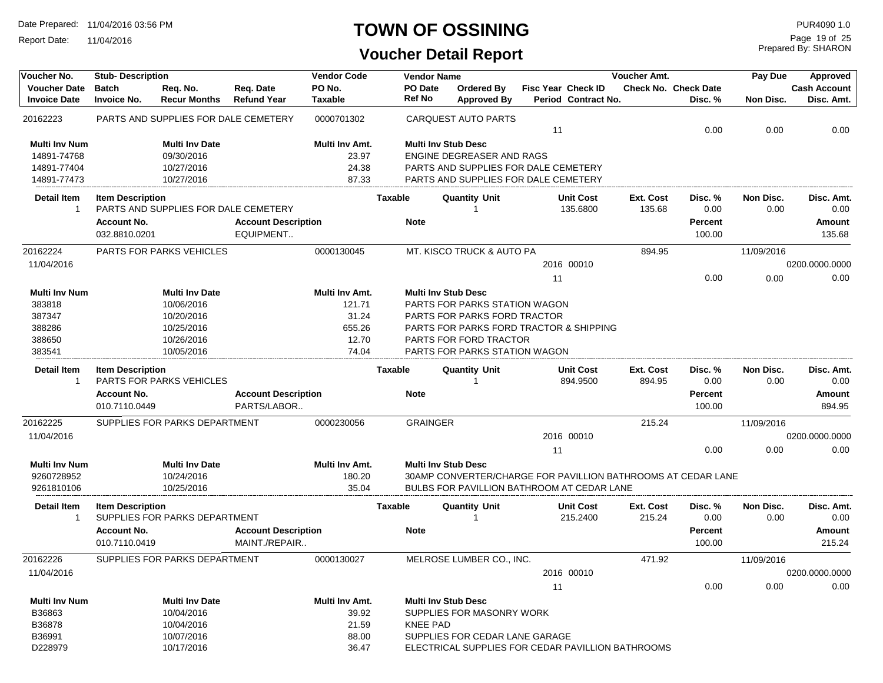# TOWN OF OSSINING

## Voucher Detail Report

Date Prepared: 11/04/2016 03:56 PM
Report Date: 11/04/2016

PUR4090 1.0
Prepared By: SHARON

| Voucher No. / Voucher Date / Invoice Date | Stub- Description / Batch / Invoice No. | Req. No. / Recur Months | Req. Date / Refund Year | Vendor Code / PO No. / Taxable | Vendor Name / PO Date / Ref No | Ordered By / Approved By | Fisc Year / Period | Check ID / Contract No. | Voucher Amt. / Check No. | Check Date / Disc. % | Pay Due / Non Disc. | Approved / Cash Account / Disc. Amt. |
|---|---|---|---|---|---|---|---|---|---|---|---|---|
| 20162223 | PARTS AND SUPPLIES FOR DALE CEMETERY | | | 0000701302 | CARQUEST AUTO PARTS | | | | | | | |
| | | | | | | | 11 | | | 0.00 | 0.00 | 0.00 |

| Multi Inv Num | Multi Inv Date | Multi Inv Amt. | Multi Inv Stub Desc |
|---|---|---|---|
| 14891-74768 | 09/30/2016 | 23.97 | ENGINE DEGREASER AND RAGS |
| 14891-77404 | 10/27/2016 | 24.38 | PARTS AND SUPPLIES FOR DALE CEMETERY |
| 14891-77473 | 10/27/2016 | 87.33 | PARTS AND SUPPLIES FOR DALE CEMETERY |

| Detail Item | Item Description | Taxable | Quantity | Unit | Unit Cost | Ext. Cost | Disc. % | Non Disc. | Disc. Amt. |
|---|---|---|---|---|---|---|---|---|---|
| 1 | PARTS AND SUPPLIES FOR DALE CEMETERY | | 1 | | 135.6800 | 135.68 | 0.00 | 0.00 | 0.00 |

| Account No. | Account Description | Note | Percent | Amount |
|---|---|---|---|---|
| 032.8810.0201 | EQUIPMENT.. | | 100.00 | 135.68 |

| Voucher No. / Voucher Date | Stub- Description | Vendor Code | Vendor Name | Fisc Year / Period | Check ID | Voucher Amt. | Disc. % | Pay Due / Non Disc. | Cash Account / Disc. Amt. |
|---|---|---|---|---|---|---|---|---|---|
| 20162224 | PARTS FOR PARKS VEHICLES | 0000130045 | MT. KISCO TRUCK & AUTO PA | | | 894.95 | | 11/09/2016 | |
| 11/04/2016 | | | | 2016 | 00010 | | | | 0200.0000.0000 |
| | | | | 11 | | | 0.00 | 0.00 | 0.00 |

| Multi Inv Num | Multi Inv Date | Multi Inv Amt. | Multi Inv Stub Desc |
|---|---|---|---|
| 383818 | 10/06/2016 | 121.71 | PARTS FOR PARKS STATION WAGON |
| 387347 | 10/20/2016 | 31.24 | PARTS FOR PARKS FORD TRACTOR |
| 388286 | 10/25/2016 | 655.26 | PARTS FOR PARKS FORD TRACTOR & SHIPPING |
| 388650 | 10/26/2016 | 12.70 | PARTS FOR FORD TRACTOR |
| 383541 | 10/05/2016 | 74.04 | PARTS FOR PARKS STATION WAGON |

| Detail Item | Item Description | Taxable | Quantity | Unit | Unit Cost | Ext. Cost | Disc. % | Non Disc. | Disc. Amt. |
|---|---|---|---|---|---|---|---|---|---|
| 1 | PARTS FOR PARKS VEHICLES | | 1 | | 894.9500 | 894.95 | 0.00 | 0.00 | 0.00 |

| Account No. | Account Description | Note | Percent | Amount |
|---|---|---|---|---|
| 010.7110.0449 | PARTS/LABOR.. | | 100.00 | 894.95 |

| Voucher No. / Voucher Date | Stub- Description | Vendor Code | Vendor Name | Fisc Year / Period | Check ID | Voucher Amt. | Disc. % | Pay Due / Non Disc. | Cash Account / Disc. Amt. |
|---|---|---|---|---|---|---|---|---|---|
| 20162225 | SUPPLIES FOR PARKS DEPARTMENT | 0000230056 | GRAINGER | | | 215.24 | | 11/09/2016 | |
| 11/04/2016 | | | | 2016 | 00010 | | | | 0200.0000.0000 |
| | | | | 11 | | | 0.00 | 0.00 | 0.00 |

| Multi Inv Num | Multi Inv Date | Multi Inv Amt. | Multi Inv Stub Desc |
|---|---|---|---|
| 9260728952 | 10/24/2016 | 180.20 | 30AMP CONVERTER/CHARGE FOR PAVILLION BATHROOMS AT CEDAR LANE |
| 9261810106 | 10/25/2016 | 35.04 | BULBS FOR PAVILLION BATHROOM AT CEDAR LANE |

| Detail Item | Item Description | Taxable | Quantity | Unit | Unit Cost | Ext. Cost | Disc. % | Non Disc. | Disc. Amt. |
|---|---|---|---|---|---|---|---|---|---|
| 1 | SUPPLIES FOR PARKS DEPARTMENT | | 1 | | 215.2400 | 215.24 | 0.00 | 0.00 | 0.00 |

| Account No. | Account Description | Note | Percent | Amount |
|---|---|---|---|---|
| 010.7110.0419 | MAINT./REPAIR.. | | 100.00 | 215.24 |

| Voucher No. / Voucher Date | Stub- Description | Vendor Code | Vendor Name | Fisc Year / Period | Check ID | Voucher Amt. | Disc. % | Pay Due / Non Disc. | Cash Account / Disc. Amt. |
|---|---|---|---|---|---|---|---|---|---|
| 20162226 | SUPPLIES FOR PARKS DEPARTMENT | 0000130027 | MELROSE LUMBER CO., INC. | | | 471.92 | | 11/09/2016 | |
| 11/04/2016 | | | | 2016 | 00010 | | | | 0200.0000.0000 |
| | | | | 11 | | | 0.00 | 0.00 | 0.00 |

| Multi Inv Num | Multi Inv Date | Multi Inv Amt. | Multi Inv Stub Desc |
|---|---|---|---|
| B36863 | 10/04/2016 | 39.92 | SUPPLIES FOR MASONRY WORK |
| B36878 | 10/04/2016 | 21.59 | KNEE PAD |
| B36991 | 10/07/2016 | 88.00 | SUPPLIES FOR CEDAR LANE GARAGE |
| D228979 | 10/17/2016 | 36.47 | ELECTRICAL SUPPLIES FOR CEDAR PAVILLION BATHROOMS |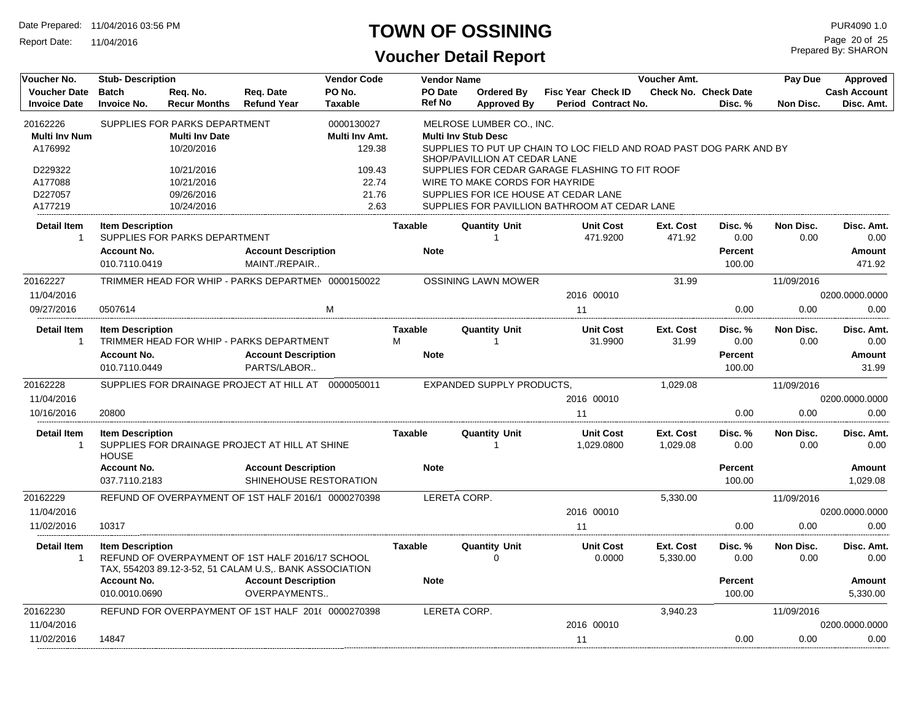# TOWN OF OSSINING

## Voucher Detail Report

Date Prepared: 11/04/2016 03:56 PM
Report Date: 11/04/2016

PUR4090 1.0
Prepared By: SHARON

| Voucher No. | Stub- Description | | | Vendor Code | Vendor Name | | | | Voucher Amt. | | Pay Due | Approved |
|---|---|---|---|---|---|---|---|---|---|---|---|---|
| **Voucher Date** | **Batch** | **Req. No.** | **Req. Date** | **PO No.** | **PO Date** | **Ordered By** | **Fisc Year** | **Check ID** | **Check No.** | **Check Date** | | **Cash Account** |
| **Invoice Date** | **Invoice No.** | **Recur Months** | **Refund Year** | **Taxable** | **Ref No** | **Approved By** | **Period** | **Contract No.** | | **Disc. %** | **Non Disc.** | **Disc. Amt.** |

**20162226** — SUPPLIES FOR PARKS DEPARTMENT — Vendor Code 0000130027 — MELROSE LUMBER CO., INC.

| Multi Inv Num | Multi Inv Date | Multi Inv Amt. | Multi Inv Stub Desc |
|---|---|---|---|
| A176992 | 10/20/2016 | 129.38 | SUPPLIES TO PUT UP CHAIN TO LOC FIELD AND ROAD PAST DOG PARK AND BY SHOP/PAVILLION AT CEDAR LANE |
| D229322 | 10/21/2016 | 109.43 | SUPPLIES FOR CEDAR GARAGE FLASHING TO FIT ROOF |
| A177088 | 10/21/2016 | 22.74 | WIRE TO MAKE CORDS FOR HAYRIDE |
| D227057 | 09/26/2016 | 21.76 | SUPPLIES FOR ICE HOUSE AT CEDAR LANE |
| A177219 | 10/24/2016 | 2.63 | SUPPLIES FOR PAVILLION BATHROOM AT CEDAR LANE |

| Detail Item | Item Description | Taxable | Quantity Unit | Unit Cost | Ext. Cost | Disc. % | Non Disc. | Disc. Amt. |
|---|---|---|---|---|---|---|---|---|
| 1 | SUPPLIES FOR PARKS DEPARTMENT | | 1 | 471.9200 | 471.92 | 0.00 | 0.00 | 0.00 |

| Account No. | Account Description | Note | Percent | Amount |
|---|---|---|---|---|
| 010.7110.0419 | MAINT./REPAIR.. | | 100.00 | 471.92 |

---

**20162227** — TRIMMER HEAD FOR WHIP - PARKS DEPARTMEN — Vendor Code 0000150022 — OSSINING LAWN MOWER — Voucher Amt. 31.99 — Pay Due 11/09/2016

| Voucher Date | Invoice Date | Invoice No. | Taxable | Fisc Year | Check ID | Period | Disc. % | Non Disc. | Cash Account | Disc. Amt. |
|---|---|---|---|---|---|---|---|---|---|---|
| 11/04/2016 | 09/27/2016 | 0507614 | M | 2016 | 00010 | 11 | 0.00 | 0.00 | 0200.0000.0000 | 0.00 |

| Detail Item | Item Description | Taxable | Quantity Unit | Unit Cost | Ext. Cost | Disc. % | Non Disc. | Disc. Amt. |
|---|---|---|---|---|---|---|---|---|
| 1 | TRIMMER HEAD FOR WHIP - PARKS DEPARTMENT | M | 1 | 31.9900 | 31.99 | 0.00 | 0.00 | 0.00 |

| Account No. | Account Description | Note | Percent | Amount |
|---|---|---|---|---|
| 010.7110.0449 | PARTS/LABOR.. | | 100.00 | 31.99 |

---

**20162228** — SUPPLIES FOR DRAINAGE PROJECT AT HILL AT — Vendor Code 0000050011 — EXPANDED SUPPLY PRODUCTS, — Voucher Amt. 1,029.08 — Pay Due 11/09/2016

| Voucher Date | Invoice Date | Invoice No. | Taxable | Fisc Year | Check ID | Period | Disc. % | Non Disc. | Cash Account | Disc. Amt. |
|---|---|---|---|---|---|---|---|---|---|---|
| 11/04/2016 | 10/16/2016 | 20800 | | 2016 | 00010 | 11 | 0.00 | 0.00 | 0200.0000.0000 | 0.00 |

| Detail Item | Item Description | Taxable | Quantity Unit | Unit Cost | Ext. Cost | Disc. % | Non Disc. | Disc. Amt. |
|---|---|---|---|---|---|---|---|---|
| 1 | SUPPLIES FOR DRAINAGE PROJECT AT HILL AT SHINE HOUSE | | 1 | 1,029.0800 | 1,029.08 | 0.00 | 0.00 | 0.00 |

| Account No. | Account Description | Note | Percent | Amount |
|---|---|---|---|---|
| 037.7110.2183 | SHINEHOUSE RESTORATION | | 100.00 | 1,029.08 |

---

**20162229** — REFUND OF OVERPAYMENT OF 1ST HALF 2016/1 — Vendor Code 0000270398 — LERETA CORP. — Voucher Amt. 5,330.00 — Pay Due 11/09/2016

| Voucher Date | Invoice Date | Invoice No. | Taxable | Fisc Year | Check ID | Period | Disc. % | Non Disc. | Cash Account | Disc. Amt. |
|---|---|---|---|---|---|---|---|---|---|---|
| 11/04/2016 | 11/02/2016 | 10317 | | 2016 | 00010 | 11 | 0.00 | 0.00 | 0200.0000.0000 | 0.00 |

| Detail Item | Item Description | Taxable | Quantity Unit | Unit Cost | Ext. Cost | Disc. % | Non Disc. | Disc. Amt. |
|---|---|---|---|---|---|---|---|---|
| 1 | REFUND OF OVERPAYMENT OF 1ST HALF 2016/17 SCHOOL TAX, 554203 89.12-3-52, 51 CALAM U.S,. BANK ASSOCIATION | | 0 | 0.0000 | 5,330.00 | 0.00 | 0.00 | 0.00 |

| Account No. | Account Description | Note | Percent | Amount |
|---|---|---|---|---|
| 010.0010.0690 | OVERPAYMENTS.. | | 100.00 | 5,330.00 |

---

**20162230** — REFUND FOR OVERPAYMENT OF 1ST HALF 201( — Vendor Code 0000270398 — LERETA CORP. — Voucher Amt. 3,940.23 — Pay Due 11/09/2016

| Voucher Date | Invoice Date | Invoice No. | Taxable | Fisc Year | Check ID | Period | Disc. % | Non Disc. | Cash Account | Disc. Amt. |
|---|---|---|---|---|---|---|---|---|---|---|
| 11/04/2016 | 11/02/2016 | 14847 | | 2016 | 00010 | 11 | 0.00 | 0.00 | 0200.0000.0000 | 0.00 |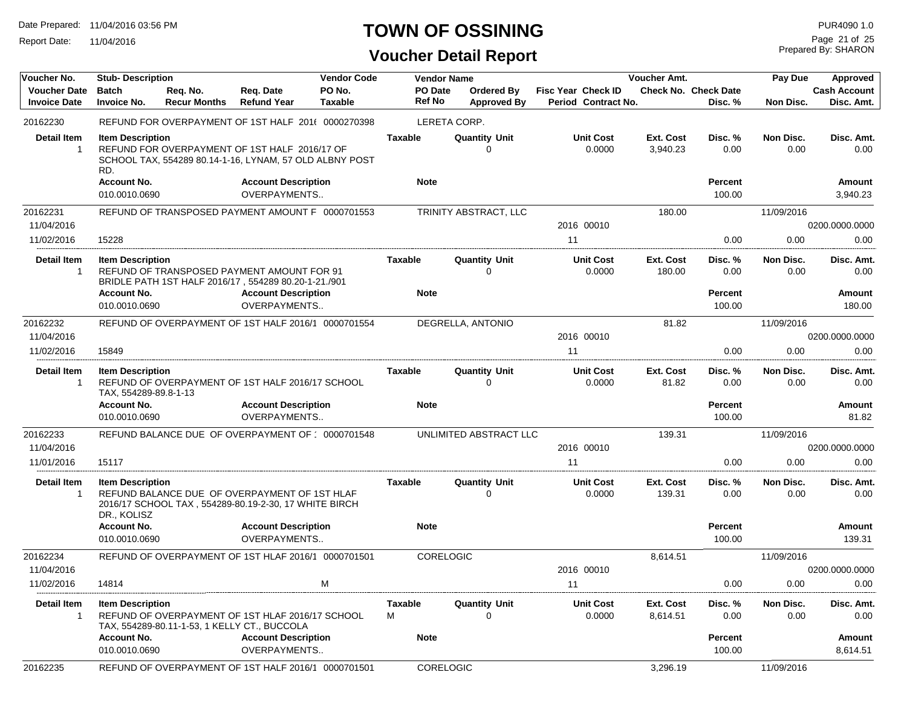# TOWN OF OSSINING

## Voucher Detail Report

Date Prepared: 11/04/2016 03:56 PM
Report Date: 11/04/2016

PUR4090 1.0
Prepared By: SHARON

| Voucher No. | Stub- Description | Req. No. | Req. Date | Vendor Code | Vendor Name | Ordered By | Fisc Year Check ID | Voucher Amt. | Check No. Check Date | Pay Due | Approved |
|---|---|---|---|---|---|---|---|---|---|---|---|
| Voucher Date | Batch | Recur Months | Refund Year | PO No. | PO Date | Approved By | Period Contract No. | | | | Cash Account |
| Invoice Date | Invoice No. | | | Taxable | Ref No | | | | Disc. % | Non Disc. | Disc. Amt. |
| 20162230 | REFUND FOR OVERPAYMENT OF 1ST HALF 201( | | | 0000270398 | LERETA CORP. | | | | | | |

| Detail Item | Item Description | Taxable | Quantity Unit | Unit Cost | Ext. Cost | Disc. % | Non Disc. | Disc. Amt. |
|---|---|---|---|---|---|---|---|---|
| 1 | REFUND FOR OVERPAYMENT OF 1ST HALF 2016/17 OF SCHOOL TAX, 554289 80.14-1-16, LYNAM, 57 OLD ALBNY POST RD. | | 0 | 0.0000 | 3,940.23 | 0.00 | 0.00 | 0.00 |

| Account No. | Account Description | Note | Percent | Amount |
|---|---|---|---|---|
| 010.0010.0690 | OVERPAYMENTS.. | | 100.00 | 3,940.23 |

| Voucher No. | Stub- Description | Vendor Code | Vendor Name | Fisc Year Check ID | Voucher Amt. | Disc. % | Pay Due / Non Disc. | Approved / Cash Account / Disc. Amt. |
|---|---|---|---|---|---|---|---|---|
| 20162231 | REFUND OF TRANSPOSED PAYMENT AMOUNT F | 0000701553 | TRINITY ABSTRACT, LLC | | 180.00 | | 11/09/2016 | |
| 11/04/2016 | | | | 2016 00010 | | | | 0200.0000.0000 |
| 11/02/2016 | 15228 | | | 11 | | 0.00 | 0.00 | 0.00 |

| Detail Item | Item Description | Taxable | Quantity Unit | Unit Cost | Ext. Cost | Disc. % | Non Disc. | Disc. Amt. |
|---|---|---|---|---|---|---|---|---|
| 1 | REFUND OF TRANSPOSED PAYMENT AMOUNT FOR 91 BRIDLE PATH 1ST HALF 2016/17 , 554289 80.20-1-21./901 | | 0 | 0.0000 | 180.00 | 0.00 | 0.00 | 0.00 |

| Account No. | Account Description | Note | Percent | Amount |
|---|---|---|---|---|
| 010.0010.0690 | OVERPAYMENTS.. | | 100.00 | 180.00 |

| Voucher No. | Stub- Description | Vendor Code | Vendor Name | Fisc Year Check ID | Voucher Amt. | Disc. % | Pay Due / Non Disc. | Approved / Cash Account / Disc. Amt. |
|---|---|---|---|---|---|---|---|---|
| 20162232 | REFUND OF OVERPAYMENT OF 1ST HALF 2016/1 | 0000701554 | DEGRELLA, ANTONIO | | 81.82 | | 11/09/2016 | |
| 11/04/2016 | | | | 2016 00010 | | | | 0200.0000.0000 |
| 11/02/2016 | 15849 | | | 11 | | 0.00 | 0.00 | 0.00 |

| Detail Item | Item Description | Taxable | Quantity Unit | Unit Cost | Ext. Cost | Disc. % | Non Disc. | Disc. Amt. |
|---|---|---|---|---|---|---|---|---|
| 1 | REFUND OF OVERPAYMENT OF 1ST HALF 2016/17 SCHOOL TAX, 554289-89.8-1-13 | | 0 | 0.0000 | 81.82 | 0.00 | 0.00 | 0.00 |

| Account No. | Account Description | Note | Percent | Amount |
|---|---|---|---|---|
| 010.0010.0690 | OVERPAYMENTS.. | | 100.00 | 81.82 |

| Voucher No. | Stub- Description | Vendor Code | Vendor Name | Fisc Year Check ID | Voucher Amt. | Disc. % | Pay Due / Non Disc. | Approved / Cash Account / Disc. Amt. |
|---|---|---|---|---|---|---|---|---|
| 20162233 | REFUND BALANCE DUE OF OVERPAYMENT OF : | 0000701548 | UNLIMITED ABSTRACT LLC | | 139.31 | | 11/09/2016 | |
| 11/04/2016 | | | | 2016 00010 | | | | 0200.0000.0000 |
| 11/01/2016 | 15117 | | | 11 | | 0.00 | 0.00 | 0.00 |

| Detail Item | Item Description | Taxable | Quantity Unit | Unit Cost | Ext. Cost | Disc. % | Non Disc. | Disc. Amt. |
|---|---|---|---|---|---|---|---|---|
| 1 | REFUND BALANCE DUE OF OVERPAYMENT OF 1ST HLAF 2016/17 SCHOOL TAX , 554289-80.19-2-30, 17 WHITE BIRCH DR., KOLISZ | | 0 | 0.0000 | 139.31 | 0.00 | 0.00 | 0.00 |

| Account No. | Account Description | Note | Percent | Amount |
|---|---|---|---|---|
| 010.0010.0690 | OVERPAYMENTS.. | | 100.00 | 139.31 |

| Voucher No. | Stub- Description | Vendor Code | Vendor Name | Fisc Year Check ID | Voucher Amt. | Disc. % | Pay Due / Non Disc. | Approved / Cash Account / Disc. Amt. |
|---|---|---|---|---|---|---|---|---|
| 20162234 | REFUND OF OVERPAYMENT OF 1ST HLAF 2016/1 | 0000701501 | CORELOGIC | | 8,614.51 | | 11/09/2016 | |
| 11/04/2016 | | | | 2016 00010 | | | | 0200.0000.0000 |
| 11/02/2016 | 14814 | M | | 11 | | 0.00 | 0.00 | 0.00 |

| Detail Item | Item Description | Taxable | Quantity Unit | Unit Cost | Ext. Cost | Disc. % | Non Disc. | Disc. Amt. |
|---|---|---|---|---|---|---|---|---|
| 1 | REFUND OF OVERPAYMENT OF 1ST HLAF 2016/17 SCHOOL TAX, 554289-80.11-1-53, 1 KELLY CT., BUCCOLA | M | 0 | 0.0000 | 8,614.51 | 0.00 | 0.00 | 0.00 |

| Account No. | Account Description | Note | Percent | Amount |
|---|---|---|---|---|
| 010.0010.0690 | OVERPAYMENTS.. | | 100.00 | 8,614.51 |

| Voucher No. | Stub- Description | Vendor Code | Vendor Name | Fisc Year Check ID | Voucher Amt. | Disc. % | Pay Due / Non Disc. | Approved / Cash Account / Disc. Amt. |
|---|---|---|---|---|---|---|---|---|
| 20162235 | REFUND OF OVERPAYMENT OF 1ST HALF 2016/1 | 0000701501 | CORELOGIC | | 3,296.19 | | 11/09/2016 | |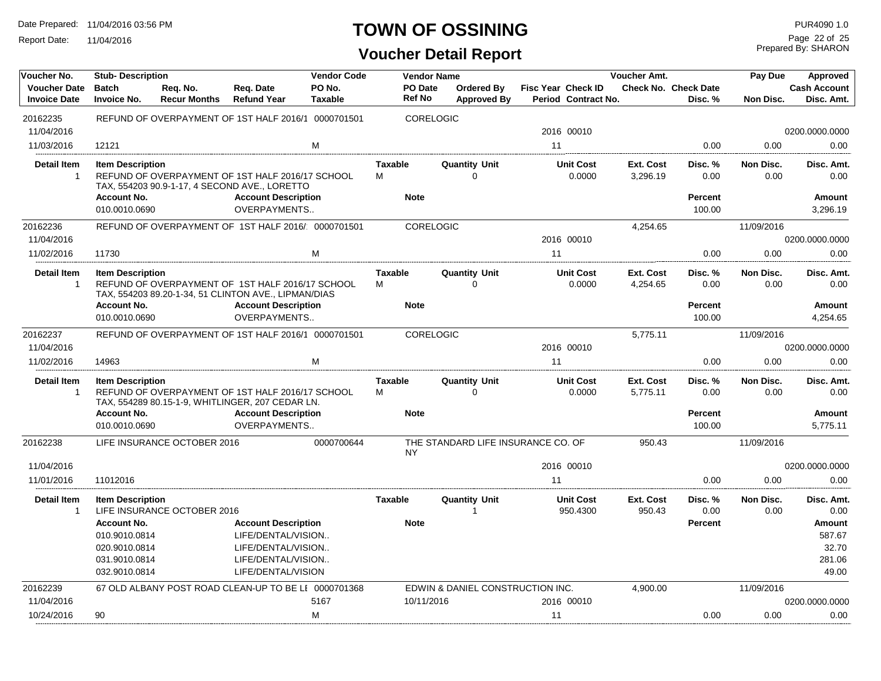# TOWN OF OSSINING

## Voucher Detail Report

Date Prepared: 11/04/2016 03:56 PM
Report Date: 11/04/2016

PUR4090 1.0
Prepared By: SHARON

| Voucher No. | Stub- Description | | | Vendor Code | Vendor Name | | | | Voucher Amt. | | Pay Due | Approved |
|---|---|---|---|---|---|---|---|---|---|---|---|---|
| Voucher Date | Batch | Req. No. | Req. Date | PO No. | PO Date | Ordered By | Fisc Year | Check ID | Check No. | Check Date | | Cash Account |
| Invoice Date | Invoice No. | Recur Months | Refund Year | Taxable | Ref No | Approved By | Period | Contract No. | | Disc. % | Non Disc. | Disc. Amt. |
| 20162235 | REFUND OF OVERPAYMENT OF 1ST HALF 2016/1 | | | 0000701501 | CORELOGIC | | | | | | | |
| 11/04/2016 | | | | | | | 2016 | 00010 | | | | 0200.0000.0000 |
| 11/03/2016 | 12121 | | | M | | | 11 | | | 0.00 | 0.00 | 0.00 |

| Detail Item | Item Description | Taxable | Quantity Unit | Unit Cost | Ext. Cost | Disc. % | Non Disc. | Disc. Amt. |
|---|---|---|---|---|---|---|---|---|
| 1 | REFUND OF OVERPAYMENT OF 1ST HALF 2016/17 SCHOOL TAX, 554203 90.9-1-17, 4 SECOND AVE., LORETTO | M | 0 | 0.0000 | 3,296.19 | 0.00 | 0.00 | 0.00 |

| Account No. | Account Description | Note | Percent | Amount |
|---|---|---|---|---|
| 010.0010.0690 | OVERPAYMENTS.. | | 100.00 | 3,296.19 |

| Voucher No. | Stub- Description | | | Vendor Code | Vendor Name | | | | Voucher Amt. | | Pay Due | Approved |
|---|---|---|---|---|---|---|---|---|---|---|---|---|
| 20162236 | REFUND OF OVERPAYMENT OF 1ST HALF 2016/ | | | 0000701501 | CORELOGIC | | | | 4,254.65 | | 11/09/2016 | |
| 11/04/2016 | | | | | | | 2016 | 00010 | | | | 0200.0000.0000 |
| 11/02/2016 | 11730 | | | M | | | 11 | | | 0.00 | 0.00 | 0.00 |

| Detail Item | Item Description | Taxable | Quantity Unit | Unit Cost | Ext. Cost | Disc. % | Non Disc. | Disc. Amt. |
|---|---|---|---|---|---|---|---|---|
| 1 | REFUND OF OVERPAYMENT OF 1ST HALF 2016/17 SCHOOL TAX, 554203 89.20-1-34, 51 CLINTON AVE., LIPMAN/DIAS | M | 0 | 0.0000 | 4,254.65 | 0.00 | 0.00 | 0.00 |

| Account No. | Account Description | Note | Percent | Amount |
|---|---|---|---|---|
| 010.0010.0690 | OVERPAYMENTS.. | | 100.00 | 4,254.65 |

| Voucher No. | Stub- Description | | | Vendor Code | Vendor Name | | | | Voucher Amt. | | Pay Due | Approved |
|---|---|---|---|---|---|---|---|---|---|---|---|---|
| 20162237 | REFUND OF OVERPAYMENT OF 1ST HALF 2016/1 | | | 0000701501 | CORELOGIC | | | | 5,775.11 | | 11/09/2016 | |
| 11/04/2016 | | | | | | | 2016 | 00010 | | | | 0200.0000.0000 |
| 11/02/2016 | 14963 | | | M | | | 11 | | | 0.00 | 0.00 | 0.00 |

| Detail Item | Item Description | Taxable | Quantity Unit | Unit Cost | Ext. Cost | Disc. % | Non Disc. | Disc. Amt. |
|---|---|---|---|---|---|---|---|---|
| 1 | REFUND OF OVERPAYMENT OF 1ST HALF 2016/17 SCHOOL TAX, 554289 80.15-1-9, WHITLINGER, 207 CEDAR LN. | M | 0 | 0.0000 | 5,775.11 | 0.00 | 0.00 | 0.00 |

| Account No. | Account Description | Note | Percent | Amount |
|---|---|---|---|---|
| 010.0010.0690 | OVERPAYMENTS.. | | 100.00 | 5,775.11 |

| Voucher No. | Stub- Description | | | Vendor Code | Vendor Name | | | | Voucher Amt. | | Pay Due | Approved |
|---|---|---|---|---|---|---|---|---|---|---|---|---|
| 20162238 | LIFE INSURANCE OCTOBER 2016 | | | 0000700644 | THE STANDARD LIFE INSURANCE CO. OF NY | | | | 950.43 | | 11/09/2016 | |
| 11/04/2016 | | | | | | | 2016 | 00010 | | | | 0200.0000.0000 |
| 11/01/2016 | 11012016 | | | | | | 11 | | | 0.00 | 0.00 | 0.00 |

| Detail Item | Item Description | Taxable | Quantity Unit | Unit Cost | Ext. Cost | Disc. % | Non Disc. | Disc. Amt. |
|---|---|---|---|---|---|---|---|---|
| 1 | LIFE INSURANCE OCTOBER 2016 | | 1 | 950.4300 | 950.43 | 0.00 | 0.00 | 0.00 |

| Account No. | Account Description | Note | Percent | Amount |
|---|---|---|---|---|
| 010.9010.0814 | LIFE/DENTAL/VISION.. | | | 587.67 |
| 020.9010.0814 | LIFE/DENTAL/VISION.. | | | 32.70 |
| 031.9010.0814 | LIFE/DENTAL/VISION.. | | | 281.06 |
| 032.9010.0814 | LIFE/DENTAL/VISION | | | 49.00 |

| Voucher No. | Stub- Description | | | Vendor Code | Vendor Name | | | | Voucher Amt. | | Pay Due | Approved |
|---|---|---|---|---|---|---|---|---|---|---|---|---|
| 20162239 | 67 OLD ALBANY POST ROAD CLEAN-UP TO BE LI | | | 0000701368 | EDWIN & DANIEL CONSTRUCTION INC. | | | | 4,900.00 | | 11/09/2016 | |
| 11/04/2016 | | | | 5167 | 10/11/2016 | | 2016 | 00010 | | | | 0200.0000.0000 |
| 10/24/2016 | 90 | | | M | | | 11 | | | 0.00 | 0.00 | 0.00 |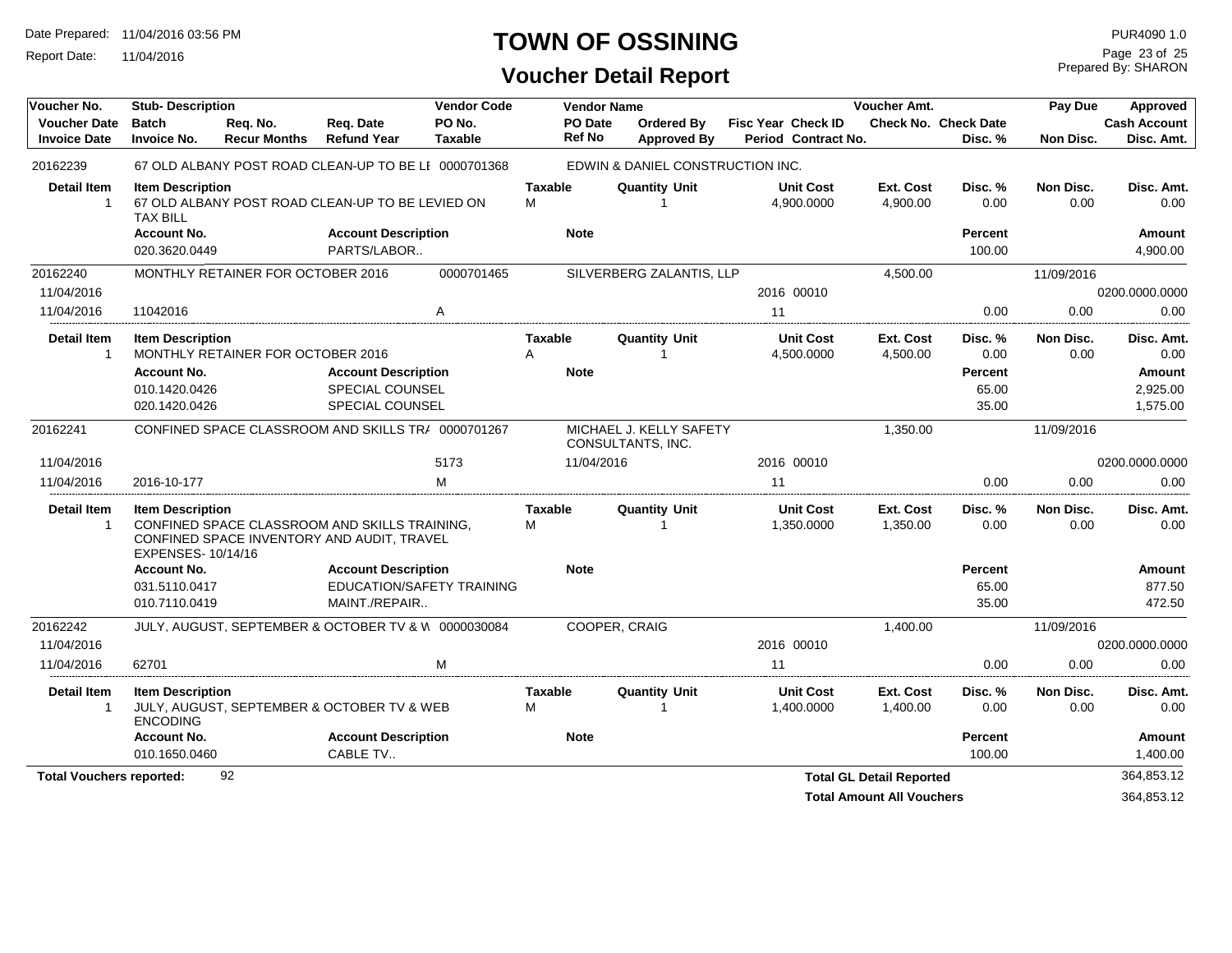# TOWN OF OSSINING

## Voucher Detail Report

Date Prepared: 11/04/2016 03:56 PM
Report Date: 11/04/2016

PUR4090 1.0
Prepared By: SHARON

| Voucher No. | Stub- Description | Req. No. | Req. Date | Vendor Code | Vendor Name | Ordered By | Fisc Year Check ID | Voucher Amt. | | Pay Due | Approved |
|---|---|---|---|---|---|---|---|---|---|---|---|
| Voucher Date | Batch | Req. No. | Req. Date | PO No. | PO Date | Ordered By | Fisc Year Check ID | Check No. | Check Date | | Cash Account |
| Invoice Date | Invoice No. | Recur Months | Refund Year | Taxable | Ref No | Approved By | Period Contract No. | | Disc. % | Non Disc. | Disc. Amt. |
| 20162239 | 67 OLD ALBANY POST ROAD CLEAN-UP TO BE LI | | | 0000701368 | EDWIN & DANIEL CONSTRUCTION INC. | | | | | | |

| Detail Item | Item Description | Taxable | Quantity Unit | Unit Cost | Ext. Cost | Disc. % | Non Disc. | Disc. Amt. |
|---|---|---|---|---|---|---|---|---|
| 1 | 67 OLD ALBANY POST ROAD CLEAN-UP TO BE LEVIED ON TAX BILL | M | 1 | 4,900.0000 | 4,900.00 | 0.00 | 0.00 | 0.00 |

| Account No. | Account Description | Note | Percent | Amount |
|---|---|---|---|---|
| 020.3620.0449 | PARTS/LABOR.. | | 100.00 | 4,900.00 |

| Voucher No. | Stub- Description | Vendor Code | Vendor Name | Fisc Year Check ID | Voucher Amt. | Disc. % | Pay Due / Non Disc. | Approved |
|---|---|---|---|---|---|---|---|---|
| 20162240 | MONTHLY RETAINER FOR OCTOBER 2016 | 0000701465 | SILVERBERG ZALANTIS, LLP | | 4,500.00 | | 11/09/2016 | |
| 11/04/2016 | | | | 2016 00010 | | | | 0200.0000.0000 |
| 11/04/2016 | 11042016 | A | | 11 | | 0.00 | 0.00 | 0.00 |

| Detail Item | Item Description | Taxable | Quantity Unit | Unit Cost | Ext. Cost | Disc. % | Non Disc. | Disc. Amt. |
|---|---|---|---|---|---|---|---|---|
| 1 | MONTHLY RETAINER FOR OCTOBER 2016 | A | 1 | 4,500.0000 | 4,500.00 | 0.00 | 0.00 | 0.00 |

| Account No. | Account Description | Note | Percent | Amount |
|---|---|---|---|---|
| 010.1420.0426 | SPECIAL COUNSEL | | 65.00 | 2,925.00 |
| 020.1420.0426 | SPECIAL COUNSEL | | 35.00 | 1,575.00 |

| Voucher No. | Stub- Description | Vendor Code / PO No. | Vendor Name / PO Date | Fisc Year Check ID | Voucher Amt. | Disc. % | Pay Due / Non Disc. | Approved |
|---|---|---|---|---|---|---|---|---|
| 20162241 | CONFINED SPACE CLASSROOM AND SKILLS TRA | 0000701267 | MICHAEL J. KELLY SAFETY CONSULTANTS, INC. | | 1,350.00 | | 11/09/2016 | |
| 11/04/2016 | | 5173 | 11/04/2016 | 2016 00010 | | | | 0200.0000.0000 |
| 11/04/2016 | 2016-10-177 | M | | 11 | | 0.00 | 0.00 | 0.00 |

| Detail Item | Item Description | Taxable | Quantity Unit | Unit Cost | Ext. Cost | Disc. % | Non Disc. | Disc. Amt. |
|---|---|---|---|---|---|---|---|---|
| 1 | CONFINED SPACE CLASSROOM AND SKILLS TRAINING, CONFINED SPACE INVENTORY AND AUDIT, TRAVEL EXPENSES- 10/14/16 | M | 1 | 1,350.0000 | 1,350.00 | 0.00 | 0.00 | 0.00 |

| Account No. | Account Description | Note | Percent | Amount |
|---|---|---|---|---|
| 031.5110.0417 | EDUCATION/SAFETY TRAINING | | 65.00 | 877.50 |
| 010.7110.0419 | MAINT./REPAIR.. | | 35.00 | 472.50 |

| Voucher No. | Stub- Description | Vendor Code | Vendor Name | Fisc Year Check ID | Voucher Amt. | Disc. % | Pay Due / Non Disc. | Approved |
|---|---|---|---|---|---|---|---|---|
| 20162242 | JULY, AUGUST, SEPTEMBER & OCTOBER TV & W | 0000030084 | COOPER, CRAIG | | 1,400.00 | | 11/09/2016 | |
| 11/04/2016 | | | | 2016 00010 | | | | 0200.0000.0000 |
| 11/04/2016 | 62701 | M | | 11 | | 0.00 | 0.00 | 0.00 |

| Detail Item | Item Description | Taxable | Quantity Unit | Unit Cost | Ext. Cost | Disc. % | Non Disc. | Disc. Amt. |
|---|---|---|---|---|---|---|---|---|
| 1 | JULY, AUGUST, SEPTEMBER & OCTOBER TV & WEB ENCODING | M | 1 | 1,400.0000 | 1,400.00 | 0.00 | 0.00 | 0.00 |

| Account No. | Account Description | Note | Percent | Amount |
|---|---|---|---|---|
| 010.1650.0460 | CABLE TV.. | | 100.00 | 1,400.00 |

**Total Vouchers reported:** 92

**Total GL Detail Reported** 364,853.12

**Total Amount All Vouchers** 364,853.12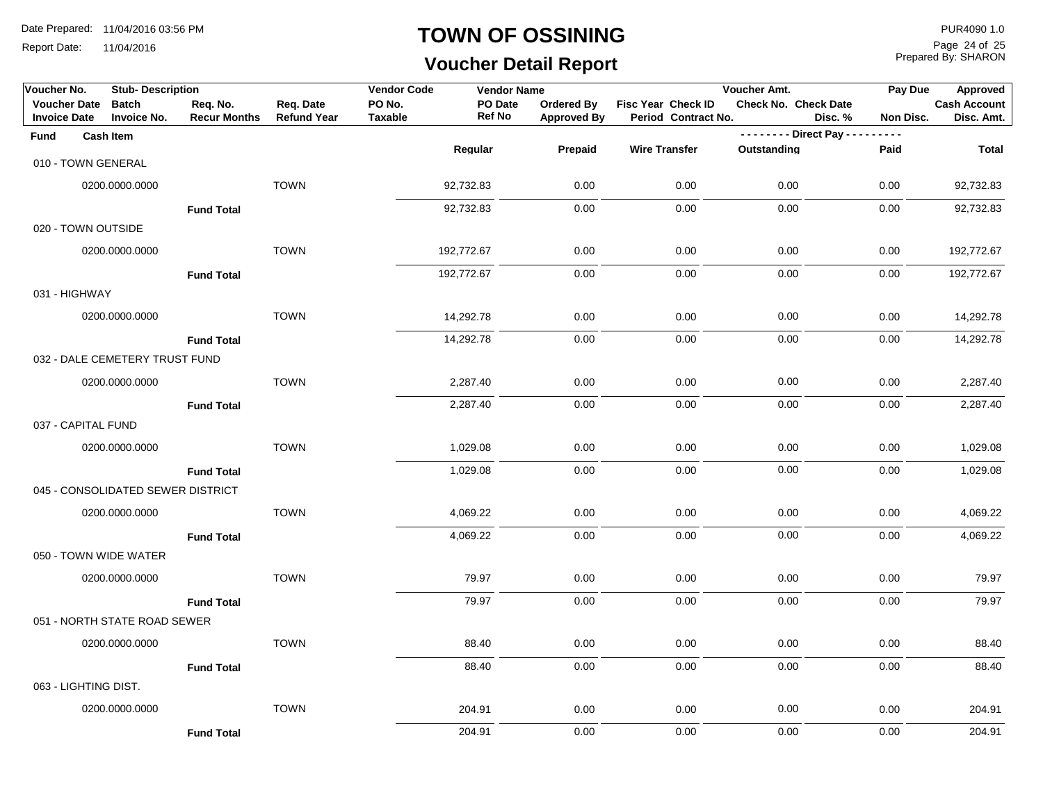# TOWN OF OSSINING

## Voucher Detail Report

Date Prepared: 11/04/2016 03:56 PM
Report Date: 11/04/2016

PUR4090 1.0
Prepared By: SHARON

| Voucher No. | Stub- Description | | | Vendor Code | Vendor Name | | | Voucher Amt. | | Pay Due | Approved |
|---|---|---|---|---|---|---|---|---|---|---|---|
| Voucher Date | Batch | Req. No. | Req. Date | PO No. | PO Date | Ordered By | Fisc Year Check ID | Check No. Check Date | | | Cash Account |
| Invoice Date | Invoice No. | Recur Months | Refund Year | Taxable | Ref No | Approved By | Period Contract No. | | Disc. % | Non Disc. | Disc. Amt. |

| Fund | Cash Item | | Regular | Prepaid | Wire Transfer | Outstanding (Direct Pay) | Paid (Direct Pay) | Total |
|---|---|---|---|---|---|---|---|---|
| 010 - TOWN GENERAL | | | | | | | | |
| | 0200.0000.0000 | TOWN | 92,732.83 | 0.00 | 0.00 | 0.00 | 0.00 | 92,732.83 |
| | Fund Total | | 92,732.83 | 0.00 | 0.00 | 0.00 | 0.00 | 92,732.83 |
| 020 - TOWN OUTSIDE | | | | | | | | |
| | 0200.0000.0000 | TOWN | 192,772.67 | 0.00 | 0.00 | 0.00 | 0.00 | 192,772.67 |
| | Fund Total | | 192,772.67 | 0.00 | 0.00 | 0.00 | 0.00 | 192,772.67 |
| 031 - HIGHWAY | | | | | | | | |
| | 0200.0000.0000 | TOWN | 14,292.78 | 0.00 | 0.00 | 0.00 | 0.00 | 14,292.78 |
| | Fund Total | | 14,292.78 | 0.00 | 0.00 | 0.00 | 0.00 | 14,292.78 |
| 032 - DALE CEMETERY TRUST FUND | | | | | | | | |
| | 0200.0000.0000 | TOWN | 2,287.40 | 0.00 | 0.00 | 0.00 | 0.00 | 2,287.40 |
| | Fund Total | | 2,287.40 | 0.00 | 0.00 | 0.00 | 0.00 | 2,287.40 |
| 037 - CAPITAL FUND | | | | | | | | |
| | 0200.0000.0000 | TOWN | 1,029.08 | 0.00 | 0.00 | 0.00 | 0.00 | 1,029.08 |
| | Fund Total | | 1,029.08 | 0.00 | 0.00 | 0.00 | 0.00 | 1,029.08 |
| 045 - CONSOLIDATED SEWER DISTRICT | | | | | | | | |
| | 0200.0000.0000 | TOWN | 4,069.22 | 0.00 | 0.00 | 0.00 | 0.00 | 4,069.22 |
| | Fund Total | | 4,069.22 | 0.00 | 0.00 | 0.00 | 0.00 | 4,069.22 |
| 050 - TOWN WIDE WATER | | | | | | | | |
| | 0200.0000.0000 | TOWN | 79.97 | 0.00 | 0.00 | 0.00 | 0.00 | 79.97 |
| | Fund Total | | 79.97 | 0.00 | 0.00 | 0.00 | 0.00 | 79.97 |
| 051 - NORTH STATE ROAD SEWER | | | | | | | | |
| | 0200.0000.0000 | TOWN | 88.40 | 0.00 | 0.00 | 0.00 | 0.00 | 88.40 |
| | Fund Total | | 88.40 | 0.00 | 0.00 | 0.00 | 0.00 | 88.40 |
| 063 - LIGHTING DIST. | | | | | | | | |
| | 0200.0000.0000 | TOWN | 204.91 | 0.00 | 0.00 | 0.00 | 0.00 | 204.91 |
| | Fund Total | | 204.91 | 0.00 | 0.00 | 0.00 | 0.00 | 204.91 |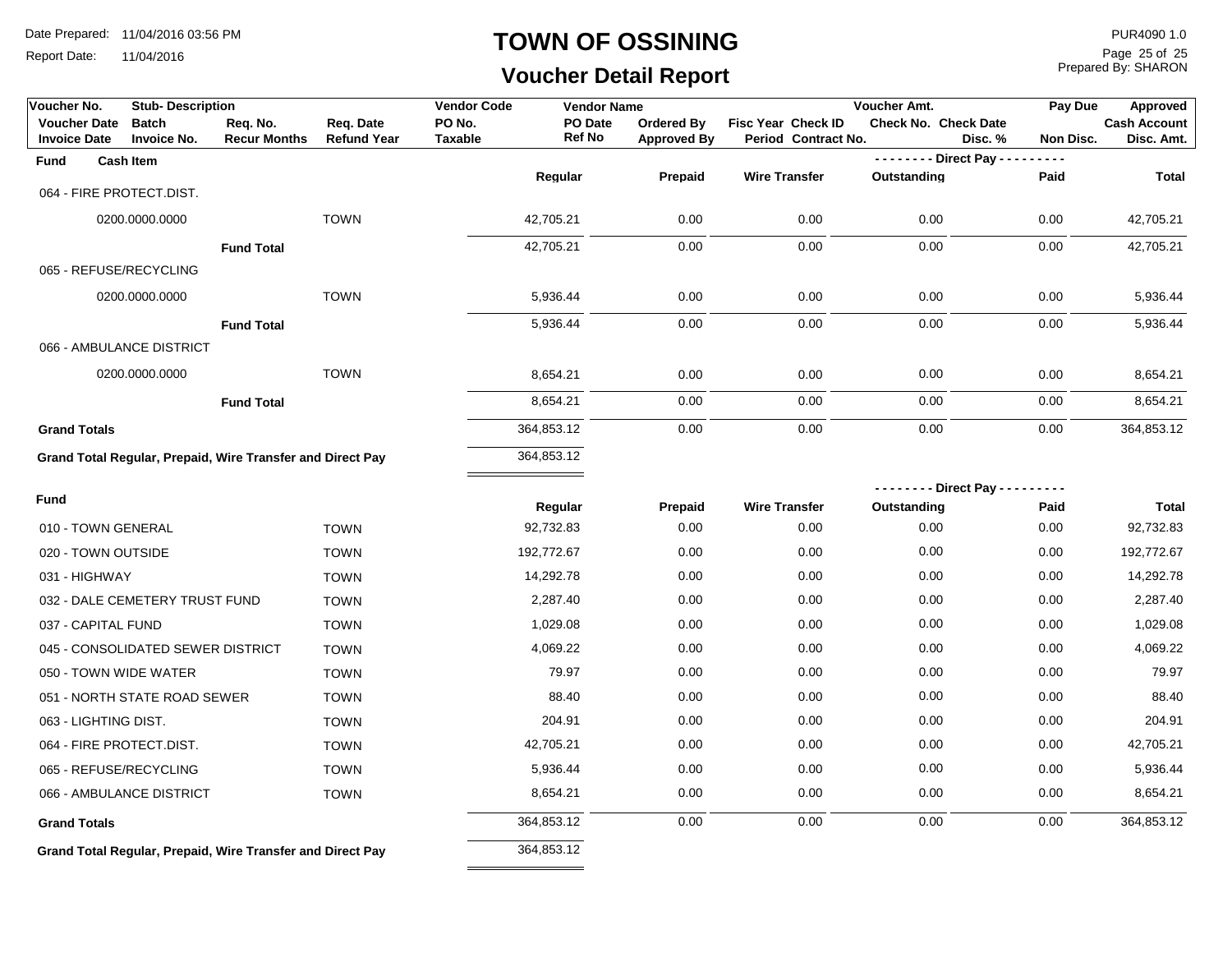# TOWN OF OSSINING

## Voucher Detail Report

Date Prepared: 11/04/2016 03:56 PM
Report Date: 11/04/2016

PUR4090 1.0
Prepared By: SHARON

| Voucher No. | Stub- Description | | | Vendor Code | Vendor Name | | | | Voucher Amt. | | Pay Due | Approved |
|---|---|---|---|---|---|---|---|---|---|---|---|---|
| Voucher Date | Batch | Req. No. | Req. Date | PO No. | PO Date | Ordered By | Fisc Year | Check ID | Check No. | Check Date | | Cash Account |
| Invoice Date | Invoice No. | Recur Months | Refund Year | Taxable | Ref No | Approved By | Period | Contract No. | | Disc. % | Non Disc. | Disc. Amt. |

| Fund | Cash Item | | Regular | Prepaid | Wire Transfer | Direct Pay Outstanding | Direct Pay Paid | Total |
|---|---|---|---|---|---|---|---|---|
| 064 - FIRE PROTECT.DIST. | | | | | | | | |
| | 0200.0000.0000 | TOWN | 42,705.21 | 0.00 | 0.00 | 0.00 | 0.00 | 42,705.21 |
| | Fund Total | | 42,705.21 | 0.00 | 0.00 | 0.00 | 0.00 | 42,705.21 |
| 065 - REFUSE/RECYCLING | | | | | | | | |
| | 0200.0000.0000 | TOWN | 5,936.44 | 0.00 | 0.00 | 0.00 | 0.00 | 5,936.44 |
| | Fund Total | | 5,936.44 | 0.00 | 0.00 | 0.00 | 0.00 | 5,936.44 |
| 066 - AMBULANCE DISTRICT | | | | | | | | |
| | 0200.0000.0000 | TOWN | 8,654.21 | 0.00 | 0.00 | 0.00 | 0.00 | 8,654.21 |
| | Fund Total | | 8,654.21 | 0.00 | 0.00 | 0.00 | 0.00 | 8,654.21 |
| **Grand Totals** | | | 364,853.12 | 0.00 | 0.00 | 0.00 | 0.00 | 364,853.12 |
| **Grand Total Regular, Prepaid, Wire Transfer and Direct Pay** | | | 364,853.12 | | | | | |

| Fund | | Regular | Prepaid | Wire Transfer | Direct Pay Outstanding | Direct Pay Paid | Total |
|---|---|---|---|---|---|---|---|
| 010 - TOWN GENERAL | TOWN | 92,732.83 | 0.00 | 0.00 | 0.00 | 0.00 | 92,732.83 |
| 020 - TOWN OUTSIDE | TOWN | 192,772.67 | 0.00 | 0.00 | 0.00 | 0.00 | 192,772.67 |
| 031 - HIGHWAY | TOWN | 14,292.78 | 0.00 | 0.00 | 0.00 | 0.00 | 14,292.78 |
| 032 - DALE CEMETERY TRUST FUND | TOWN | 2,287.40 | 0.00 | 0.00 | 0.00 | 0.00 | 2,287.40 |
| 037 - CAPITAL FUND | TOWN | 1,029.08 | 0.00 | 0.00 | 0.00 | 0.00 | 1,029.08 |
| 045 - CONSOLIDATED SEWER DISTRICT | TOWN | 4,069.22 | 0.00 | 0.00 | 0.00 | 0.00 | 4,069.22 |
| 050 - TOWN WIDE WATER | TOWN | 79.97 | 0.00 | 0.00 | 0.00 | 0.00 | 79.97 |
| 051 - NORTH STATE ROAD SEWER | TOWN | 88.40 | 0.00 | 0.00 | 0.00 | 0.00 | 88.40 |
| 063 - LIGHTING DIST. | TOWN | 204.91 | 0.00 | 0.00 | 0.00 | 0.00 | 204.91 |
| 064 - FIRE PROTECT.DIST. | TOWN | 42,705.21 | 0.00 | 0.00 | 0.00 | 0.00 | 42,705.21 |
| 065 - REFUSE/RECYCLING | TOWN | 5,936.44 | 0.00 | 0.00 | 0.00 | 0.00 | 5,936.44 |
| 066 - AMBULANCE DISTRICT | TOWN | 8,654.21 | 0.00 | 0.00 | 0.00 | 0.00 | 8,654.21 |
| **Grand Totals** | | 364,853.12 | 0.00 | 0.00 | 0.00 | 0.00 | 364,853.12 |
| **Grand Total Regular, Prepaid, Wire Transfer and Direct Pay** | | 364,853.12 | | | | | |